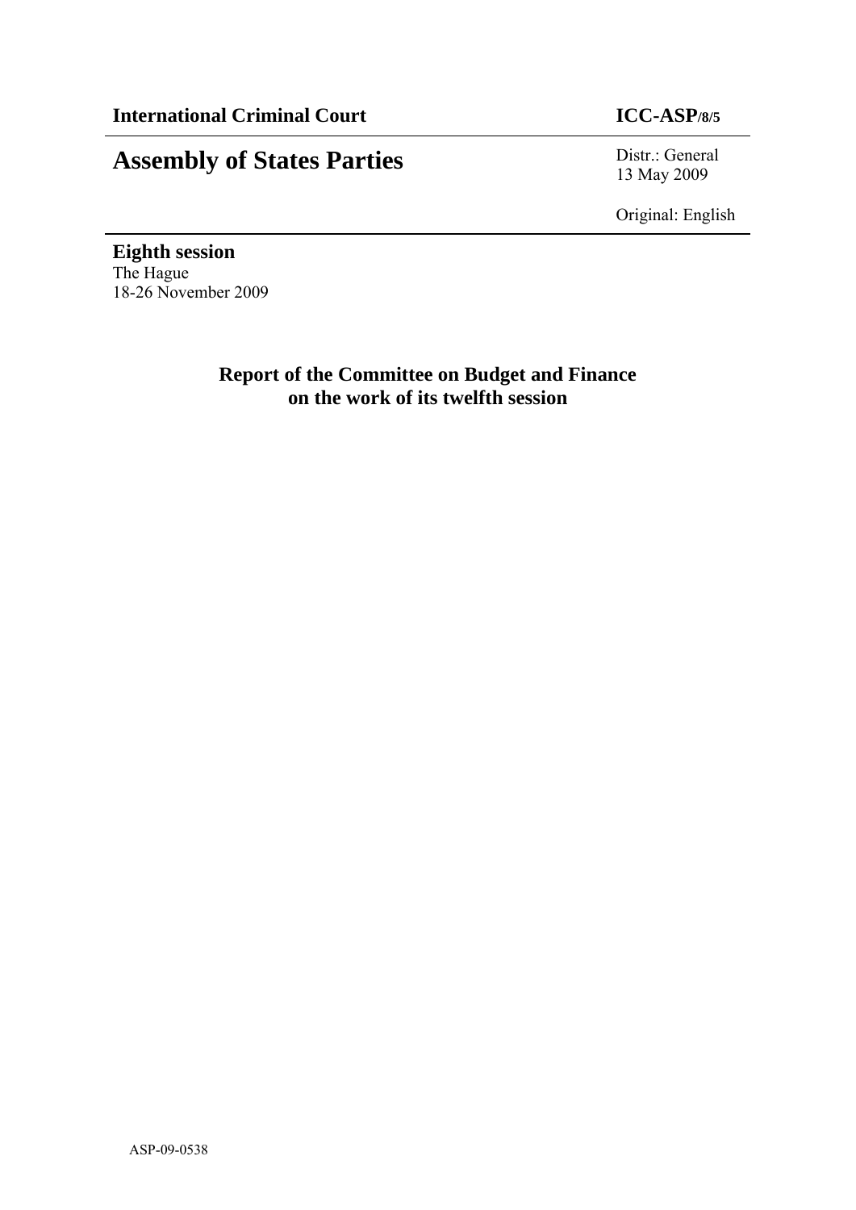**International Criminal Court** **ICC-ASP/8/5**

# Assembly of States Parties

Distr.: General
13 May 2009

Original: English

**Eighth session**
The Hague
18-26 November 2009

## Report of the Committee on Budget and Finance on the work of its twelfth session

ASP-09-0538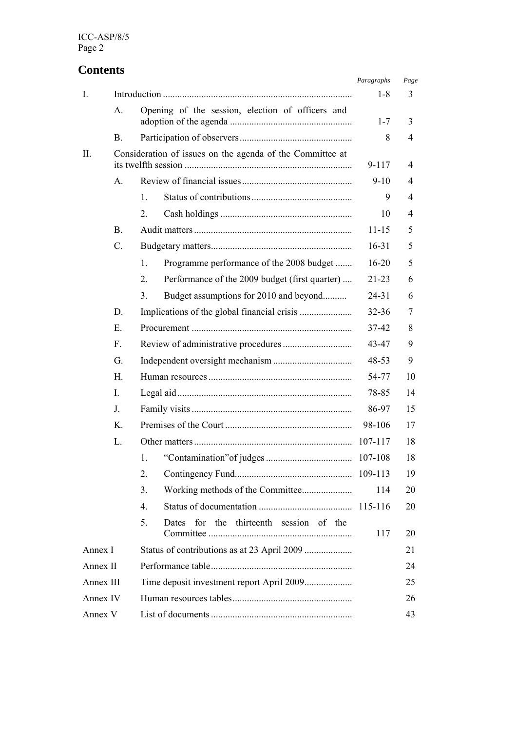## Contents

| | | | | *Paragraphs* | *Page* |
|---|---|---|---|---|---|
| I. | Introduction | | | 1-8 | 3 |
| | A. | Opening of the session, election of officers and adoption of the agenda | | 1-7 | 3 |
| | B. | Participation of observers | | 8 | 4 |
| II. | Consideration of issues on the agenda of the Committee at its twelfth session | | | 9-117 | 4 |
| | A. | Review of financial issues | | 9-10 | 4 |
| | | 1. | Status of contributions | 9 | 4 |
| | | 2. | Cash holdings | 10 | 4 |
| | B. | Audit matters | | 11-15 | 5 |
| | C. | Budgetary matters | | 16-31 | 5 |
| | | 1. | Programme performance of the 2008 budget | 16-20 | 5 |
| | | 2. | Performance of the 2009 budget (first quarter) | 21-23 | 6 |
| | | 3. | Budget assumptions for 2010 and beyond | 24-31 | 6 |
| | D. | Implications of the global financial crisis | | 32-36 | 7 |
| | E. | Procurement | | 37-42 | 8 |
| | F. | Review of administrative procedures | | 43-47 | 9 |
| | G. | Independent oversight mechanism | | 48-53 | 9 |
| | H. | Human resources | | 54-77 | 10 |
| | I. | Legal aid | | 78-85 | 14 |
| | J. | Family visits | | 86-97 | 15 |
| | K. | Premises of the Court | | 98-106 | 17 |
| | L. | Other matters | | 107-117 | 18 |
| | | 1. | "Contamination" of judges | 107-108 | 18 |
| | | 2. | Contingency Fund | 109-113 | 19 |
| | | 3. | Working methods of the Committee | 114 | 20 |
| | | 4. | Status of documentation | 115-116 | 20 |
| | | 5. | Dates for the thirteenth session of the Committee | 117 | 20 |
| Annex I | Status of contributions as at 23 April 2009 | | | | 21 |
| Annex II | Performance table | | | | 24 |
| Annex III | Time deposit investment report April 2009 | | | | 25 |
| Annex IV | Human resources tables | | | | 26 |
| Annex V | List of documents | | | | 43 |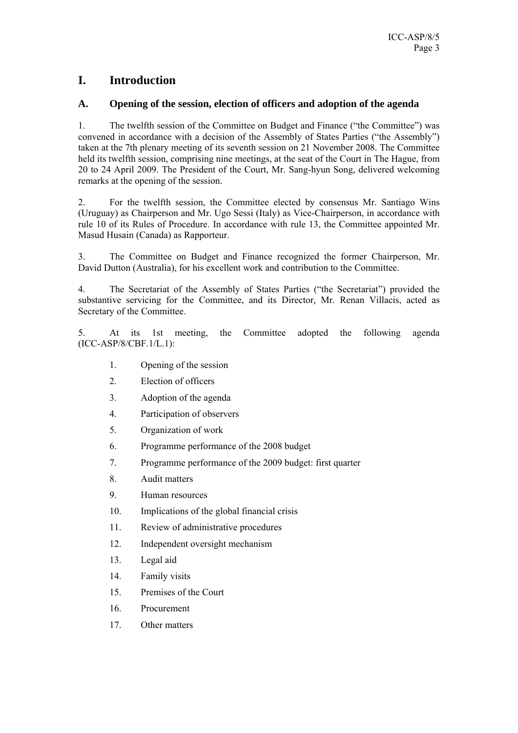# I. Introduction

## A. Opening of the session, election of officers and adoption of the agenda

1. The twelfth session of the Committee on Budget and Finance ("the Committee") was convened in accordance with a decision of the Assembly of States Parties ("the Assembly") taken at the 7th plenary meeting of its seventh session on 21 November 2008. The Committee held its twelfth session, comprising nine meetings, at the seat of the Court in The Hague, from 20 to 24 April 2009. The President of the Court, Mr. Sang-hyun Song, delivered welcoming remarks at the opening of the session.

2. For the twelfth session, the Committee elected by consensus Mr. Santiago Wins (Uruguay) as Chairperson and Mr. Ugo Sessi (Italy) as Vice-Chairperson, in accordance with rule 10 of its Rules of Procedure. In accordance with rule 13, the Committee appointed Mr. Masud Husain (Canada) as Rapporteur.

3. The Committee on Budget and Finance recognized the former Chairperson, Mr. David Dutton (Australia), for his excellent work and contribution to the Committee.

4. The Secretariat of the Assembly of States Parties ("the Secretariat") provided the substantive servicing for the Committee, and its Director, Mr. Renan Villacis, acted as Secretary of the Committee.

5. At its 1st meeting, the Committee adopted the following agenda (ICC-ASP/8/CBF.1/L.1):

1. Opening of the session
2. Election of officers
3. Adoption of the agenda
4. Participation of observers
5. Organization of work
6. Programme performance of the 2008 budget
7. Programme performance of the 2009 budget: first quarter
8. Audit matters
9. Human resources
10. Implications of the global financial crisis
11. Review of administrative procedures
12. Independent oversight mechanism
13. Legal aid
14. Family visits
15. Premises of the Court
16. Procurement
17. Other matters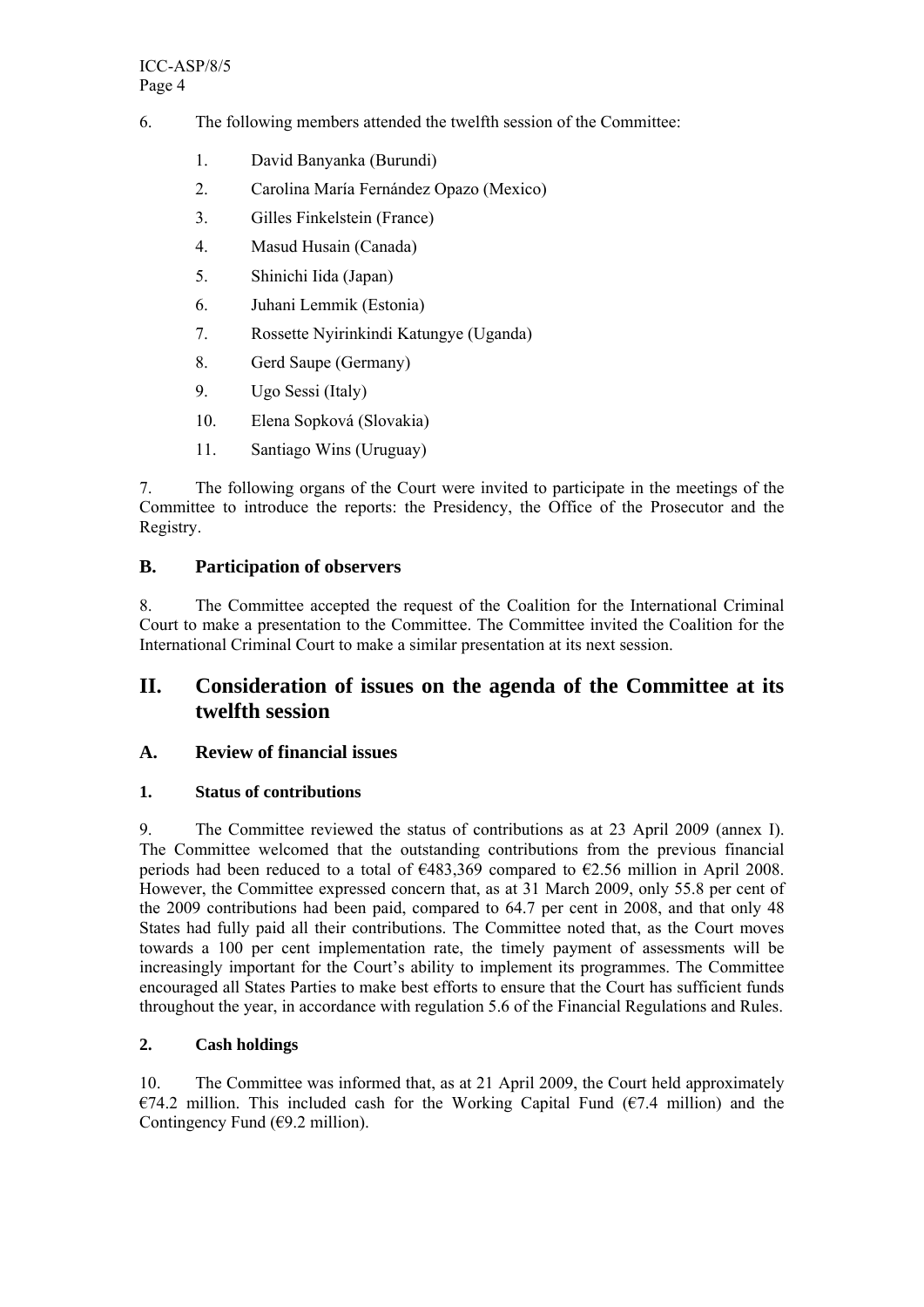6. The following members attended the twelfth session of the Committee:

1. David Banyanka (Burundi)
2. Carolina María Fernández Opazo (Mexico)
3. Gilles Finkelstein (France)
4. Masud Husain (Canada)
5. Shinichi Iida (Japan)
6. Juhani Lemmik (Estonia)
7. Rossette Nyirinkindi Katungye (Uganda)
8. Gerd Saupe (Germany)
9. Ugo Sessi (Italy)
10. Elena Sopková (Slovakia)
11. Santiago Wins (Uruguay)

7. The following organs of the Court were invited to participate in the meetings of the Committee to introduce the reports: the Presidency, the Office of the Prosecutor and the Registry.

### B. Participation of observers

8. The Committee accepted the request of the Coalition for the International Criminal Court to make a presentation to the Committee. The Committee invited the Coalition for the International Criminal Court to make a similar presentation at its next session.

## II. Consideration of issues on the agenda of the Committee at its twelfth session

### A. Review of financial issues

#### 1. Status of contributions

9. The Committee reviewed the status of contributions as at 23 April 2009 (annex I). The Committee welcomed that the outstanding contributions from the previous financial periods had been reduced to a total of €483,369 compared to €2.56 million in April 2008. However, the Committee expressed concern that, as at 31 March 2009, only 55.8 per cent of the 2009 contributions had been paid, compared to 64.7 per cent in 2008, and that only 48 States had fully paid all their contributions. The Committee noted that, as the Court moves towards a 100 per cent implementation rate, the timely payment of assessments will be increasingly important for the Court's ability to implement its programmes. The Committee encouraged all States Parties to make best efforts to ensure that the Court has sufficient funds throughout the year, in accordance with regulation 5.6 of the Financial Regulations and Rules.

#### 2. Cash holdings

10. The Committee was informed that, as at 21 April 2009, the Court held approximately €74.2 million. This included cash for the Working Capital Fund (€7.4 million) and the Contingency Fund (€9.2 million).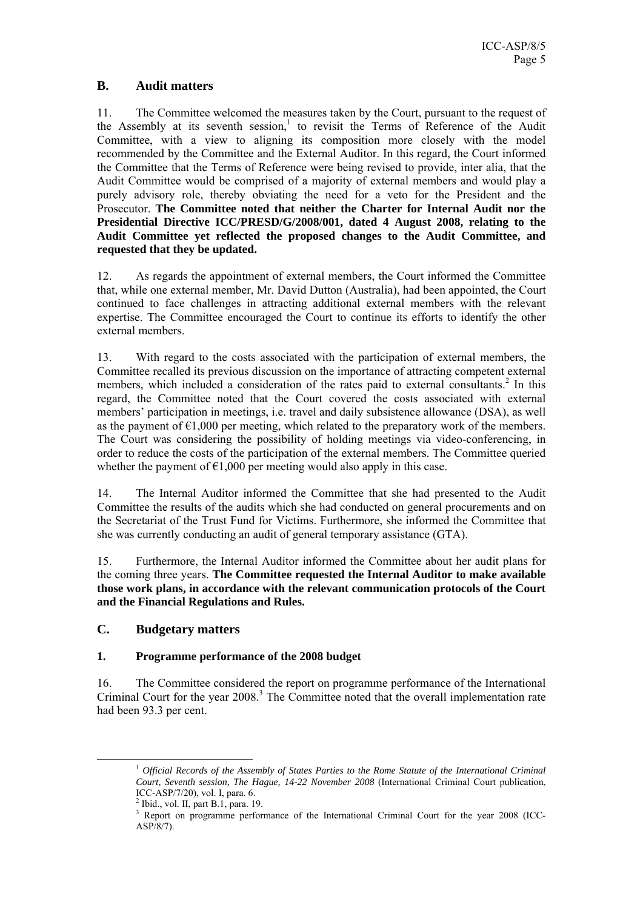## B. Audit matters

11. The Committee welcomed the measures taken by the Court, pursuant to the request of the Assembly at its seventh session,[1] to revisit the Terms of Reference of the Audit Committee, with a view to aligning its composition more closely with the model recommended by the Committee and the External Auditor. In this regard, the Court informed the Committee that the Terms of Reference were being revised to provide, inter alia, that the Audit Committee would be comprised of a majority of external members and would play a purely advisory role, thereby obviating the need for a veto for the President and the Prosecutor. **The Committee noted that neither the Charter for Internal Audit nor the Presidential Directive ICC/PRESD/G/2008/001, dated 4 August 2008, relating to the Audit Committee yet reflected the proposed changes to the Audit Committee, and requested that they be updated.**

12. As regards the appointment of external members, the Court informed the Committee that, while one external member, Mr. David Dutton (Australia), had been appointed, the Court continued to face challenges in attracting additional external members with the relevant expertise. The Committee encouraged the Court to continue its efforts to identify the other external members.

13. With regard to the costs associated with the participation of external members, the Committee recalled its previous discussion on the importance of attracting competent external members, which included a consideration of the rates paid to external consultants.[2] In this regard, the Committee noted that the Court covered the costs associated with external members' participation in meetings, i.e. travel and daily subsistence allowance (DSA), as well as the payment of €1,000 per meeting, which related to the preparatory work of the members. The Court was considering the possibility of holding meetings via video-conferencing, in order to reduce the costs of the participation of the external members. The Committee queried whether the payment of €1,000 per meeting would also apply in this case.

14. The Internal Auditor informed the Committee that she had presented to the Audit Committee the results of the audits which she had conducted on general procurements and on the Secretariat of the Trust Fund for Victims. Furthermore, she informed the Committee that she was currently conducting an audit of general temporary assistance (GTA).

15. Furthermore, the Internal Auditor informed the Committee about her audit plans for the coming three years. **The Committee requested the Internal Auditor to make available those work plans, in accordance with the relevant communication protocols of the Court and the Financial Regulations and Rules.**

## C. Budgetary matters

### 1. Programme performance of the 2008 budget

16. The Committee considered the report on programme performance of the International Criminal Court for the year 2008.[3] The Committee noted that the overall implementation rate had been 93.3 per cent.

---

[1] *Official Records of the Assembly of States Parties to the Rome Statute of the International Criminal Court, Seventh session, The Hague, 14-22 November 2008* (International Criminal Court publication, ICC-ASP/7/20), vol. I, para. 6.

[2] Ibid., vol. II, part B.1, para. 19.

[3] Report on programme performance of the International Criminal Court for the year 2008 (ICC-ASP/8/7).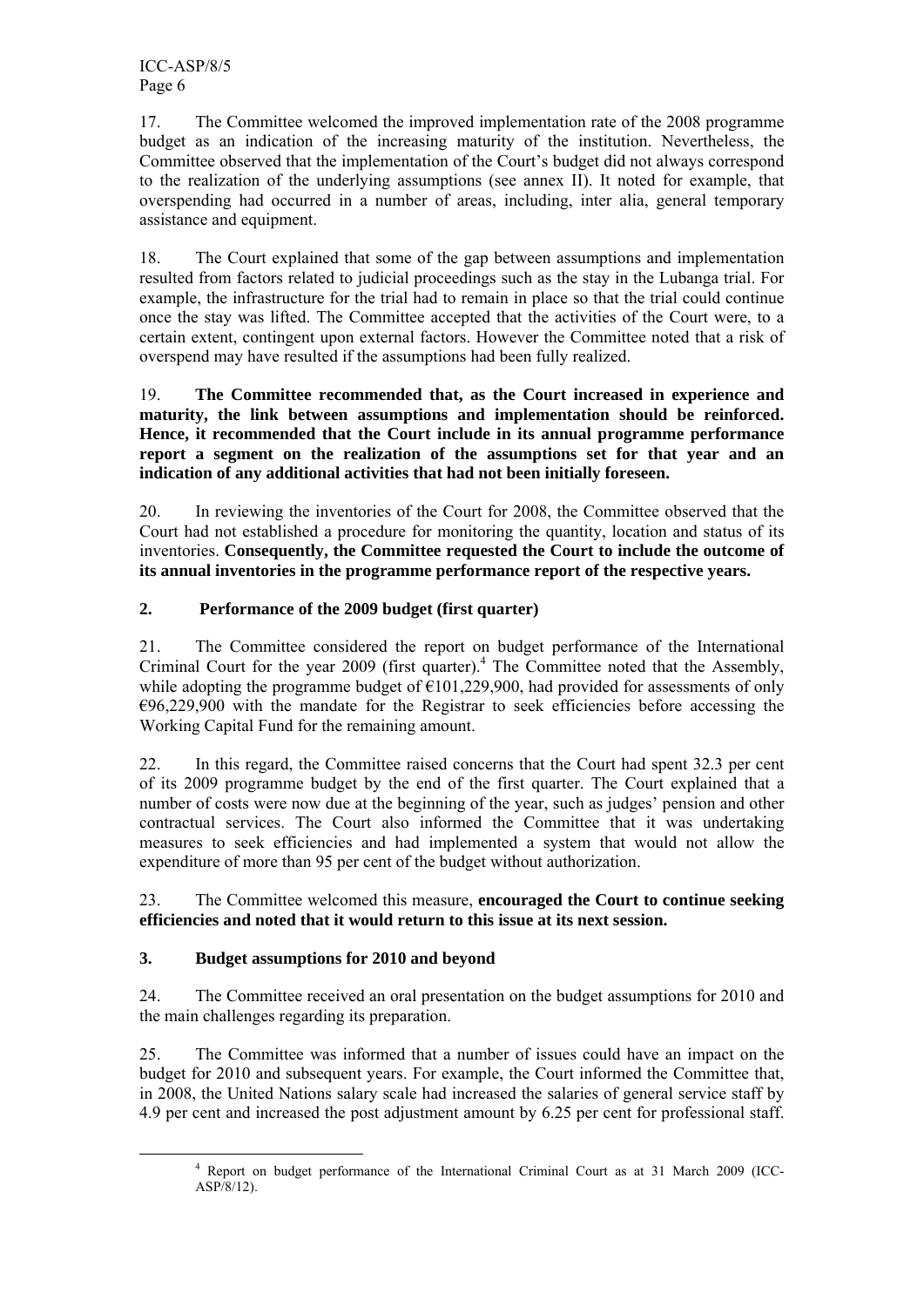17. The Committee welcomed the improved implementation rate of the 2008 programme budget as an indication of the increasing maturity of the institution. Nevertheless, the Committee observed that the implementation of the Court's budget did not always correspond to the realization of the underlying assumptions (see annex II). It noted for example, that overspending had occurred in a number of areas, including, inter alia, general temporary assistance and equipment.

18. The Court explained that some of the gap between assumptions and implementation resulted from factors related to judicial proceedings such as the stay in the Lubanga trial. For example, the infrastructure for the trial had to remain in place so that the trial could continue once the stay was lifted. The Committee accepted that the activities of the Court were, to a certain extent, contingent upon external factors. However the Committee noted that a risk of overspend may have resulted if the assumptions had been fully realized.

19. **The Committee recommended that, as the Court increased in experience and maturity, the link between assumptions and implementation should be reinforced. Hence, it recommended that the Court include in its annual programme performance report a segment on the realization of the assumptions set for that year and an indication of any additional activities that had not been initially foreseen.**

20. In reviewing the inventories of the Court for 2008, the Committee observed that the Court had not established a procedure for monitoring the quantity, location and status of its inventories. **Consequently, the Committee requested the Court to include the outcome of its annual inventories in the programme performance report of the respective years.**

### 2. Performance of the 2009 budget (first quarter)

21. The Committee considered the report on budget performance of the International Criminal Court for the year 2009 (first quarter).[4] The Committee noted that the Assembly, while adopting the programme budget of €101,229,900, had provided for assessments of only €96,229,900 with the mandate for the Registrar to seek efficiencies before accessing the Working Capital Fund for the remaining amount.

22. In this regard, the Committee raised concerns that the Court had spent 32.3 per cent of its 2009 programme budget by the end of the first quarter. The Court explained that a number of costs were now due at the beginning of the year, such as judges' pension and other contractual services. The Court also informed the Committee that it was undertaking measures to seek efficiencies and had implemented a system that would not allow the expenditure of more than 95 per cent of the budget without authorization.

23. The Committee welcomed this measure, **encouraged the Court to continue seeking efficiencies and noted that it would return to this issue at its next session.**

### 3. Budget assumptions for 2010 and beyond

24. The Committee received an oral presentation on the budget assumptions for 2010 and the main challenges regarding its preparation.

25. The Committee was informed that a number of issues could have an impact on the budget for 2010 and subsequent years. For example, the Court informed the Committee that, in 2008, the United Nations salary scale had increased the salaries of general service staff by 4.9 per cent and increased the post adjustment amount by 6.25 per cent for professional staff.

---

[4] Report on budget performance of the International Criminal Court as at 31 March 2009 (ICC-ASP/8/12).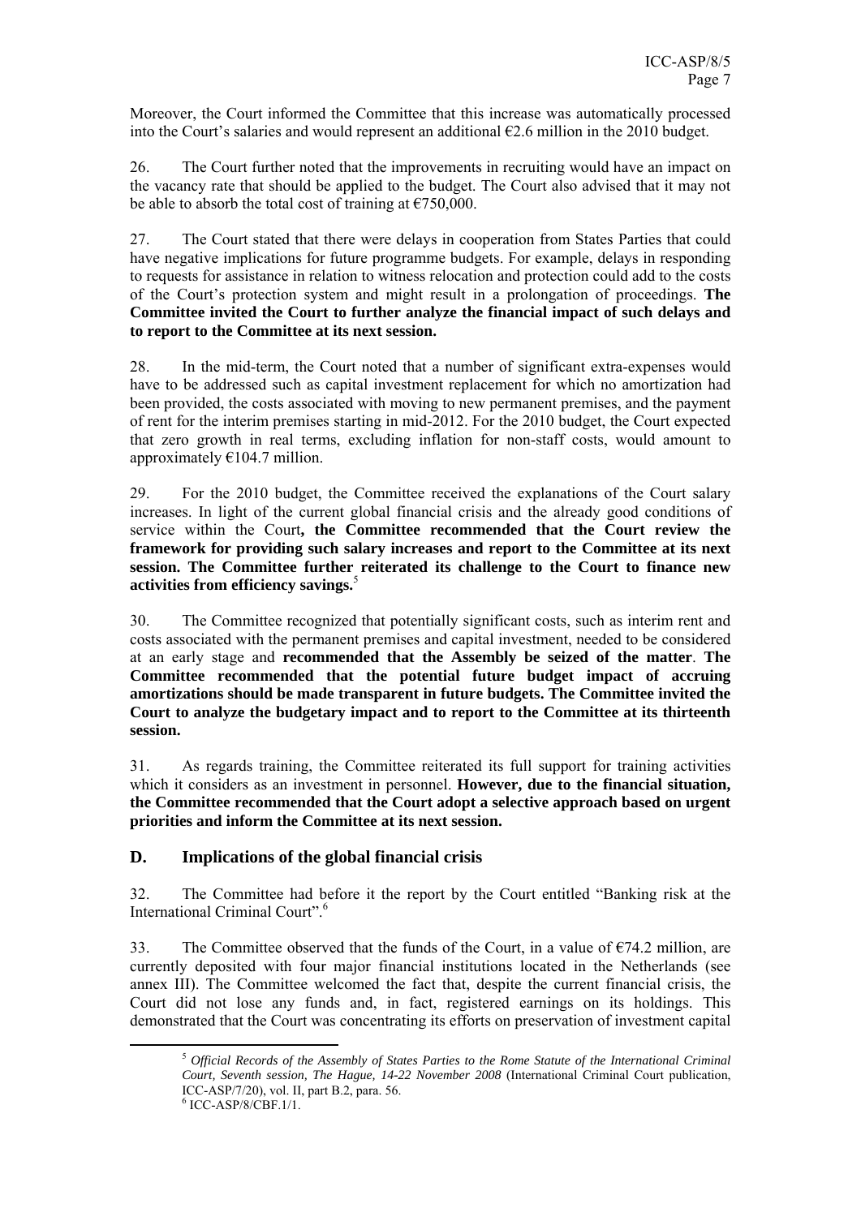Moreover, the Court informed the Committee that this increase was automatically processed into the Court's salaries and would represent an additional €2.6 million in the 2010 budget.

26. The Court further noted that the improvements in recruiting would have an impact on the vacancy rate that should be applied to the budget. The Court also advised that it may not be able to absorb the total cost of training at €750,000.

27. The Court stated that there were delays in cooperation from States Parties that could have negative implications for future programme budgets. For example, delays in responding to requests for assistance in relation to witness relocation and protection could add to the costs of the Court's protection system and might result in a prolongation of proceedings. **The Committee invited the Court to further analyze the financial impact of such delays and to report to the Committee at its next session.**

28. In the mid-term, the Court noted that a number of significant extra-expenses would have to be addressed such as capital investment replacement for which no amortization had been provided, the costs associated with moving to new permanent premises, and the payment of rent for the interim premises starting in mid-2012. For the 2010 budget, the Court expected that zero growth in real terms, excluding inflation for non-staff costs, would amount to approximately €104.7 million.

29. For the 2010 budget, the Committee received the explanations of the Court salary increases. In light of the current global financial crisis and the already good conditions of service within the Court**, the Committee recommended that the Court review the framework for providing such salary increases and report to the Committee at its next session. The Committee further reiterated its challenge to the Court to finance new activities from efficiency savings.**[5]

30. The Committee recognized that potentially significant costs, such as interim rent and costs associated with the permanent premises and capital investment, needed to be considered at an early stage and **recommended that the Assembly be seized of the matter**. **The Committee recommended that the potential future budget impact of accruing amortizations should be made transparent in future budgets. The Committee invited the Court to analyze the budgetary impact and to report to the Committee at its thirteenth session.**

31. As regards training, the Committee reiterated its full support for training activities which it considers as an investment in personnel. **However, due to the financial situation, the Committee recommended that the Court adopt a selective approach based on urgent priorities and inform the Committee at its next session.**

## D. Implications of the global financial crisis

32. The Committee had before it the report by the Court entitled "Banking risk at the International Criminal Court".[6]

33. The Committee observed that the funds of the Court, in a value of €74.2 million, are currently deposited with four major financial institutions located in the Netherlands (see annex III). The Committee welcomed the fact that, despite the current financial crisis, the Court did not lose any funds and, in fact, registered earnings on its holdings. This demonstrated that the Court was concentrating its efforts on preservation of investment capital

---

[5] *Official Records of the Assembly of States Parties to the Rome Statute of the International Criminal Court, Seventh session, The Hague, 14-22 November 2008* (International Criminal Court publication, ICC-ASP/7/20), vol. II, part B.2, para. 56.

[6] ICC-ASP/8/CBF.1/1.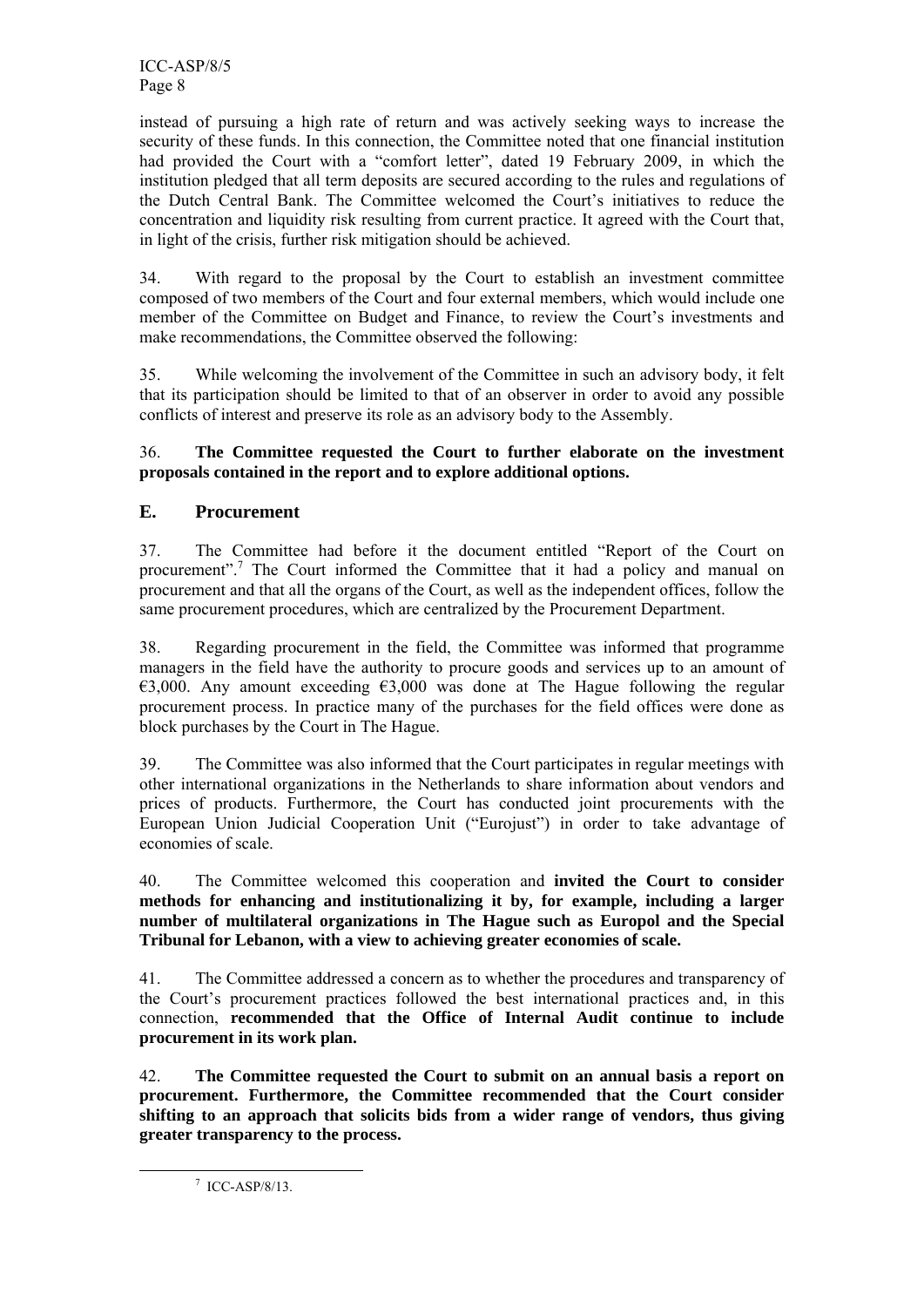instead of pursuing a high rate of return and was actively seeking ways to increase the security of these funds. In this connection, the Committee noted that one financial institution had provided the Court with a "comfort letter", dated 19 February 2009, in which the institution pledged that all term deposits are secured according to the rules and regulations of the Dutch Central Bank. The Committee welcomed the Court's initiatives to reduce the concentration and liquidity risk resulting from current practice. It agreed with the Court that, in light of the crisis, further risk mitigation should be achieved.

34. With regard to the proposal by the Court to establish an investment committee composed of two members of the Court and four external members, which would include one member of the Committee on Budget and Finance, to review the Court's investments and make recommendations, the Committee observed the following:

35. While welcoming the involvement of the Committee in such an advisory body, it felt that its participation should be limited to that of an observer in order to avoid any possible conflicts of interest and preserve its role as an advisory body to the Assembly.

36. **The Committee requested the Court to further elaborate on the investment proposals contained in the report and to explore additional options.**

## E. Procurement

37. The Committee had before it the document entitled "Report of the Court on procurement".[7] The Court informed the Committee that it had a policy and manual on procurement and that all the organs of the Court, as well as the independent offices, follow the same procurement procedures, which are centralized by the Procurement Department.

38. Regarding procurement in the field, the Committee was informed that programme managers in the field have the authority to procure goods and services up to an amount of €3,000. Any amount exceeding €3,000 was done at The Hague following the regular procurement process. In practice many of the purchases for the field offices were done as block purchases by the Court in The Hague.

39. The Committee was also informed that the Court participates in regular meetings with other international organizations in the Netherlands to share information about vendors and prices of products. Furthermore, the Court has conducted joint procurements with the European Union Judicial Cooperation Unit ("Eurojust") in order to take advantage of economies of scale.

40. The Committee welcomed this cooperation and **invited the Court to consider methods for enhancing and institutionalizing it by, for example, including a larger number of multilateral organizations in The Hague such as Europol and the Special Tribunal for Lebanon, with a view to achieving greater economies of scale.**

41. The Committee addressed a concern as to whether the procedures and transparency of the Court's procurement practices followed the best international practices and, in this connection, **recommended that the Office of Internal Audit continue to include procurement in its work plan.**

42. **The Committee requested the Court to submit on an annual basis a report on procurement. Furthermore, the Committee recommended that the Court consider shifting to an approach that solicits bids from a wider range of vendors, thus giving greater transparency to the process.**

---

[7] ICC-ASP/8/13.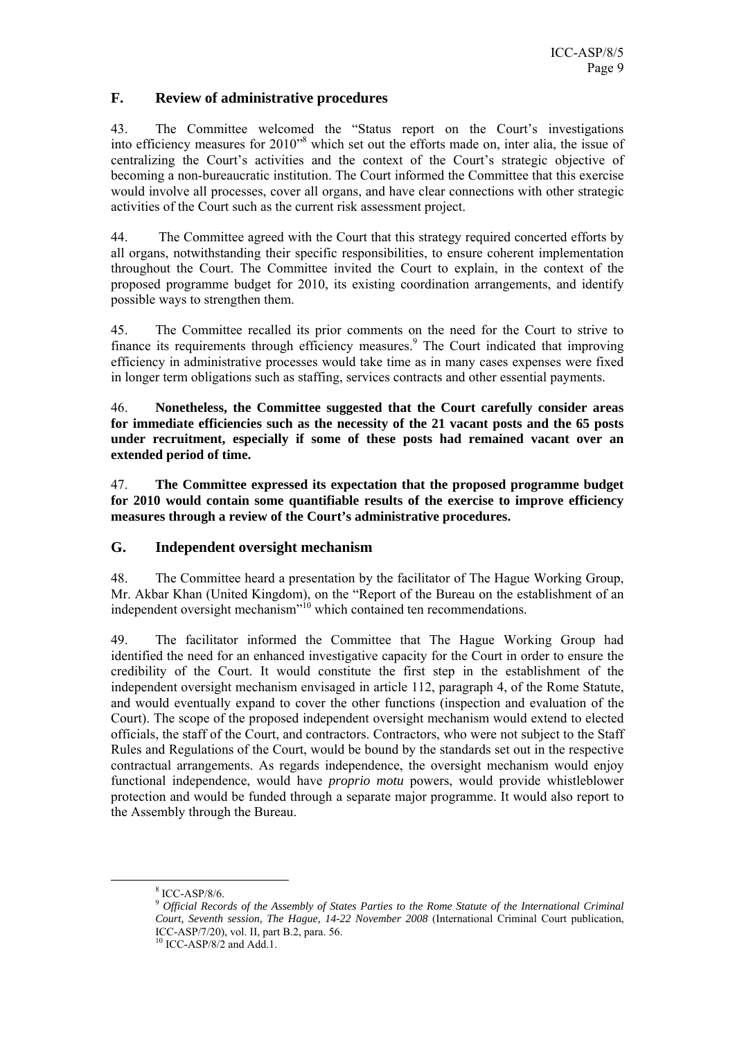## F. Review of administrative procedures

43. The Committee welcomed the "Status report on the Court's investigations into efficiency measures for 2010"[8] which set out the efforts made on, inter alia, the issue of centralizing the Court's activities and the context of the Court's strategic objective of becoming a non-bureaucratic institution. The Court informed the Committee that this exercise would involve all processes, cover all organs, and have clear connections with other strategic activities of the Court such as the current risk assessment project.

44. The Committee agreed with the Court that this strategy required concerted efforts by all organs, notwithstanding their specific responsibilities, to ensure coherent implementation throughout the Court. The Committee invited the Court to explain, in the context of the proposed programme budget for 2010, its existing coordination arrangements, and identify possible ways to strengthen them.

45. The Committee recalled its prior comments on the need for the Court to strive to finance its requirements through efficiency measures.[9] The Court indicated that improving efficiency in administrative processes would take time as in many cases expenses were fixed in longer term obligations such as staffing, services contracts and other essential payments.

46. **Nonetheless, the Committee suggested that the Court carefully consider areas for immediate efficiencies such as the necessity of the 21 vacant posts and the 65 posts under recruitment, especially if some of these posts had remained vacant over an extended period of time.**

47. **The Committee expressed its expectation that the proposed programme budget for 2010 would contain some quantifiable results of the exercise to improve efficiency measures through a review of the Court's administrative procedures.**

## G. Independent oversight mechanism

48. The Committee heard a presentation by the facilitator of The Hague Working Group, Mr. Akbar Khan (United Kingdom), on the "Report of the Bureau on the establishment of an independent oversight mechanism"[10] which contained ten recommendations.

49. The facilitator informed the Committee that The Hague Working Group had identified the need for an enhanced investigative capacity for the Court in order to ensure the credibility of the Court. It would constitute the first step in the establishment of the independent oversight mechanism envisaged in article 112, paragraph 4, of the Rome Statute, and would eventually expand to cover the other functions (inspection and evaluation of the Court). The scope of the proposed independent oversight mechanism would extend to elected officials, the staff of the Court, and contractors. Contractors, who were not subject to the Staff Rules and Regulations of the Court, would be bound by the standards set out in the respective contractual arrangements. As regards independence, the oversight mechanism would enjoy functional independence, would have *proprio motu* powers, would provide whistleblower protection and would be funded through a separate major programme. It would also report to the Assembly through the Bureau.

---

[8] ICC-ASP/8/6.

[9] *Official Records of the Assembly of States Parties to the Rome Statute of the International Criminal Court, Seventh session, The Hague, 14-22 November 2008* (International Criminal Court publication, ICC-ASP/7/20), vol. II, part B.2, para. 56.

[10] ICC-ASP/8/2 and Add.1.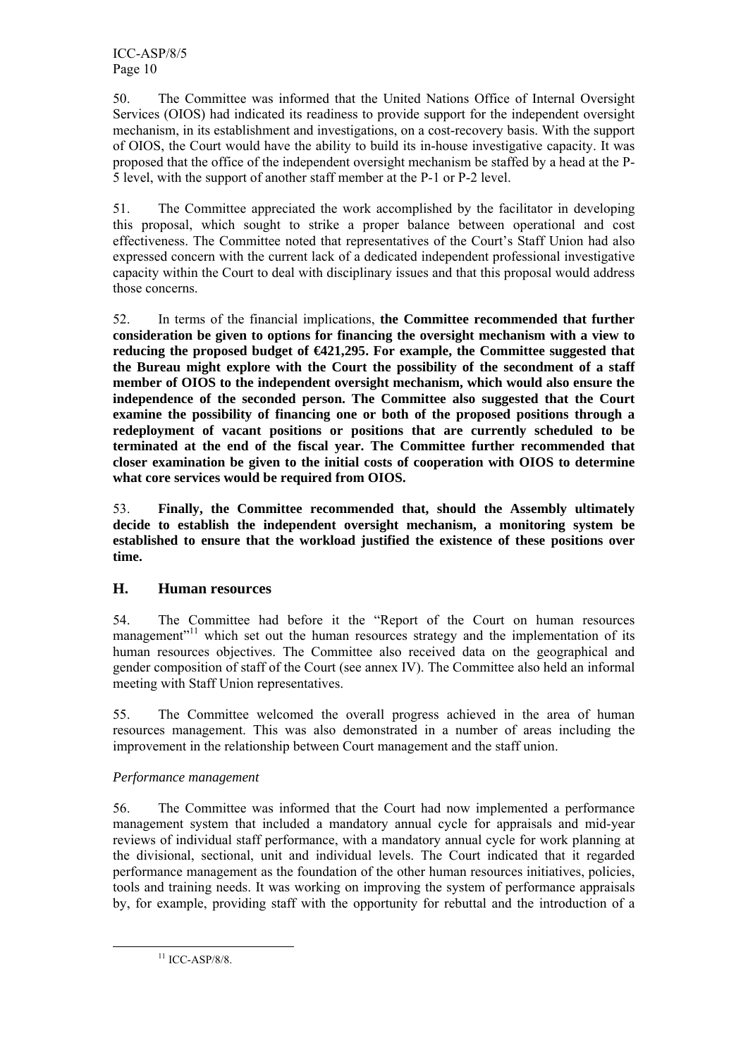50. The Committee was informed that the United Nations Office of Internal Oversight Services (OIOS) had indicated its readiness to provide support for the independent oversight mechanism, in its establishment and investigations, on a cost-recovery basis. With the support of OIOS, the Court would have the ability to build its in-house investigative capacity. It was proposed that the office of the independent oversight mechanism be staffed by a head at the P-5 level, with the support of another staff member at the P-1 or P-2 level.

51. The Committee appreciated the work accomplished by the facilitator in developing this proposal, which sought to strike a proper balance between operational and cost effectiveness. The Committee noted that representatives of the Court's Staff Union had also expressed concern with the current lack of a dedicated independent professional investigative capacity within the Court to deal with disciplinary issues and that this proposal would address those concerns.

52. In terms of the financial implications, **the Committee recommended that further consideration be given to options for financing the oversight mechanism with a view to reducing the proposed budget of €421,295. For example, the Committee suggested that the Bureau might explore with the Court the possibility of the secondment of a staff member of OIOS to the independent oversight mechanism, which would also ensure the independence of the seconded person. The Committee also suggested that the Court examine the possibility of financing one or both of the proposed positions through a redeployment of vacant positions or positions that are currently scheduled to be terminated at the end of the fiscal year. The Committee further recommended that closer examination be given to the initial costs of cooperation with OIOS to determine what core services would be required from OIOS.**

53. **Finally, the Committee recommended that, should the Assembly ultimately decide to establish the independent oversight mechanism, a monitoring system be established to ensure that the workload justified the existence of these positions over time.**

## H. Human resources

54. The Committee had before it the "Report of the Court on human resources management"[11] which set out the human resources strategy and the implementation of its human resources objectives. The Committee also received data on the geographical and gender composition of staff of the Court (see annex IV). The Committee also held an informal meeting with Staff Union representatives.

55. The Committee welcomed the overall progress achieved in the area of human resources management. This was also demonstrated in a number of areas including the improvement in the relationship between Court management and the staff union.

*Performance management*

56. The Committee was informed that the Court had now implemented a performance management system that included a mandatory annual cycle for appraisals and mid-year reviews of individual staff performance, with a mandatory annual cycle for work planning at the divisional, sectional, unit and individual levels. The Court indicated that it regarded performance management as the foundation of the other human resources initiatives, policies, tools and training needs. It was working on improving the system of performance appraisals by, for example, providing staff with the opportunity for rebuttal and the introduction of a

[11] ICC-ASP/8/8.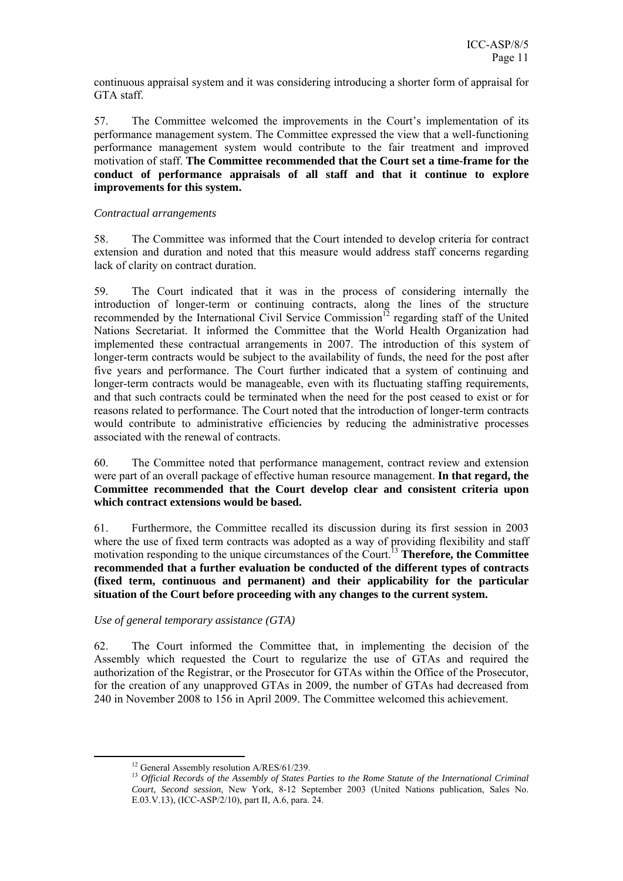continuous appraisal system and it was considering introducing a shorter form of appraisal for GTA staff.

57. The Committee welcomed the improvements in the Court's implementation of its performance management system. The Committee expressed the view that a well-functioning performance management system would contribute to the fair treatment and improved motivation of staff. **The Committee recommended that the Court set a time-frame for the conduct of performance appraisals of all staff and that it continue to explore improvements for this system.**

*Contractual arrangements*

58. The Committee was informed that the Court intended to develop criteria for contract extension and duration and noted that this measure would address staff concerns regarding lack of clarity on contract duration.

59. The Court indicated that it was in the process of considering internally the introduction of longer-term or continuing contracts, along the lines of the structure recommended by the International Civil Service Commission[12] regarding staff of the United Nations Secretariat. It informed the Committee that the World Health Organization had implemented these contractual arrangements in 2007. The introduction of this system of longer-term contracts would be subject to the availability of funds, the need for the post after five years and performance. The Court further indicated that a system of continuing and longer-term contracts would be manageable, even with its fluctuating staffing requirements, and that such contracts could be terminated when the need for the post ceased to exist or for reasons related to performance. The Court noted that the introduction of longer-term contracts would contribute to administrative efficiencies by reducing the administrative processes associated with the renewal of contracts.

60. The Committee noted that performance management, contract review and extension were part of an overall package of effective human resource management. **In that regard, the Committee recommended that the Court develop clear and consistent criteria upon which contract extensions would be based.**

61. Furthermore, the Committee recalled its discussion during its first session in 2003 where the use of fixed term contracts was adopted as a way of providing flexibility and staff motivation responding to the unique circumstances of the Court.[13] **Therefore, the Committee recommended that a further evaluation be conducted of the different types of contracts (fixed term, continuous and permanent) and their applicability for the particular situation of the Court before proceeding with any changes to the current system.**

*Use of general temporary assistance (GTA)*

62. The Court informed the Committee that, in implementing the decision of the Assembly which requested the Court to regularize the use of GTAs and required the authorization of the Registrar, or the Prosecutor for GTAs within the Office of the Prosecutor, for the creation of any unapproved GTAs in 2009, the number of GTAs had decreased from 240 in November 2008 to 156 in April 2009. The Committee welcomed this achievement.

---

[12] General Assembly resolution A/RES/61/239.

[13] *Official Records of the Assembly of States Parties to the Rome Statute of the International Criminal Court, Second session*, New York, 8-12 September 2003 (United Nations publication, Sales No. E.03.V.13), (ICC-ASP/2/10), part II, A.6, para. 24.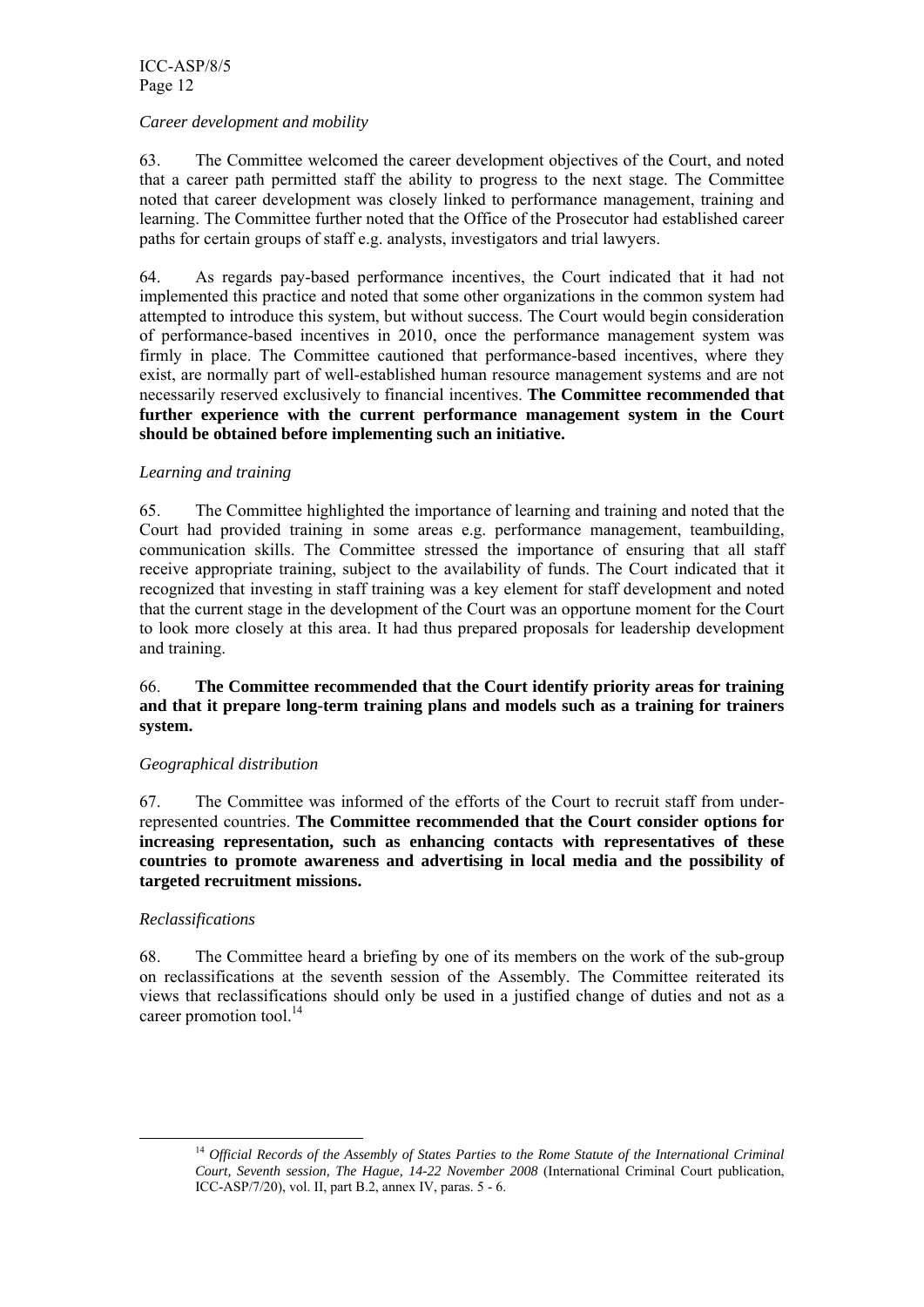*Career development and mobility*

63. The Committee welcomed the career development objectives of the Court, and noted that a career path permitted staff the ability to progress to the next stage. The Committee noted that career development was closely linked to performance management, training and learning. The Committee further noted that the Office of the Prosecutor had established career paths for certain groups of staff e.g. analysts, investigators and trial lawyers.

64. As regards pay-based performance incentives, the Court indicated that it had not implemented this practice and noted that some other organizations in the common system had attempted to introduce this system, but without success. The Court would begin consideration of performance-based incentives in 2010, once the performance management system was firmly in place. The Committee cautioned that performance-based incentives, where they exist, are normally part of well-established human resource management systems and are not necessarily reserved exclusively to financial incentives. **The Committee recommended that further experience with the current performance management system in the Court should be obtained before implementing such an initiative.**

*Learning and training*

65. The Committee highlighted the importance of learning and training and noted that the Court had provided training in some areas e.g. performance management, teambuilding, communication skills. The Committee stressed the importance of ensuring that all staff receive appropriate training, subject to the availability of funds. The Court indicated that it recognized that investing in staff training was a key element for staff development and noted that the current stage in the development of the Court was an opportune moment for the Court to look more closely at this area. It had thus prepared proposals for leadership development and training.

66. **The Committee recommended that the Court identify priority areas for training and that it prepare long-term training plans and models such as a training for trainers system.**

*Geographical distribution*

67. The Committee was informed of the efforts of the Court to recruit staff from under-represented countries. **The Committee recommended that the Court consider options for increasing representation, such as enhancing contacts with representatives of these countries to promote awareness and advertising in local media and the possibility of targeted recruitment missions.**

*Reclassifications*

68. The Committee heard a briefing by one of its members on the work of the sub-group on reclassifications at the seventh session of the Assembly. The Committee reiterated its views that reclassifications should only be used in a justified change of duties and not as a career promotion tool.[14]

[14] *Official Records of the Assembly of States Parties to the Rome Statute of the International Criminal Court, Seventh session, The Hague, 14-22 November 2008* (International Criminal Court publication, ICC-ASP/7/20), vol. II, part B.2, annex IV, paras. 5 - 6.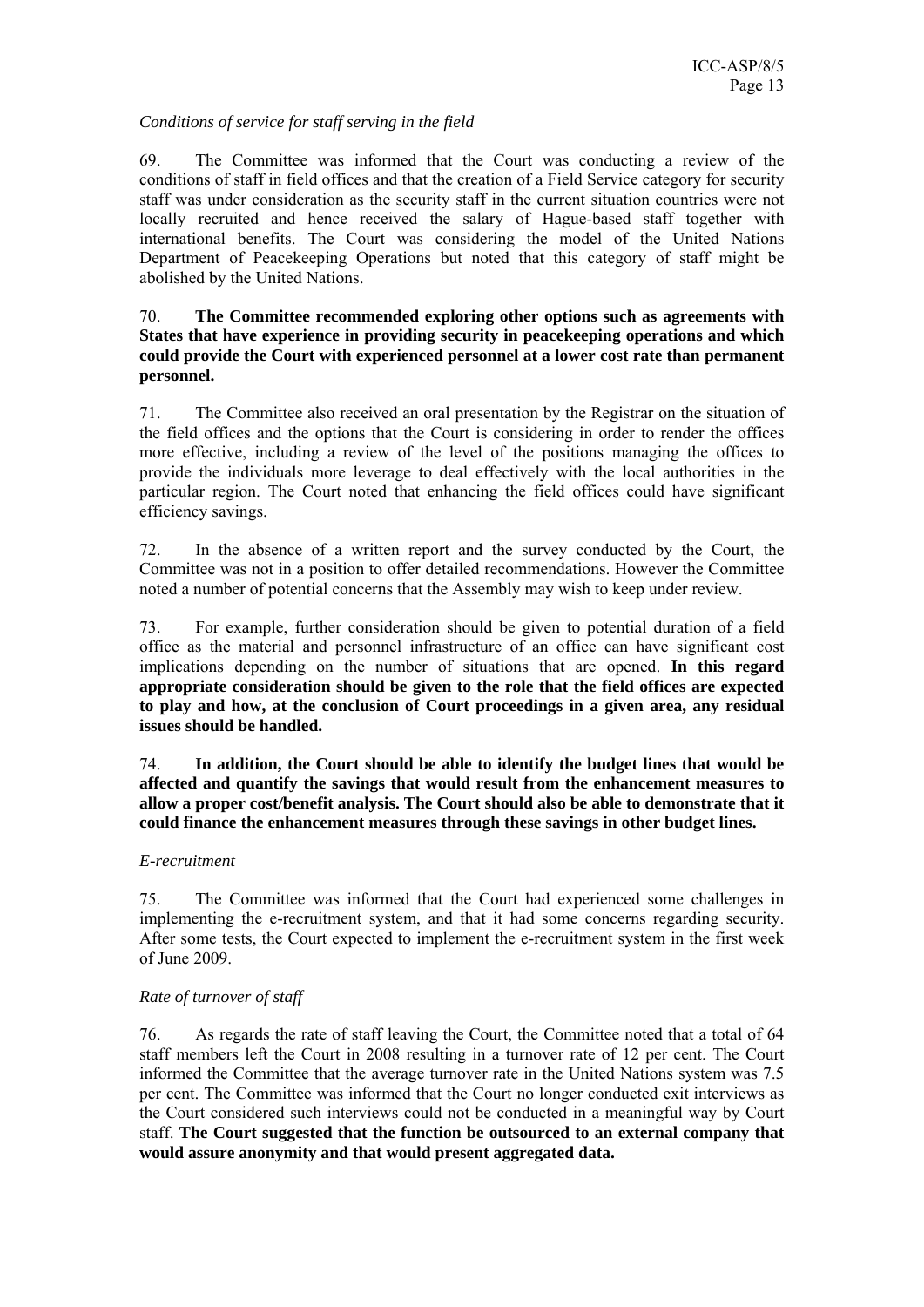*Conditions of service for staff serving in the field*

69. The Committee was informed that the Court was conducting a review of the conditions of staff in field offices and that the creation of a Field Service category for security staff was under consideration as the security staff in the current situation countries were not locally recruited and hence received the salary of Hague-based staff together with international benefits. The Court was considering the model of the United Nations Department of Peacekeeping Operations but noted that this category of staff might be abolished by the United Nations.

70. **The Committee recommended exploring other options such as agreements with States that have experience in providing security in peacekeeping operations and which could provide the Court with experienced personnel at a lower cost rate than permanent personnel.**

71. The Committee also received an oral presentation by the Registrar on the situation of the field offices and the options that the Court is considering in order to render the offices more effective, including a review of the level of the positions managing the offices to provide the individuals more leverage to deal effectively with the local authorities in the particular region. The Court noted that enhancing the field offices could have significant efficiency savings.

72. In the absence of a written report and the survey conducted by the Court, the Committee was not in a position to offer detailed recommendations. However the Committee noted a number of potential concerns that the Assembly may wish to keep under review.

73. For example, further consideration should be given to potential duration of a field office as the material and personnel infrastructure of an office can have significant cost implications depending on the number of situations that are opened. **In this regard appropriate consideration should be given to the role that the field offices are expected to play and how, at the conclusion of Court proceedings in a given area, any residual issues should be handled.**

74. **In addition, the Court should be able to identify the budget lines that would be affected and quantify the savings that would result from the enhancement measures to allow a proper cost/benefit analysis. The Court should also be able to demonstrate that it could finance the enhancement measures through these savings in other budget lines.**

*E-recruitment*

75. The Committee was informed that the Court had experienced some challenges in implementing the e-recruitment system, and that it had some concerns regarding security. After some tests, the Court expected to implement the e-recruitment system in the first week of June 2009.

*Rate of turnover of staff*

76. As regards the rate of staff leaving the Court, the Committee noted that a total of 64 staff members left the Court in 2008 resulting in a turnover rate of 12 per cent. The Court informed the Committee that the average turnover rate in the United Nations system was 7.5 per cent. The Committee was informed that the Court no longer conducted exit interviews as the Court considered such interviews could not be conducted in a meaningful way by Court staff. **The Court suggested that the function be outsourced to an external company that would assure anonymity and that would present aggregated data.**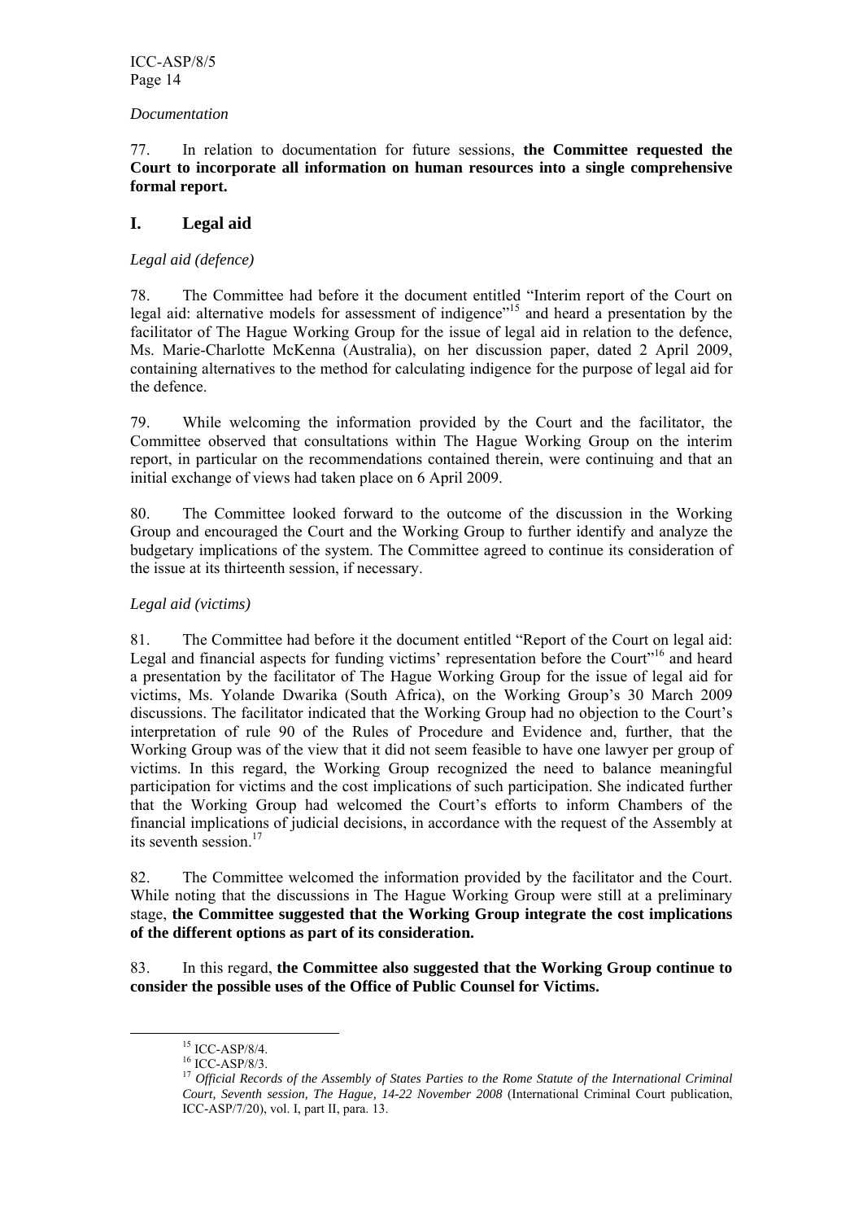*Documentation*

77. In relation to documentation for future sessions, **the Committee requested the Court to incorporate all information on human resources into a single comprehensive formal report.**

## I. Legal aid

*Legal aid (defence)*

78. The Committee had before it the document entitled "Interim report of the Court on legal aid: alternative models for assessment of indigence"[15] and heard a presentation by the facilitator of The Hague Working Group for the issue of legal aid in relation to the defence, Ms. Marie-Charlotte McKenna (Australia), on her discussion paper, dated 2 April 2009, containing alternatives to the method for calculating indigence for the purpose of legal aid for the defence.

79. While welcoming the information provided by the Court and the facilitator, the Committee observed that consultations within The Hague Working Group on the interim report, in particular on the recommendations contained therein, were continuing and that an initial exchange of views had taken place on 6 April 2009.

80. The Committee looked forward to the outcome of the discussion in the Working Group and encouraged the Court and the Working Group to further identify and analyze the budgetary implications of the system. The Committee agreed to continue its consideration of the issue at its thirteenth session, if necessary.

*Legal aid (victims)*

81. The Committee had before it the document entitled "Report of the Court on legal aid: Legal and financial aspects for funding victims' representation before the Court"[16] and heard a presentation by the facilitator of The Hague Working Group for the issue of legal aid for victims, Ms. Yolande Dwarika (South Africa), on the Working Group's 30 March 2009 discussions. The facilitator indicated that the Working Group had no objection to the Court's interpretation of rule 90 of the Rules of Procedure and Evidence and, further, that the Working Group was of the view that it did not seem feasible to have one lawyer per group of victims. In this regard, the Working Group recognized the need to balance meaningful participation for victims and the cost implications of such participation. She indicated further that the Working Group had welcomed the Court's efforts to inform Chambers of the financial implications of judicial decisions, in accordance with the request of the Assembly at its seventh session.[17]

82. The Committee welcomed the information provided by the facilitator and the Court. While noting that the discussions in The Hague Working Group were still at a preliminary stage, **the Committee suggested that the Working Group integrate the cost implications of the different options as part of its consideration.**

83. In this regard, **the Committee also suggested that the Working Group continue to consider the possible uses of the Office of Public Counsel for Victims.**

---

[15] ICC-ASP/8/4.

[16] ICC-ASP/8/3.

[17] *Official Records of the Assembly of States Parties to the Rome Statute of the International Criminal Court, Seventh session, The Hague, 14-22 November 2008* (International Criminal Court publication, ICC-ASP/7/20), vol. I, part II, para. 13.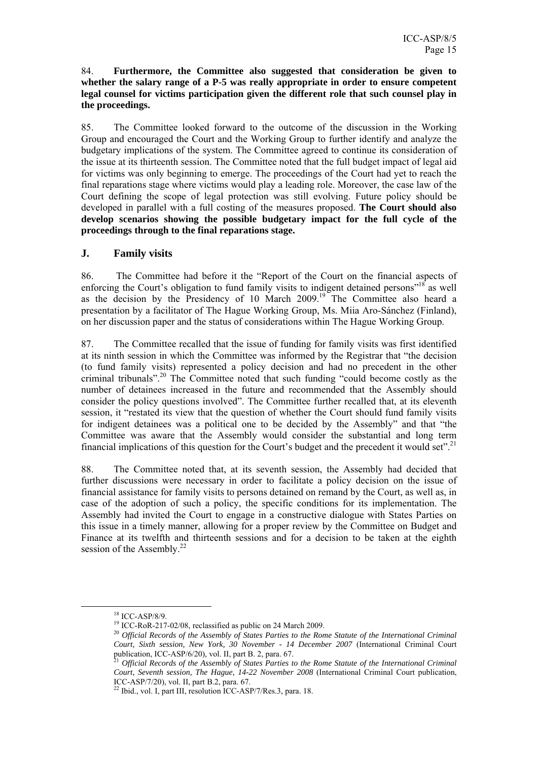84. **Furthermore, the Committee also suggested that consideration be given to whether the salary range of a P-5 was really appropriate in order to ensure competent legal counsel for victims participation given the different role that such counsel play in the proceedings.**

85. The Committee looked forward to the outcome of the discussion in the Working Group and encouraged the Court and the Working Group to further identify and analyze the budgetary implications of the system. The Committee agreed to continue its consideration of the issue at its thirteenth session. The Committee noted that the full budget impact of legal aid for victims was only beginning to emerge. The proceedings of the Court had yet to reach the final reparations stage where victims would play a leading role. Moreover, the case law of the Court defining the scope of legal protection was still evolving. Future policy should be developed in parallel with a full costing of the measures proposed. **The Court should also develop scenarios showing the possible budgetary impact for the full cycle of the proceedings through to the final reparations stage.**

## J. Family visits

86. The Committee had before it the "Report of the Court on the financial aspects of enforcing the Court's obligation to fund family visits to indigent detained persons"[18] as well as the decision by the Presidency of 10 March 2009.[19] The Committee also heard a presentation by a facilitator of The Hague Working Group, Ms. Miia Aro-Sánchez (Finland), on her discussion paper and the status of considerations within The Hague Working Group.

87. The Committee recalled that the issue of funding for family visits was first identified at its ninth session in which the Committee was informed by the Registrar that "the decision (to fund family visits) represented a policy decision and had no precedent in the other criminal tribunals".[20] The Committee noted that such funding "could become costly as the number of detainees increased in the future and recommended that the Assembly should consider the policy questions involved". The Committee further recalled that, at its eleventh session, it "restated its view that the question of whether the Court should fund family visits for indigent detainees was a political one to be decided by the Assembly" and that "the Committee was aware that the Assembly would consider the substantial and long term financial implications of this question for the Court's budget and the precedent it would set".[21]

88. The Committee noted that, at its seventh session, the Assembly had decided that further discussions were necessary in order to facilitate a policy decision on the issue of financial assistance for family visits to persons detained on remand by the Court, as well as, in case of the adoption of such a policy, the specific conditions for its implementation. The Assembly had invited the Court to engage in a constructive dialogue with States Parties on this issue in a timely manner, allowing for a proper review by the Committee on Budget and Finance at its twelfth and thirteenth sessions and for a decision to be taken at the eighth session of the Assembly.[22]

---

[18] ICC-ASP/8/9.

[19] ICC-RoR-217-02/08, reclassified as public on 24 March 2009.

[20] *Official Records of the Assembly of States Parties to the Rome Statute of the International Criminal Court, Sixth session, New York, 30 November - 14 December 2007* (International Criminal Court publication, ICC-ASP/6/20), vol. II, part B. 2, para. 67.

[21] *Official Records of the Assembly of States Parties to the Rome Statute of the International Criminal Court, Seventh session, The Hague, 14-22 November 2008* (International Criminal Court publication, ICC-ASP/7/20), vol. II, part B.2, para. 67.

[22] Ibid., vol. I, part III, resolution ICC-ASP/7/Res.3, para. 18.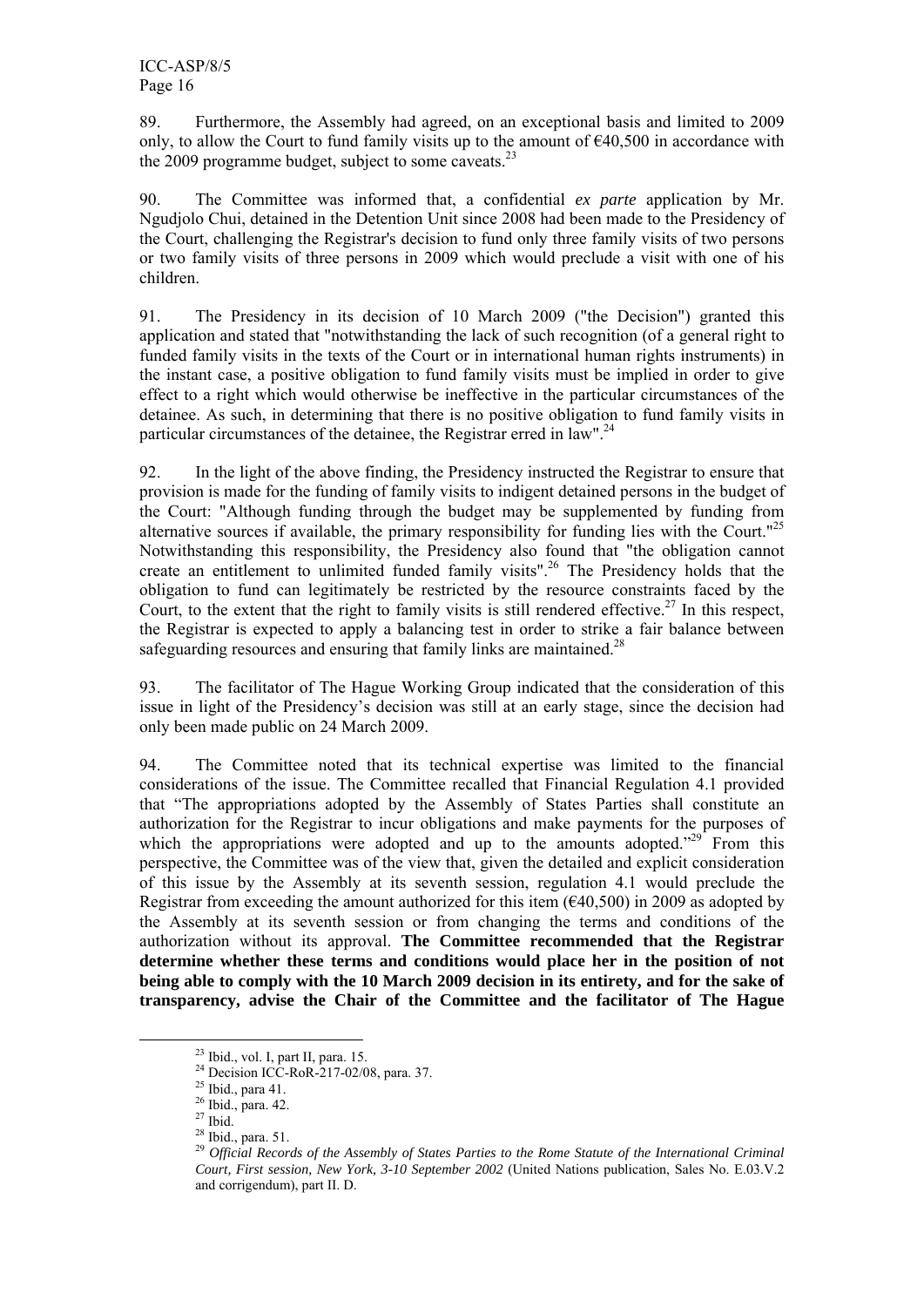89. Furthermore, the Assembly had agreed, on an exceptional basis and limited to 2009 only, to allow the Court to fund family visits up to the amount of €40,500 in accordance with the 2009 programme budget, subject to some caveats.[23]

90. The Committee was informed that, a confidential *ex parte* application by Mr. Ngudjolo Chui, detained in the Detention Unit since 2008 had been made to the Presidency of the Court, challenging the Registrar's decision to fund only three family visits of two persons or two family visits of three persons in 2009 which would preclude a visit with one of his children.

91. The Presidency in its decision of 10 March 2009 ("the Decision") granted this application and stated that "notwithstanding the lack of such recognition (of a general right to funded family visits in the texts of the Court or in international human rights instruments) in the instant case, a positive obligation to fund family visits must be implied in order to give effect to a right which would otherwise be ineffective in the particular circumstances of the detainee. As such, in determining that there is no positive obligation to fund family visits in particular circumstances of the detainee, the Registrar erred in law".[24]

92. In the light of the above finding, the Presidency instructed the Registrar to ensure that provision is made for the funding of family visits to indigent detained persons in the budget of the Court: "Although funding through the budget may be supplemented by funding from alternative sources if available, the primary responsibility for funding lies with the Court."[25] Notwithstanding this responsibility, the Presidency also found that "the obligation cannot create an entitlement to unlimited funded family visits".[26] The Presidency holds that the obligation to fund can legitimately be restricted by the resource constraints faced by the Court, to the extent that the right to family visits is still rendered effective.[27] In this respect, the Registrar is expected to apply a balancing test in order to strike a fair balance between safeguarding resources and ensuring that family links are maintained.[28]

93. The facilitator of The Hague Working Group indicated that the consideration of this issue in light of the Presidency's decision was still at an early stage, since the decision had only been made public on 24 March 2009.

94. The Committee noted that its technical expertise was limited to the financial considerations of the issue. The Committee recalled that Financial Regulation 4.1 provided that "The appropriations adopted by the Assembly of States Parties shall constitute an authorization for the Registrar to incur obligations and make payments for the purposes of which the appropriations were adopted and up to the amounts adopted."[29] From this perspective, the Committee was of the view that, given the detailed and explicit consideration of this issue by the Assembly at its seventh session, regulation 4.1 would preclude the Registrar from exceeding the amount authorized for this item (€40,500) in 2009 as adopted by the Assembly at its seventh session or from changing the terms and conditions of the authorization without its approval. **The Committee recommended that the Registrar determine whether these terms and conditions would place her in the position of not being able to comply with the 10 March 2009 decision in its entirety, and for the sake of transparency, advise the Chair of the Committee and the facilitator of The Hague**

---

[23] Ibid., vol. I, part II, para. 15.

[24] Decision ICC-RoR-217-02/08, para. 37.

[25] Ibid., para 41.

[26] Ibid., para. 42.

[27] Ibid.

[28] Ibid., para. 51.

[29] *Official Records of the Assembly of States Parties to the Rome Statute of the International Criminal Court, First session, New York, 3-10 September 2002* (United Nations publication, Sales No. E.03.V.2 and corrigendum), part II. D.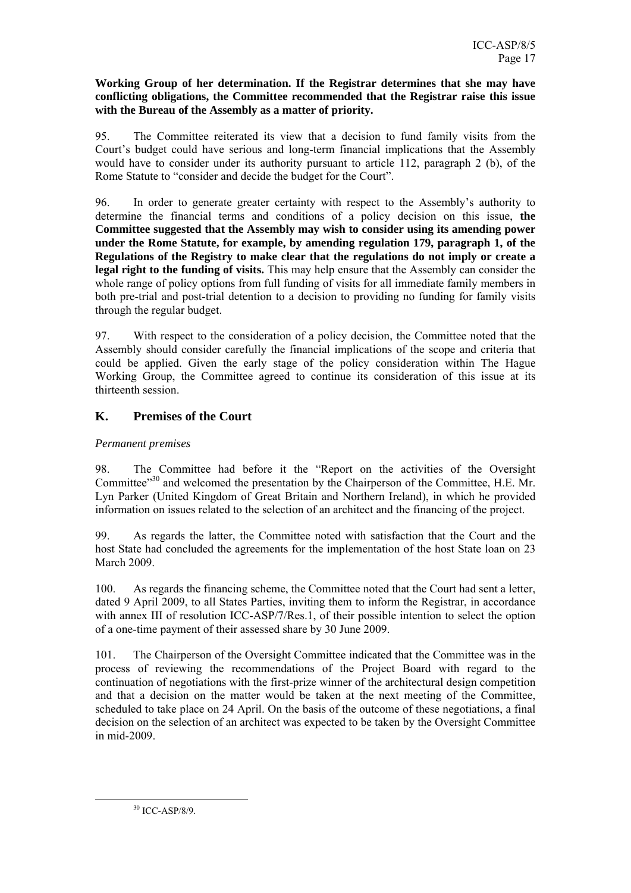**Working Group of her determination. If the Registrar determines that she may have conflicting obligations, the Committee recommended that the Registrar raise this issue with the Bureau of the Assembly as a matter of priority.**

95. The Committee reiterated its view that a decision to fund family visits from the Court's budget could have serious and long-term financial implications that the Assembly would have to consider under its authority pursuant to article 112, paragraph 2 (b), of the Rome Statute to "consider and decide the budget for the Court".

96. In order to generate greater certainty with respect to the Assembly's authority to determine the financial terms and conditions of a policy decision on this issue, **the Committee suggested that the Assembly may wish to consider using its amending power under the Rome Statute, for example, by amending regulation 179, paragraph 1, of the Regulations of the Registry to make clear that the regulations do not imply or create a legal right to the funding of visits.** This may help ensure that the Assembly can consider the whole range of policy options from full funding of visits for all immediate family members in both pre-trial and post-trial detention to a decision to providing no funding for family visits through the regular budget.

97. With respect to the consideration of a policy decision, the Committee noted that the Assembly should consider carefully the financial implications of the scope and criteria that could be applied. Given the early stage of the policy consideration within The Hague Working Group, the Committee agreed to continue its consideration of this issue at its thirteenth session.

## K. Premises of the Court

*Permanent premises*

98. The Committee had before it the "Report on the activities of the Oversight Committee"[30] and welcomed the presentation by the Chairperson of the Committee, H.E. Mr. Lyn Parker (United Kingdom of Great Britain and Northern Ireland), in which he provided information on issues related to the selection of an architect and the financing of the project.

99. As regards the latter, the Committee noted with satisfaction that the Court and the host State had concluded the agreements for the implementation of the host State loan on 23 March 2009.

100. As regards the financing scheme, the Committee noted that the Court had sent a letter, dated 9 April 2009, to all States Parties, inviting them to inform the Registrar, in accordance with annex III of resolution ICC-ASP/7/Res.1, of their possible intention to select the option of a one-time payment of their assessed share by 30 June 2009.

101. The Chairperson of the Oversight Committee indicated that the Committee was in the process of reviewing the recommendations of the Project Board with regard to the continuation of negotiations with the first-prize winner of the architectural design competition and that a decision on the matter would be taken at the next meeting of the Committee, scheduled to take place on 24 April. On the basis of the outcome of these negotiations, a final decision on the selection of an architect was expected to be taken by the Oversight Committee in mid-2009.

---

[30] ICC-ASP/8/9.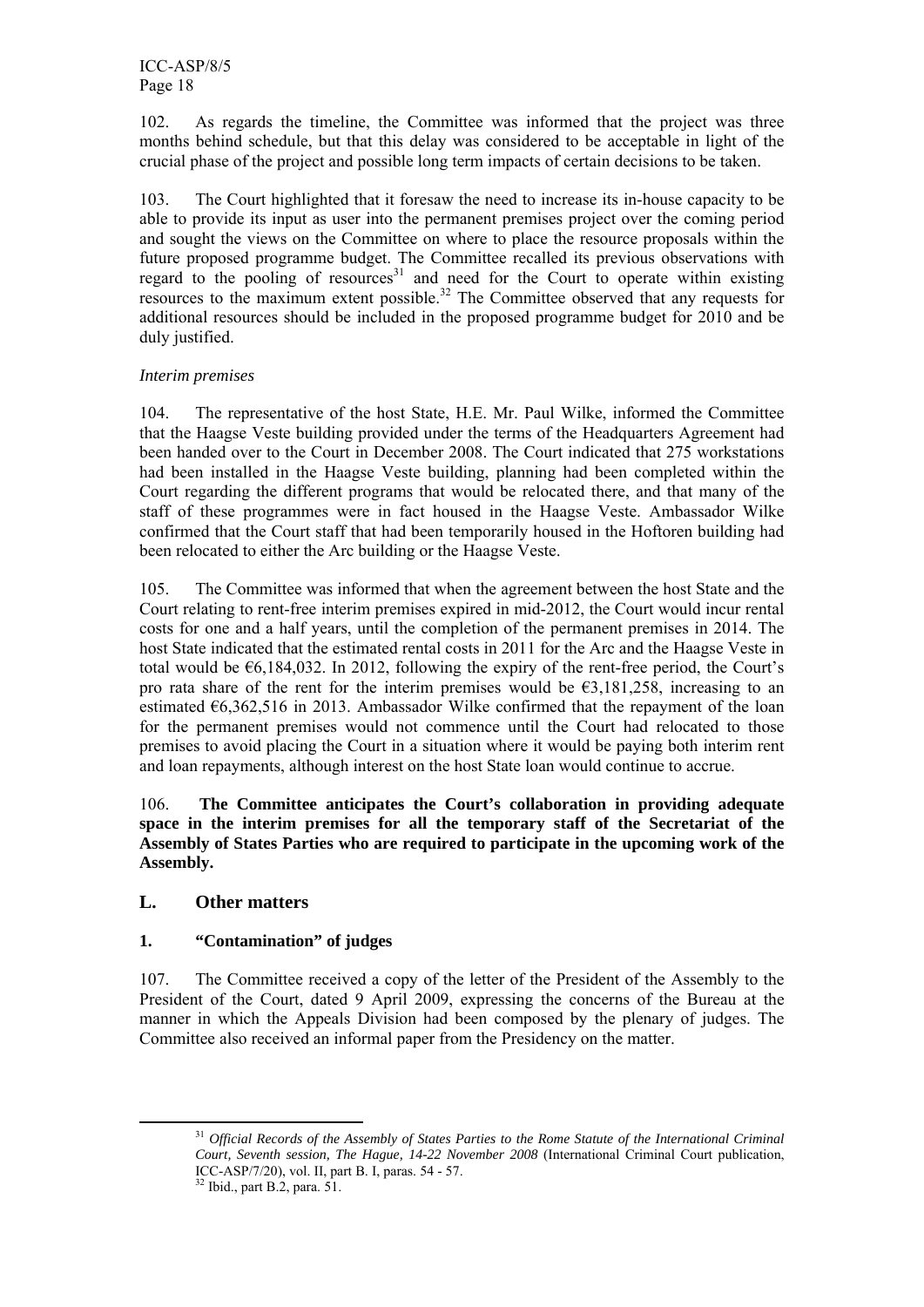102. As regards the timeline, the Committee was informed that the project was three months behind schedule, but that this delay was considered to be acceptable in light of the crucial phase of the project and possible long term impacts of certain decisions to be taken.

103. The Court highlighted that it foresaw the need to increase its in-house capacity to be able to provide its input as user into the permanent premises project over the coming period and sought the views on the Committee on where to place the resource proposals within the future proposed programme budget. The Committee recalled its previous observations with regard to the pooling of resources[31] and need for the Court to operate within existing resources to the maximum extent possible.[32] The Committee observed that any requests for additional resources should be included in the proposed programme budget for 2010 and be duly justified.

*Interim premises*

104. The representative of the host State, H.E. Mr. Paul Wilke, informed the Committee that the Haagse Veste building provided under the terms of the Headquarters Agreement had been handed over to the Court in December 2008. The Court indicated that 275 workstations had been installed in the Haagse Veste building, planning had been completed within the Court regarding the different programs that would be relocated there, and that many of the staff of these programmes were in fact housed in the Haagse Veste. Ambassador Wilke confirmed that the Court staff that had been temporarily housed in the Hoftoren building had been relocated to either the Arc building or the Haagse Veste.

105. The Committee was informed that when the agreement between the host State and the Court relating to rent-free interim premises expired in mid-2012, the Court would incur rental costs for one and a half years, until the completion of the permanent premises in 2014. The host State indicated that the estimated rental costs in 2011 for the Arc and the Haagse Veste in total would be €6,184,032. In 2012, following the expiry of the rent-free period, the Court's pro rata share of the rent for the interim premises would be €3,181,258, increasing to an estimated €6,362,516 in 2013. Ambassador Wilke confirmed that the repayment of the loan for the permanent premises would not commence until the Court had relocated to those premises to avoid placing the Court in a situation where it would be paying both interim rent and loan repayments, although interest on the host State loan would continue to accrue.

106. **The Committee anticipates the Court's collaboration in providing adequate space in the interim premises for all the temporary staff of the Secretariat of the Assembly of States Parties who are required to participate in the upcoming work of the Assembly.**

## L. Other matters

### 1. "Contamination" of judges

107. The Committee received a copy of the letter of the President of the Assembly to the President of the Court, dated 9 April 2009, expressing the concerns of the Bureau at the manner in which the Appeals Division had been composed by the plenary of judges. The Committee also received an informal paper from the Presidency on the matter.

---

[31] *Official Records of the Assembly of States Parties to the Rome Statute of the International Criminal Court, Seventh session, The Hague, 14-22 November 2008* (International Criminal Court publication, ICC-ASP/7/20), vol. II, part B. I, paras. 54 - 57.

[32] Ibid., part B.2, para. 51.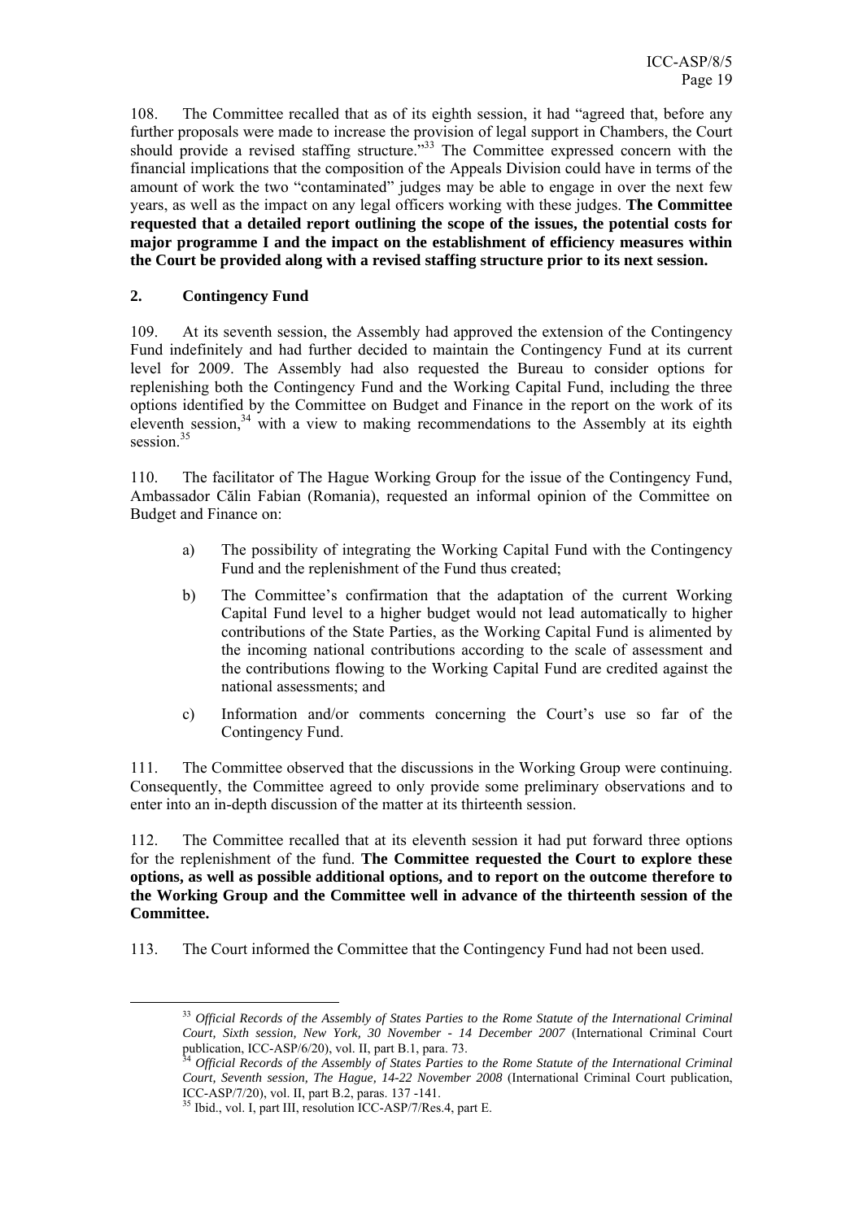108. The Committee recalled that as of its eighth session, it had "agreed that, before any further proposals were made to increase the provision of legal support in Chambers, the Court should provide a revised staffing structure."[33] The Committee expressed concern with the financial implications that the composition of the Appeals Division could have in terms of the amount of work the two "contaminated" judges may be able to engage in over the next few years, as well as the impact on any legal officers working with these judges. **The Committee requested that a detailed report outlining the scope of the issues, the potential costs for major programme I and the impact on the establishment of efficiency measures within the Court be provided along with a revised staffing structure prior to its next session.**

## 2. Contingency Fund

109. At its seventh session, the Assembly had approved the extension of the Contingency Fund indefinitely and had further decided to maintain the Contingency Fund at its current level for 2009. The Assembly had also requested the Bureau to consider options for replenishing both the Contingency Fund and the Working Capital Fund, including the three options identified by the Committee on Budget and Finance in the report on the work of its eleventh session,[34] with a view to making recommendations to the Assembly at its eighth session.[35]

110. The facilitator of The Hague Working Group for the issue of the Contingency Fund, Ambassador Călin Fabian (Romania), requested an informal opinion of the Committee on Budget and Finance on:

a) The possibility of integrating the Working Capital Fund with the Contingency Fund and the replenishment of the Fund thus created;

b) The Committee's confirmation that the adaptation of the current Working Capital Fund level to a higher budget would not lead automatically to higher contributions of the State Parties, as the Working Capital Fund is alimented by the incoming national contributions according to the scale of assessment and the contributions flowing to the Working Capital Fund are credited against the national assessments; and

c) Information and/or comments concerning the Court's use so far of the Contingency Fund.

111. The Committee observed that the discussions in the Working Group were continuing. Consequently, the Committee agreed to only provide some preliminary observations and to enter into an in-depth discussion of the matter at its thirteenth session.

112. The Committee recalled that at its eleventh session it had put forward three options for the replenishment of the fund. **The Committee requested the Court to explore these options, as well as possible additional options, and to report on the outcome therefore to the Working Group and the Committee well in advance of the thirteenth session of the Committee.**

113. The Court informed the Committee that the Contingency Fund had not been used.

---

[33] *Official Records of the Assembly of States Parties to the Rome Statute of the International Criminal Court, Sixth session, New York, 30 November - 14 December 2007* (International Criminal Court publication, ICC-ASP/6/20), vol. II, part B.1, para. 73.

[34] *Official Records of the Assembly of States Parties to the Rome Statute of the International Criminal Court, Seventh session, The Hague, 14-22 November 2008* (International Criminal Court publication, ICC-ASP/7/20), vol. II, part B.2, paras. 137 -141.

[35] Ibid., vol. I, part III, resolution ICC-ASP/7/Res.4, part E.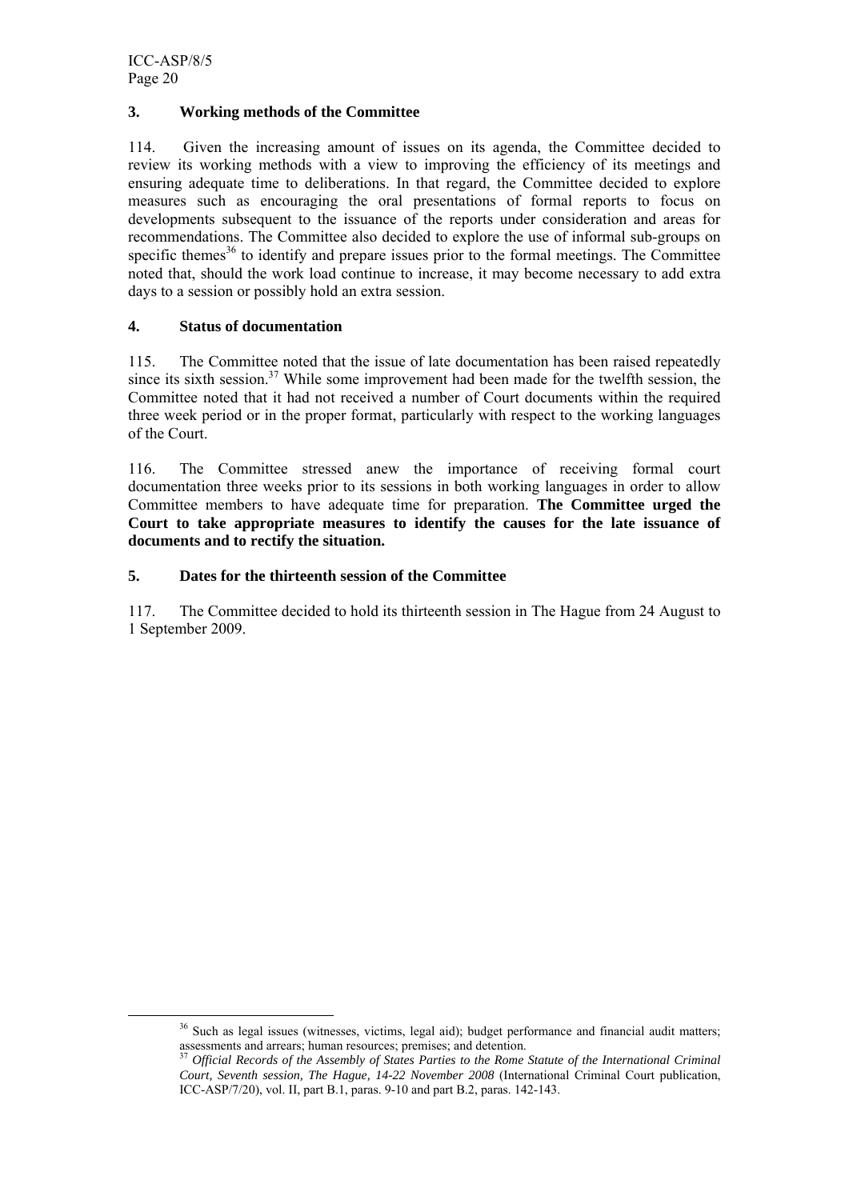### 3. Working methods of the Committee

114. Given the increasing amount of issues on its agenda, the Committee decided to review its working methods with a view to improving the efficiency of its meetings and ensuring adequate time to deliberations. In that regard, the Committee decided to explore measures such as encouraging the oral presentations of formal reports to focus on developments subsequent to the issuance of the reports under consideration and areas for recommendations. The Committee also decided to explore the use of informal sub-groups on specific themes[36] to identify and prepare issues prior to the formal meetings. The Committee noted that, should the work load continue to increase, it may become necessary to add extra days to a session or possibly hold an extra session.

### 4. Status of documentation

115. The Committee noted that the issue of late documentation has been raised repeatedly since its sixth session.[37] While some improvement had been made for the twelfth session, the Committee noted that it had not received a number of Court documents within the required three week period or in the proper format, particularly with respect to the working languages of the Court.

116. The Committee stressed anew the importance of receiving formal court documentation three weeks prior to its sessions in both working languages in order to allow Committee members to have adequate time for preparation. **The Committee urged the Court to take appropriate measures to identify the causes for the late issuance of documents and to rectify the situation.**

### 5. Dates for the thirteenth session of the Committee

117. The Committee decided to hold its thirteenth session in The Hague from 24 August to 1 September 2009.

---

[36] Such as legal issues (witnesses, victims, legal aid); budget performance and financial audit matters; assessments and arrears; human resources; premises; and detention.

[37] *Official Records of the Assembly of States Parties to the Rome Statute of the International Criminal Court, Seventh session, The Hague, 14-22 November 2008* (International Criminal Court publication, ICC-ASP/7/20), vol. II, part B.1, paras. 9-10 and part B.2, paras. 142-143.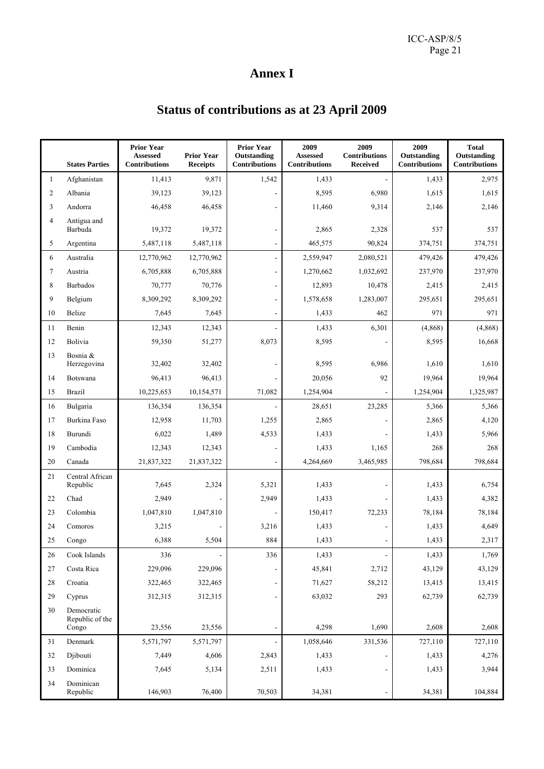# Annex I

## Status of contributions as at 23 April 2009

| | States Parties | Prior Year Assessed Contributions | Prior Year Receipts | Prior Year Outstanding Contributions | 2009 Assessed Contributions | 2009 Contributions Received | 2009 Outstanding Contributions | Total Outstanding Contributions |
|---|---|---|---|---|---|---|---|---|
| 1 | Afghanistan | 11,413 | 9,871 | 1,542 | 1,433 | - | 1,433 | 2,975 |
| 2 | Albania | 39,123 | 39,123 | - | 8,595 | 6,980 | 1,615 | 1,615 |
| 3 | Andorra | 46,458 | 46,458 | - | 11,460 | 9,314 | 2,146 | 2,146 |
| 4 | Antigua and Barbuda | 19,372 | 19,372 | - | 2,865 | 2,328 | 537 | 537 |
| 5 | Argentina | 5,487,118 | 5,487,118 | - | 465,575 | 90,824 | 374,751 | 374,751 |
| 6 | Australia | 12,770,962 | 12,770,962 | - | 2,559,947 | 2,080,521 | 479,426 | 479,426 |
| 7 | Austria | 6,705,888 | 6,705,888 | - | 1,270,662 | 1,032,692 | 237,970 | 237,970 |
| 8 | Barbados | 70,777 | 70,776 | - | 12,893 | 10,478 | 2,415 | 2,415 |
| 9 | Belgium | 8,309,292 | 8,309,292 | - | 1,578,658 | 1,283,007 | 295,651 | 295,651 |
| 10 | Belize | 7,645 | 7,645 | - | 1,433 | 462 | 971 | 971 |
| 11 | Benin | 12,343 | 12,343 | - | 1,433 | 6,301 | (4,868) | (4,868) |
| 12 | Bolivia | 59,350 | 51,277 | 8,073 | 8,595 | - | 8,595 | 16,668 |
| 13 | Bosnia & Herzegovina | 32,402 | 32,402 | - | 8,595 | 6,986 | 1,610 | 1,610 |
| 14 | Botswana | 96,413 | 96,413 | - | 20,056 | 92 | 19,964 | 19,964 |
| 15 | Brazil | 10,225,653 | 10,154,571 | 71,082 | 1,254,904 | - | 1,254,904 | 1,325,987 |
| 16 | Bulgaria | 136,354 | 136,354 | - | 28,651 | 23,285 | 5,366 | 5,366 |
| 17 | Burkina Faso | 12,958 | 11,703 | 1,255 | 2,865 | - | 2,865 | 4,120 |
| 18 | Burundi | 6,022 | 1,489 | 4,533 | 1,433 | - | 1,433 | 5,966 |
| 19 | Cambodia | 12,343 | 12,343 | - | 1,433 | 1,165 | 268 | 268 |
| 20 | Canada | 21,837,322 | 21,837,322 | - | 4,264,669 | 3,465,985 | 798,684 | 798,684 |
| 21 | Central African Republic | 7,645 | 2,324 | 5,321 | 1,433 | - | 1,433 | 6,754 |
| 22 | Chad | 2,949 | - | 2,949 | 1,433 | - | 1,433 | 4,382 |
| 23 | Colombia | 1,047,810 | 1,047,810 | - | 150,417 | 72,233 | 78,184 | 78,184 |
| 24 | Comoros | 3,215 | - | 3,216 | 1,433 | - | 1,433 | 4,649 |
| 25 | Congo | 6,388 | 5,504 | 884 | 1,433 | - | 1,433 | 2,317 |
| 26 | Cook Islands | 336 | - | 336 | 1,433 | - | 1,433 | 1,769 |
| 27 | Costa Rica | 229,096 | 229,096 | - | 45,841 | 2,712 | 43,129 | 43,129 |
| 28 | Croatia | 322,465 | 322,465 | - | 71,627 | 58,212 | 13,415 | 13,415 |
| 29 | Cyprus | 312,315 | 312,315 | - | 63,032 | 293 | 62,739 | 62,739 |
| 30 | Democratic Republic of the Congo | 23,556 | 23,556 | - | 4,298 | 1,690 | 2,608 | 2,608 |
| 31 | Denmark | 5,571,797 | 5,571,797 | - | 1,058,646 | 331,536 | 727,110 | 727,110 |
| 32 | Djibouti | 7,449 | 4,606 | 2,843 | 1,433 | - | 1,433 | 4,276 |
| 33 | Dominica | 7,645 | 5,134 | 2,511 | 1,433 | - | 1,433 | 3,944 |
| 34 | Dominican Republic | 146,903 | 76,400 | 70,503 | 34,381 | - | 34,381 | 104,884 |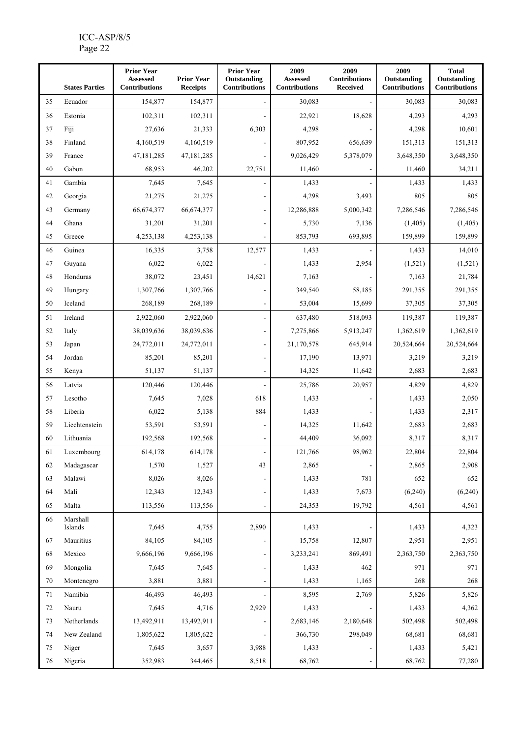| | States Parties | Prior Year Assessed Contributions | Prior Year Receipts | Prior Year Outstanding Contributions | 2009 Assessed Contributions | 2009 Contributions Received | 2009 Outstanding Contributions | Total Outstanding Contributions |
|---|---|---|---|---|---|---|---|---|
| 35 | Ecuador | 154,877 | 154,877 | - | 30,083 | - | 30,083 | 30,083 |
| 36 | Estonia | 102,311 | 102,311 | - | 22,921 | 18,628 | 4,293 | 4,293 |
| 37 | Fiji | 27,636 | 21,333 | 6,303 | 4,298 | - | 4,298 | 10,601 |
| 38 | Finland | 4,160,519 | 4,160,519 | - | 807,952 | 656,639 | 151,313 | 151,313 |
| 39 | France | 47,181,285 | 47,181,285 | - | 9,026,429 | 5,378,079 | 3,648,350 | 3,648,350 |
| 40 | Gabon | 68,953 | 46,202 | 22,751 | 11,460 | - | 11,460 | 34,211 |
| 41 | Gambia | 7,645 | 7,645 | - | 1,433 | - | 1,433 | 1,433 |
| 42 | Georgia | 21,275 | 21,275 | - | 4,298 | 3,493 | 805 | 805 |
| 43 | Germany | 66,674,377 | 66,674,377 | - | 12,286,888 | 5,000,342 | 7,286,546 | 7,286,546 |
| 44 | Ghana | 31,201 | 31,201 | - | 5,730 | 7,136 | (1,405) | (1,405) |
| 45 | Greece | 4,253,138 | 4,253,138 | - | 853,793 | 693,895 | 159,899 | 159,899 |
| 46 | Guinea | 16,335 | 3,758 | 12,577 | 1,433 | - | 1,433 | 14,010 |
| 47 | Guyana | 6,022 | 6,022 | - | 1,433 | 2,954 | (1,521) | (1,521) |
| 48 | Honduras | 38,072 | 23,451 | 14,621 | 7,163 | - | 7,163 | 21,784 |
| 49 | Hungary | 1,307,766 | 1,307,766 | - | 349,540 | 58,185 | 291,355 | 291,355 |
| 50 | Iceland | 268,189 | 268,189 | - | 53,004 | 15,699 | 37,305 | 37,305 |
| 51 | Ireland | 2,922,060 | 2,922,060 | - | 637,480 | 518,093 | 119,387 | 119,387 |
| 52 | Italy | 38,039,636 | 38,039,636 | - | 7,275,866 | 5,913,247 | 1,362,619 | 1,362,619 |
| 53 | Japan | 24,772,011 | 24,772,011 | - | 21,170,578 | 645,914 | 20,524,664 | 20,524,664 |
| 54 | Jordan | 85,201 | 85,201 | - | 17,190 | 13,971 | 3,219 | 3,219 |
| 55 | Kenya | 51,137 | 51,137 | - | 14,325 | 11,642 | 2,683 | 2,683 |
| 56 | Latvia | 120,446 | 120,446 | - | 25,786 | 20,957 | 4,829 | 4,829 |
| 57 | Lesotho | 7,645 | 7,028 | 618 | 1,433 | - | 1,433 | 2,050 |
| 58 | Liberia | 6,022 | 5,138 | 884 | 1,433 | - | 1,433 | 2,317 |
| 59 | Liechtenstein | 53,591 | 53,591 | - | 14,325 | 11,642 | 2,683 | 2,683 |
| 60 | Lithuania | 192,568 | 192,568 | - | 44,409 | 36,092 | 8,317 | 8,317 |
| 61 | Luxembourg | 614,178 | 614,178 | - | 121,766 | 98,962 | 22,804 | 22,804 |
| 62 | Madagascar | 1,570 | 1,527 | 43 | 2,865 | - | 2,865 | 2,908 |
| 63 | Malawi | 8,026 | 8,026 | - | 1,433 | 781 | 652 | 652 |
| 64 | Mali | 12,343 | 12,343 | - | 1,433 | 7,673 | (6,240) | (6,240) |
| 65 | Malta | 113,556 | 113,556 | - | 24,353 | 19,792 | 4,561 | 4,561 |
| 66 | Marshall Islands | 7,645 | 4,755 | 2,890 | 1,433 | - | 1,433 | 4,323 |
| 67 | Mauritius | 84,105 | 84,105 | - | 15,758 | 12,807 | 2,951 | 2,951 |
| 68 | Mexico | 9,666,196 | 9,666,196 | - | 3,233,241 | 869,491 | 2,363,750 | 2,363,750 |
| 69 | Mongolia | 7,645 | 7,645 | - | 1,433 | 462 | 971 | 971 |
| 70 | Montenegro | 3,881 | 3,881 | - | 1,433 | 1,165 | 268 | 268 |
| 71 | Namibia | 46,493 | 46,493 | - | 8,595 | 2,769 | 5,826 | 5,826 |
| 72 | Nauru | 7,645 | 4,716 | 2,929 | 1,433 | - | 1,433 | 4,362 |
| 73 | Netherlands | 13,492,911 | 13,492,911 | - | 2,683,146 | 2,180,648 | 502,498 | 502,498 |
| 74 | New Zealand | 1,805,622 | 1,805,622 | - | 366,730 | 298,049 | 68,681 | 68,681 |
| 75 | Niger | 7,645 | 3,657 | 3,988 | 1,433 | - | 1,433 | 5,421 |
| 76 | Nigeria | 352,983 | 344,465 | 8,518 | 68,762 | - | 68,762 | 77,280 |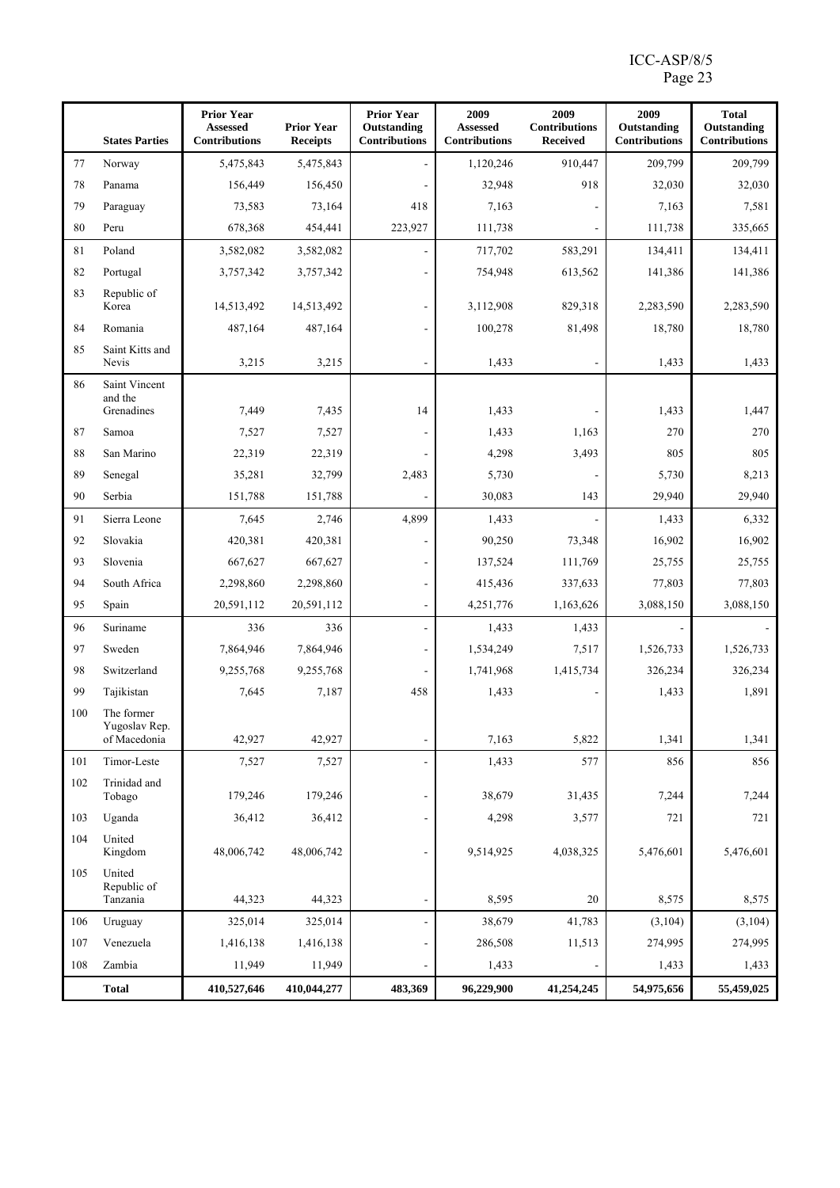| | States Parties | Prior Year Assessed Contributions | Prior Year Receipts | Prior Year Outstanding Contributions | 2009 Assessed Contributions | 2009 Contributions Received | 2009 Outstanding Contributions | Total Outstanding Contributions |
|---|---|---|---|---|---|---|---|---|
| 77 | Norway | 5,475,843 | 5,475,843 | - | 1,120,246 | 910,447 | 209,799 | 209,799 |
| 78 | Panama | 156,449 | 156,450 | - | 32,948 | 918 | 32,030 | 32,030 |
| 79 | Paraguay | 73,583 | 73,164 | 418 | 7,163 | - | 7,163 | 7,581 |
| 80 | Peru | 678,368 | 454,441 | 223,927 | 111,738 | - | 111,738 | 335,665 |
| 81 | Poland | 3,582,082 | 3,582,082 | - | 717,702 | 583,291 | 134,411 | 134,411 |
| 82 | Portugal | 3,757,342 | 3,757,342 | - | 754,948 | 613,562 | 141,386 | 141,386 |
| 83 | Republic of Korea | 14,513,492 | 14,513,492 | - | 3,112,908 | 829,318 | 2,283,590 | 2,283,590 |
| 84 | Romania | 487,164 | 487,164 | - | 100,278 | 81,498 | 18,780 | 18,780 |
| 85 | Saint Kitts and Nevis | 3,215 | 3,215 | - | 1,433 | - | 1,433 | 1,433 |
| 86 | Saint Vincent and the Grenadines | 7,449 | 7,435 | 14 | 1,433 | - | 1,433 | 1,447 |
| 87 | Samoa | 7,527 | 7,527 | - | 1,433 | 1,163 | 270 | 270 |
| 88 | San Marino | 22,319 | 22,319 | - | 4,298 | 3,493 | 805 | 805 |
| 89 | Senegal | 35,281 | 32,799 | 2,483 | 5,730 | - | 5,730 | 8,213 |
| 90 | Serbia | 151,788 | 151,788 | - | 30,083 | 143 | 29,940 | 29,940 |
| 91 | Sierra Leone | 7,645 | 2,746 | 4,899 | 1,433 | - | 1,433 | 6,332 |
| 92 | Slovakia | 420,381 | 420,381 | - | 90,250 | 73,348 | 16,902 | 16,902 |
| 93 | Slovenia | 667,627 | 667,627 | - | 137,524 | 111,769 | 25,755 | 25,755 |
| 94 | South Africa | 2,298,860 | 2,298,860 | - | 415,436 | 337,633 | 77,803 | 77,803 |
| 95 | Spain | 20,591,112 | 20,591,112 | - | 4,251,776 | 1,163,626 | 3,088,150 | 3,088,150 |
| 96 | Suriname | 336 | 336 | - | 1,433 | 1,433 | - | - |
| 97 | Sweden | 7,864,946 | 7,864,946 | - | 1,534,249 | 7,517 | 1,526,733 | 1,526,733 |
| 98 | Switzerland | 9,255,768 | 9,255,768 | - | 1,741,968 | 1,415,734 | 326,234 | 326,234 |
| 99 | Tajikistan | 7,645 | 7,187 | 458 | 1,433 | - | 1,433 | 1,891 |
| 100 | The former Yugoslav Rep. of Macedonia | 42,927 | 42,927 | - | 7,163 | 5,822 | 1,341 | 1,341 |
| 101 | Timor-Leste | 7,527 | 7,527 | - | 1,433 | 577 | 856 | 856 |
| 102 | Trinidad and Tobago | 179,246 | 179,246 | - | 38,679 | 31,435 | 7,244 | 7,244 |
| 103 | Uganda | 36,412 | 36,412 | - | 4,298 | 3,577 | 721 | 721 |
| 104 | United Kingdom | 48,006,742 | 48,006,742 | - | 9,514,925 | 4,038,325 | 5,476,601 | 5,476,601 |
| 105 | United Republic of Tanzania | 44,323 | 44,323 | - | 8,595 | 20 | 8,575 | 8,575 |
| 106 | Uruguay | 325,014 | 325,014 | - | 38,679 | 41,783 | (3,104) | (3,104) |
| 107 | Venezuela | 1,416,138 | 1,416,138 | - | 286,508 | 11,513 | 274,995 | 274,995 |
| 108 | Zambia | 11,949 | 11,949 | - | 1,433 | - | 1,433 | 1,433 |
| | **Total** | **410,527,646** | **410,044,277** | **483,369** | **96,229,900** | **41,254,245** | **54,975,656** | **55,459,025** |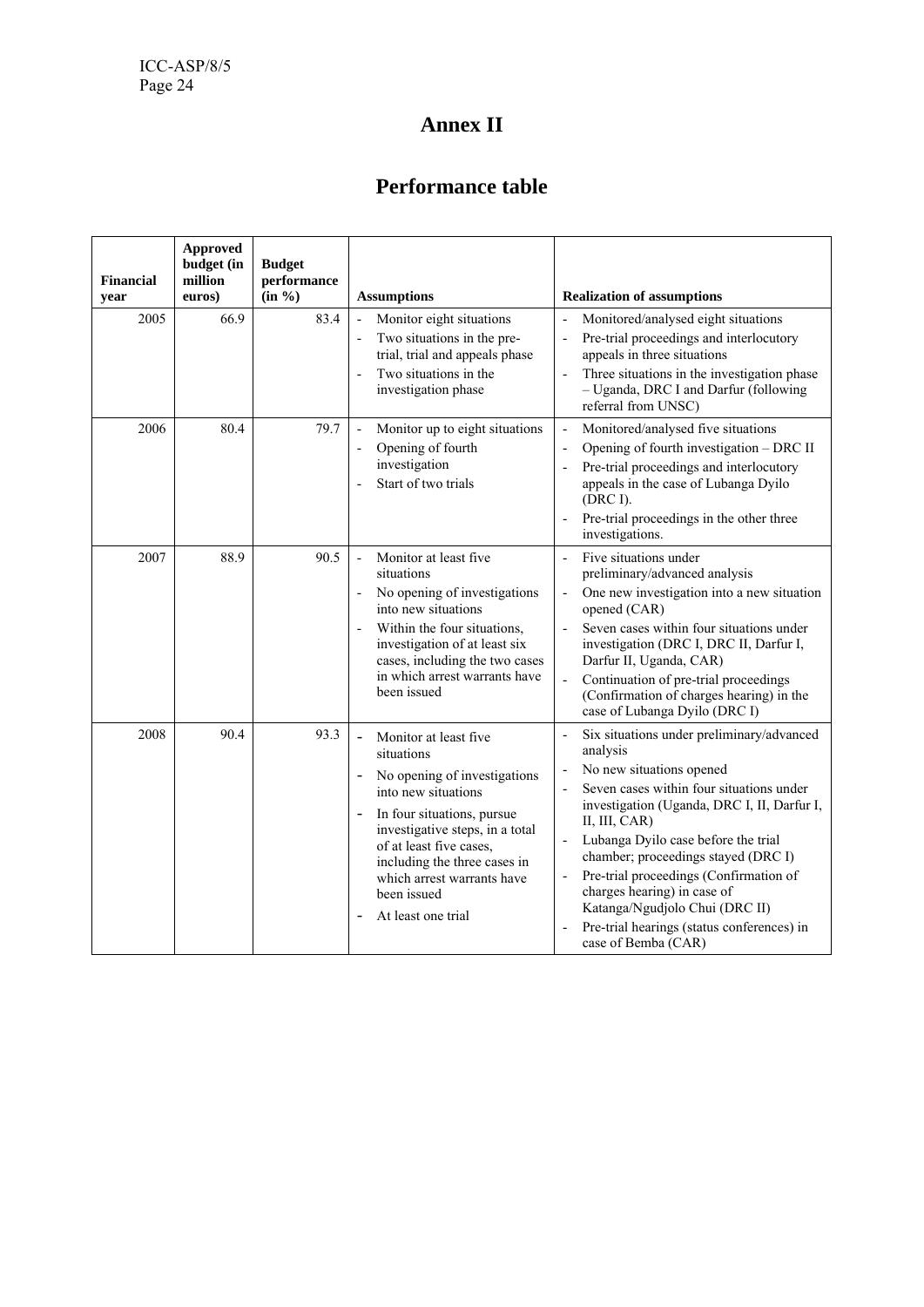# Annex II

## Performance table

| Financial year | Approved budget (in million euros) | Budget performance (in %) | Assumptions | Realization of assumptions |
|---|---|---|---|---|
| 2005 | 66.9 | 83.4 | - Monitor eight situations<br>- Two situations in the pre-trial, trial and appeals phase<br>- Two situations in the investigation phase | - Monitored/analysed eight situations<br>- Pre-trial proceedings and interlocutory appeals in three situations<br>- Three situations in the investigation phase – Uganda, DRC I and Darfur (following referral from UNSC) |
| 2006 | 80.4 | 79.7 | - Monitor up to eight situations<br>- Opening of fourth investigation<br>- Start of two trials | - Monitored/analysed five situations<br>- Opening of fourth investigation – DRC II<br>- Pre-trial proceedings and interlocutory appeals in the case of Lubanga Dyilo (DRC I).<br>- Pre-trial proceedings in the other three investigations. |
| 2007 | 88.9 | 90.5 | - Monitor at least five situations<br>- No opening of investigations into new situations<br>- Within the four situations, investigation of at least six cases, including the two cases in which arrest warrants have been issued | - Five situations under preliminary/advanced analysis<br>- One new investigation into a new situation opened (CAR)<br>- Seven cases within four situations under investigation (DRC I, DRC II, Darfur I, Darfur II, Uganda, CAR)<br>- Continuation of pre-trial proceedings (Confirmation of charges hearing) in the case of Lubanga Dyilo (DRC I) |
| 2008 | 90.4 | 93.3 | - Monitor at least five situations<br>- No opening of investigations into new situations<br>- In four situations, pursue investigative steps, in a total of at least five cases, including the three cases in which arrest warrants have been issued<br>- At least one trial | - Six situations under preliminary/advanced analysis<br>- No new situations opened<br>- Seven cases within four situations under investigation (Uganda, DRC I, II, Darfur I, II, III, CAR)<br>- Lubanga Dyilo case before the trial chamber; proceedings stayed (DRC I)<br>- Pre-trial proceedings (Confirmation of charges hearing) in case of Katanga/Ngudjolo Chui (DRC II)<br>- Pre-trial hearings (status conferences) in case of Bemba (CAR) |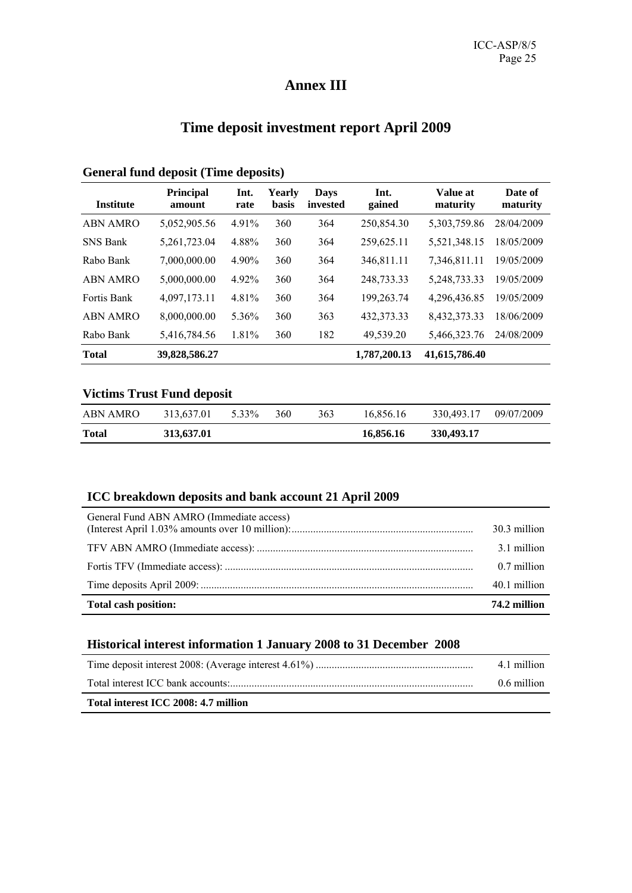# Annex III

## Time deposit investment report April 2009

### General fund deposit (Time deposits)

| Institute | Principal amount | Int. rate | Yearly basis | Days invested | Int. gained | Value at maturity | Date of maturity |
|---|---|---|---|---|---|---|---|
| ABN AMRO | 5,052,905.56 | 4.91% | 360 | 364 | 250,854.30 | 5,303,759.86 | 28/04/2009 |
| SNS Bank | 5,261,723.04 | 4.88% | 360 | 364 | 259,625.11 | 5,521,348.15 | 18/05/2009 |
| Rabo Bank | 7,000,000.00 | 4.90% | 360 | 364 | 346,811.11 | 7,346,811.11 | 19/05/2009 |
| ABN AMRO | 5,000,000.00 | 4.92% | 360 | 364 | 248,733.33 | 5,248,733.33 | 19/05/2009 |
| Fortis Bank | 4,097,173.11 | 4.81% | 360 | 364 | 199,263.74 | 4,296,436.85 | 19/05/2009 |
| ABN AMRO | 8,000,000.00 | 5.36% | 360 | 363 | 432,373.33 | 8,432,373.33 | 18/06/2009 |
| Rabo Bank | 5,416,784.56 | 1.81% | 360 | 182 | 49,539.20 | 5,466,323.76 | 24/08/2009 |
| **Total** | **39,828,586.27** | | | | **1,787,200.13** | **41,615,786.40** | |

### Victims Trust Fund deposit

| Institute | Principal amount | Int. rate | Yearly basis | Days invested | Int. gained | Value at maturity | Date of maturity |
|---|---|---|---|---|---|---|---|
| ABN AMRO | 313,637.01 | 5.33% | 360 | 363 | 16,856.16 | 330,493.17 | 09/07/2009 |
| **Total** | **313,637.01** | | | | **16,856.16** | **330,493.17** | |

### ICC breakdown deposits and bank account 21 April 2009

| | |
|---|---|
| General Fund ABN AMRO (Immediate access) (Interest April 1.03% amounts over 10 million): | 30.3 million |
| TFV ABN AMRO (Immediate access): | 3.1 million |
| Fortis TFV (Immediate access): | 0.7 million |
| Time deposits April 2009: | 40.1 million |
| **Total cash position:** | **74.2 million** |

### Historical interest information 1 January 2008 to 31 December 2008

| | |
|---|---|
| Time deposit interest 2008: (Average interest 4.61%) | 4.1 million |
| Total interest ICC bank accounts: | 0.6 million |
| **Total interest ICC 2008: 4.7 million** | |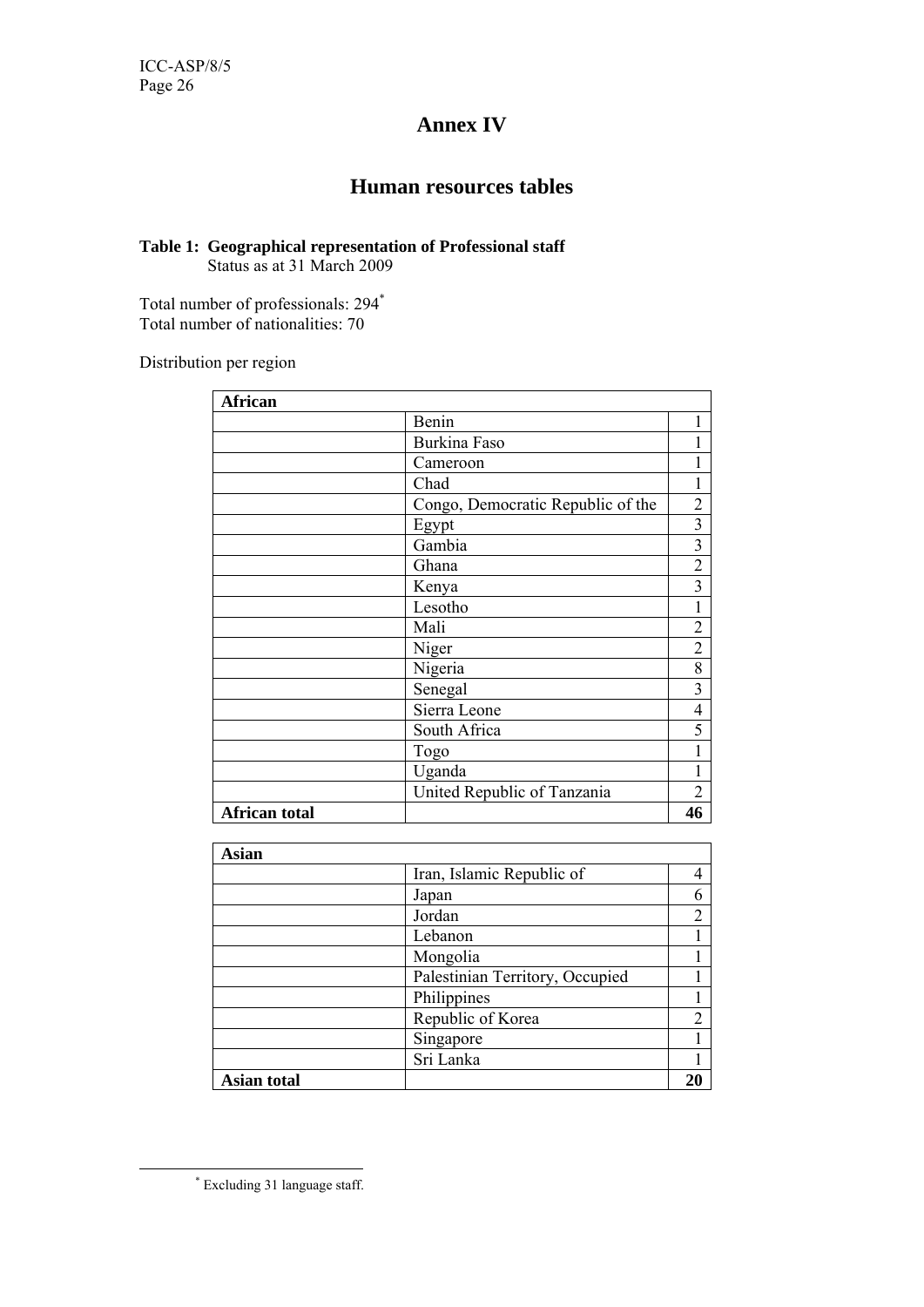# Annex IV

## Human resources tables

**Table 1: Geographical representation of Professional staff**
Status as at 31 March 2009

Total number of professionals: 294*
Total number of nationalities: 70

Distribution per region

| **African** | | |
|---|---|---|
| | Benin | 1 |
| | Burkina Faso | 1 |
| | Cameroon | 1 |
| | Chad | 1 |
| | Congo, Democratic Republic of the | 2 |
| | Egypt | 3 |
| | Gambia | 3 |
| | Ghana | 2 |
| | Kenya | 3 |
| | Lesotho | 1 |
| | Mali | 2 |
| | Niger | 2 |
| | Nigeria | 8 |
| | Senegal | 3 |
| | Sierra Leone | 4 |
| | South Africa | 5 |
| | Togo | 1 |
| | Uganda | 1 |
| | United Republic of Tanzania | 2 |
| **African total** | | **46** |

| **Asian** | | |
|---|---|---|
| | Iran, Islamic Republic of | 4 |
| | Japan | 6 |
| | Jordan | 2 |
| | Lebanon | 1 |
| | Mongolia | 1 |
| | Palestinian Territory, Occupied | 1 |
| | Philippines | 1 |
| | Republic of Korea | 2 |
| | Singapore | 1 |
| | Sri Lanka | 1 |
| **Asian total** | | **20** |

* Excluding 31 language staff.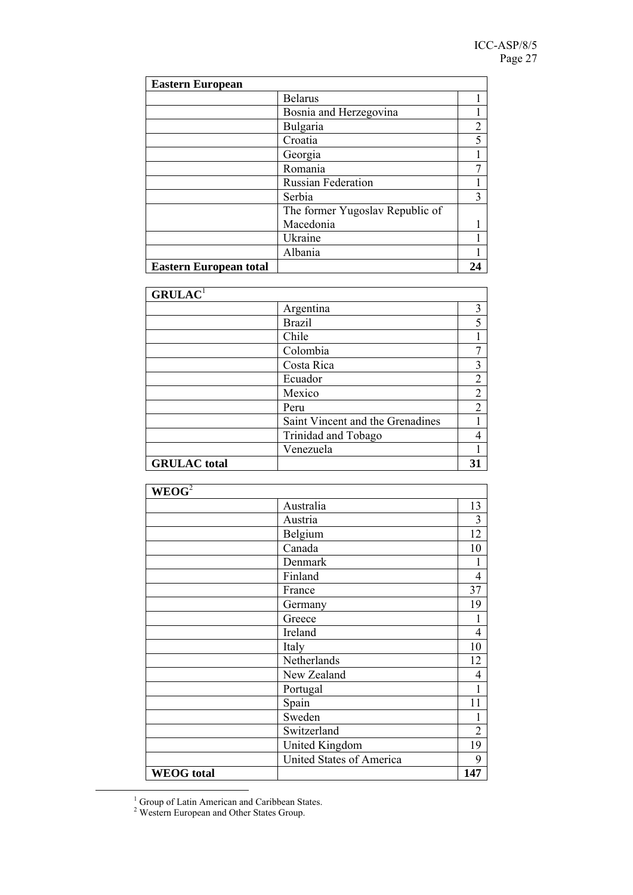| Eastern European | | |
|---|---|---|
| | Belarus | 1 |
| | Bosnia and Herzegovina | 1 |
| | Bulgaria | 2 |
| | Croatia | 5 |
| | Georgia | 1 |
| | Romania | 7 |
| | Russian Federation | 1 |
| | Serbia | 3 |
| | The former Yugoslav Republic of Macedonia | 1 |
| | Ukraine | 1 |
| | Albania | 1 |
| **Eastern European total** | | **24** |

| GRULAC[1] | | |
|---|---|---|
| | Argentina | 3 |
| | Brazil | 5 |
| | Chile | 1 |
| | Colombia | 7 |
| | Costa Rica | 3 |
| | Ecuador | 2 |
| | Mexico | 2 |
| | Peru | 2 |
| | Saint Vincent and the Grenadines | 1 |
| | Trinidad and Tobago | 4 |
| | Venezuela | 1 |
| **GRULAC total** | | **31** |

| WEOG[2] | | |
|---|---|---|
| | Australia | 13 |
| | Austria | 3 |
| | Belgium | 12 |
| | Canada | 10 |
| | Denmark | 1 |
| | Finland | 4 |
| | France | 37 |
| | Germany | 19 |
| | Greece | 1 |
| | Ireland | 4 |
| | Italy | 10 |
| | Netherlands | 12 |
| | New Zealand | 4 |
| | Portugal | 1 |
| | Spain | 11 |
| | Sweden | 1 |
| | Switzerland | 2 |
| | United Kingdom | 19 |
| | United States of America | 9 |
| **WEOG total** | | **147** |

[1] Group of Latin American and Caribbean States.
[2] Western European and Other States Group.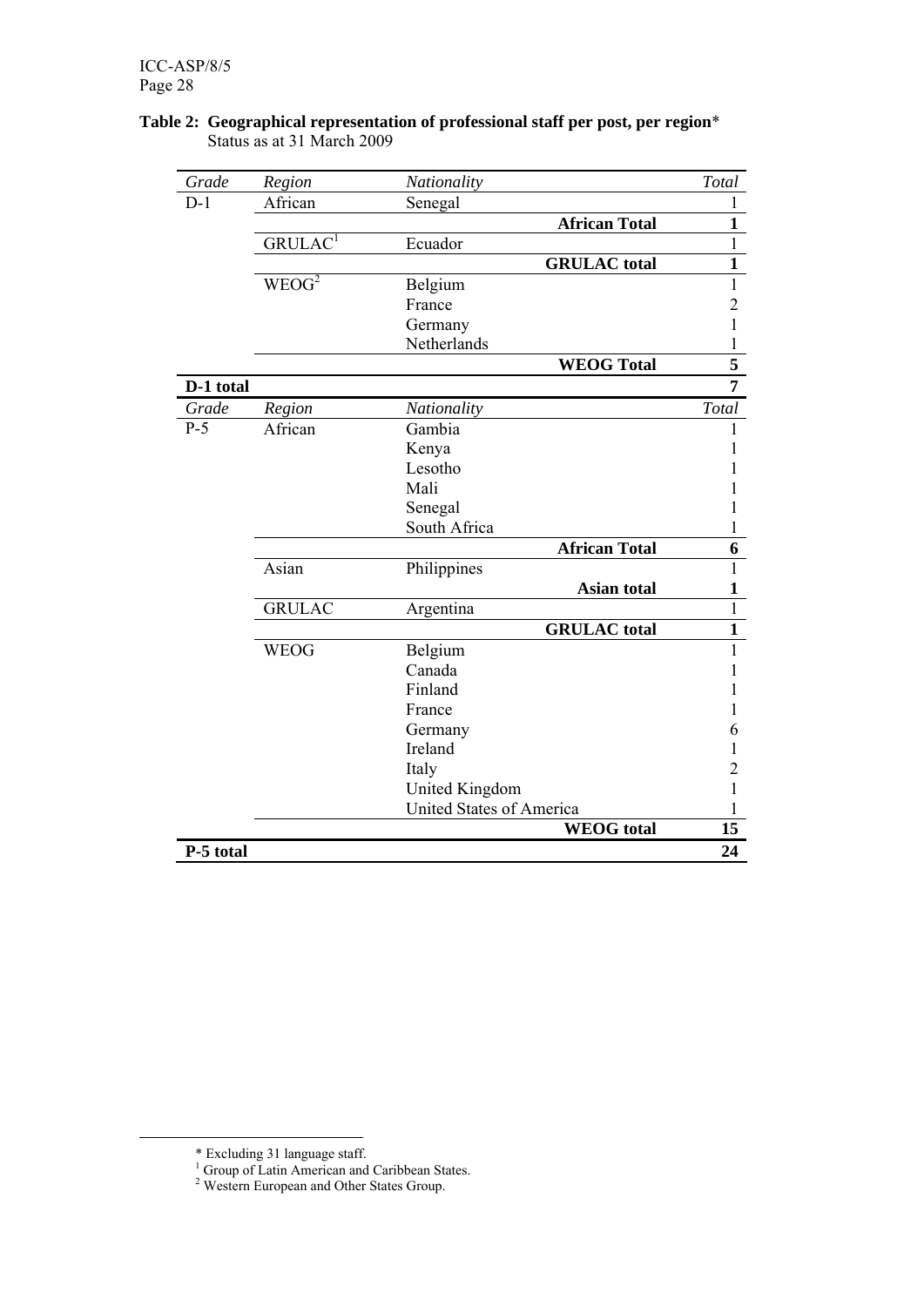**Table 2: Geographical representation of professional staff per post, per region*** 
Status as at 31 March 2009

| *Grade* | *Region* | *Nationality* | | *Total* |
|---|---|---|---|---|
| D-1 | African | Senegal | | 1 |
| | | | **African Total** | **1** |
| | GRULAC[1] | Ecuador | | 1 |
| | | | **GRULAC total** | **1** |
| | WEOG[2] | Belgium | | 1 |
| | | France | | 2 |
| | | Germany | | 1 |
| | | Netherlands | | 1 |
| | | | **WEOG Total** | **5** |
| **D-1 total** | | | | **7** |
| *Grade* | *Region* | *Nationality* | | *Total* |
| P-5 | African | Gambia | | 1 |
| | | Kenya | | 1 |
| | | Lesotho | | 1 |
| | | Mali | | 1 |
| | | Senegal | | 1 |
| | | South Africa | | 1 |
| | | | **African Total** | **6** |
| | Asian | Philippines | | 1 |
| | | | **Asian total** | **1** |
| | GRULAC | Argentina | | 1 |
| | | | **GRULAC total** | **1** |
| | WEOG | Belgium | | 1 |
| | | Canada | | 1 |
| | | Finland | | 1 |
| | | France | | 1 |
| | | Germany | | 6 |
| | | Ireland | | 1 |
| | | Italy | | 2 |
| | | United Kingdom | | 1 |
| | | United States of America | | 1 |
| | | | **WEOG total** | **15** |
| **P-5 total** | | | | **24** |

* Excluding 31 language staff.

[1] Group of Latin American and Caribbean States.

[2] Western European and Other States Group.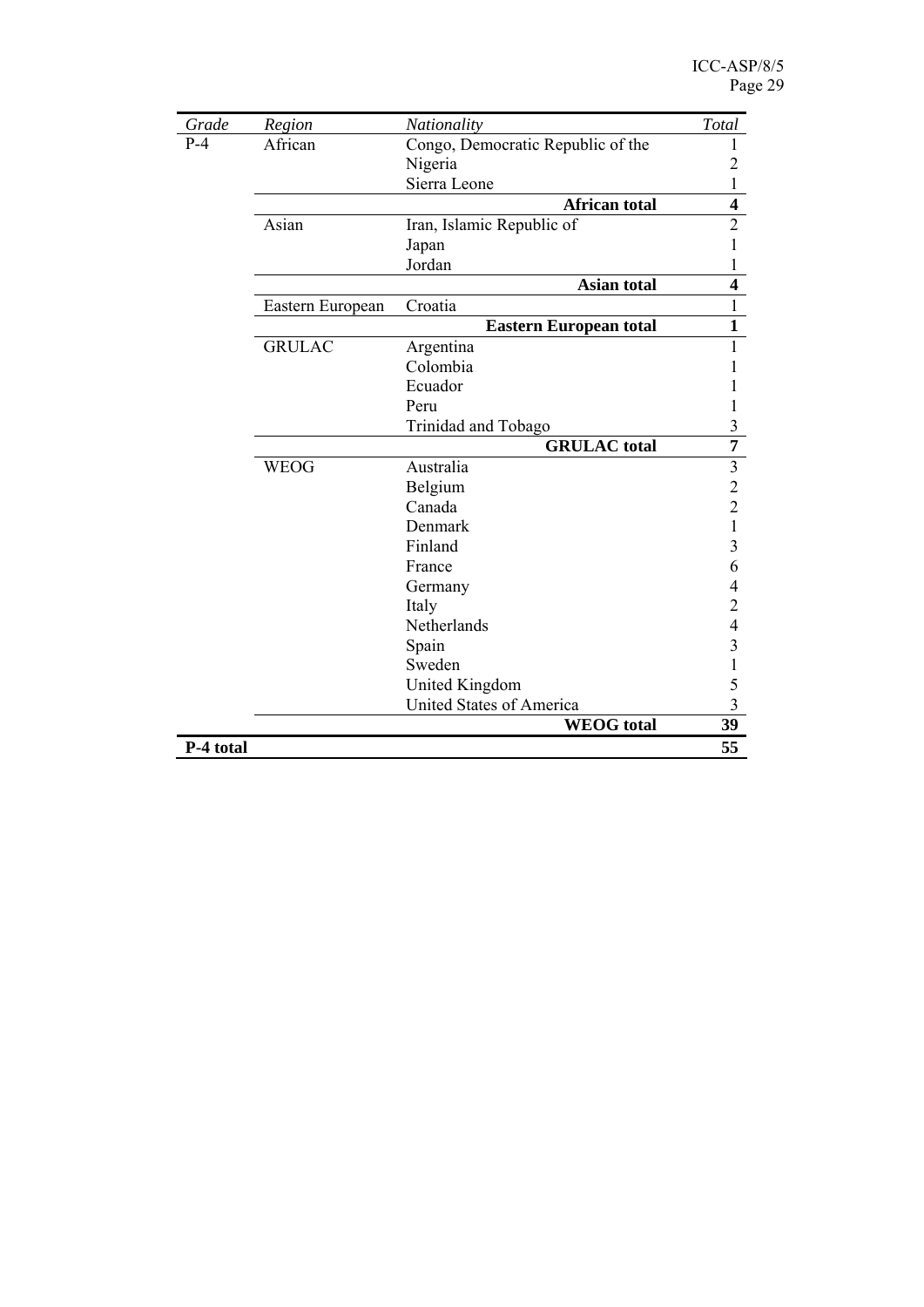| *Grade* | *Region* | *Nationality* | *Total* |
|---|---|---|---|
| P-4 | African | Congo, Democratic Republic of the | 1 |
| | | Nigeria | 2 |
| | | Sierra Leone | 1 |
| | | **African total** | **4** |
| | Asian | Iran, Islamic Republic of | 2 |
| | | Japan | 1 |
| | | Jordan | 1 |
| | | **Asian total** | **4** |
| | Eastern European | Croatia | 1 |
| | | **Eastern European total** | **1** |
| | GRULAC | Argentina | 1 |
| | | Colombia | 1 |
| | | Ecuador | 1 |
| | | Peru | 1 |
| | | Trinidad and Tobago | 3 |
| | | **GRULAC total** | **7** |
| | WEOG | Australia | 3 |
| | | Belgium | 2 |
| | | Canada | 2 |
| | | Denmark | 1 |
| | | Finland | 3 |
| | | France | 6 |
| | | Germany | 4 |
| | | Italy | 2 |
| | | Netherlands | 4 |
| | | Spain | 3 |
| | | Sweden | 1 |
| | | United Kingdom | 5 |
| | | United States of America | 3 |
| | | **WEOG total** | **39** |
| **P-4 total** | | | **55** |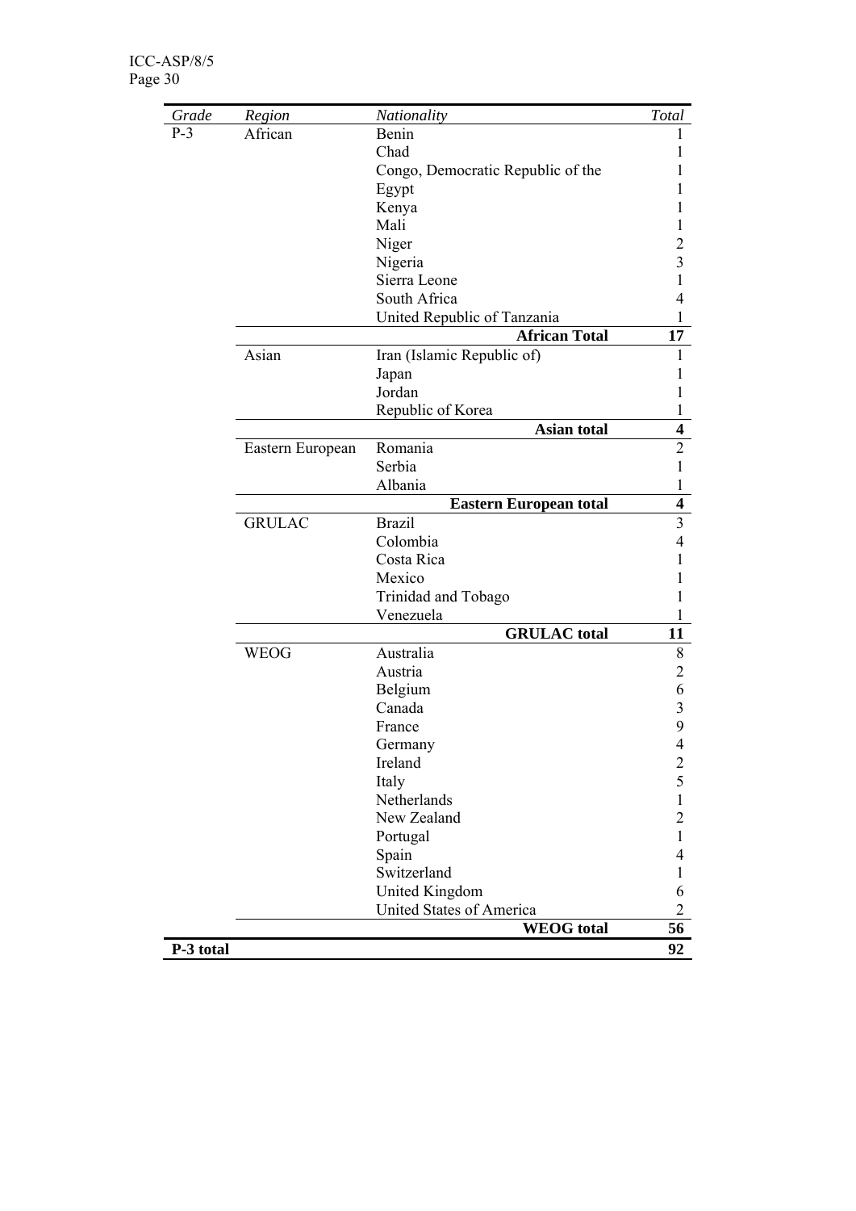| *Grade* | *Region* | *Nationality* | *Total* |
|---|---|---|---|
| P-3 | African | Benin | 1 |
| | | Chad | 1 |
| | | Congo, Democratic Republic of the | 1 |
| | | Egypt | 1 |
| | | Kenya | 1 |
| | | Mali | 1 |
| | | Niger | 2 |
| | | Nigeria | 3 |
| | | Sierra Leone | 1 |
| | | South Africa | 4 |
| | | United Republic of Tanzania | 1 |
| | | **African Total** | **17** |
| | Asian | Iran (Islamic Republic of) | 1 |
| | | Japan | 1 |
| | | Jordan | 1 |
| | | Republic of Korea | 1 |
| | | **Asian total** | **4** |
| | Eastern European | Romania | 2 |
| | | Serbia | 1 |
| | | Albania | 1 |
| | | **Eastern European total** | **4** |
| | GRULAC | Brazil | 3 |
| | | Colombia | 4 |
| | | Costa Rica | 1 |
| | | Mexico | 1 |
| | | Trinidad and Tobago | 1 |
| | | Venezuela | 1 |
| | | **GRULAC total** | **11** |
| | WEOG | Australia | 8 |
| | | Austria | 2 |
| | | Belgium | 6 |
| | | Canada | 3 |
| | | France | 9 |
| | | Germany | 4 |
| | | Ireland | 2 |
| | | Italy | 5 |
| | | Netherlands | 1 |
| | | New Zealand | 2 |
| | | Portugal | 1 |
| | | Spain | 4 |
| | | Switzerland | 1 |
| | | United Kingdom | 6 |
| | | United States of America | 2 |
| | | **WEOG total** | **56** |
| **P-3 total** | | | **92** |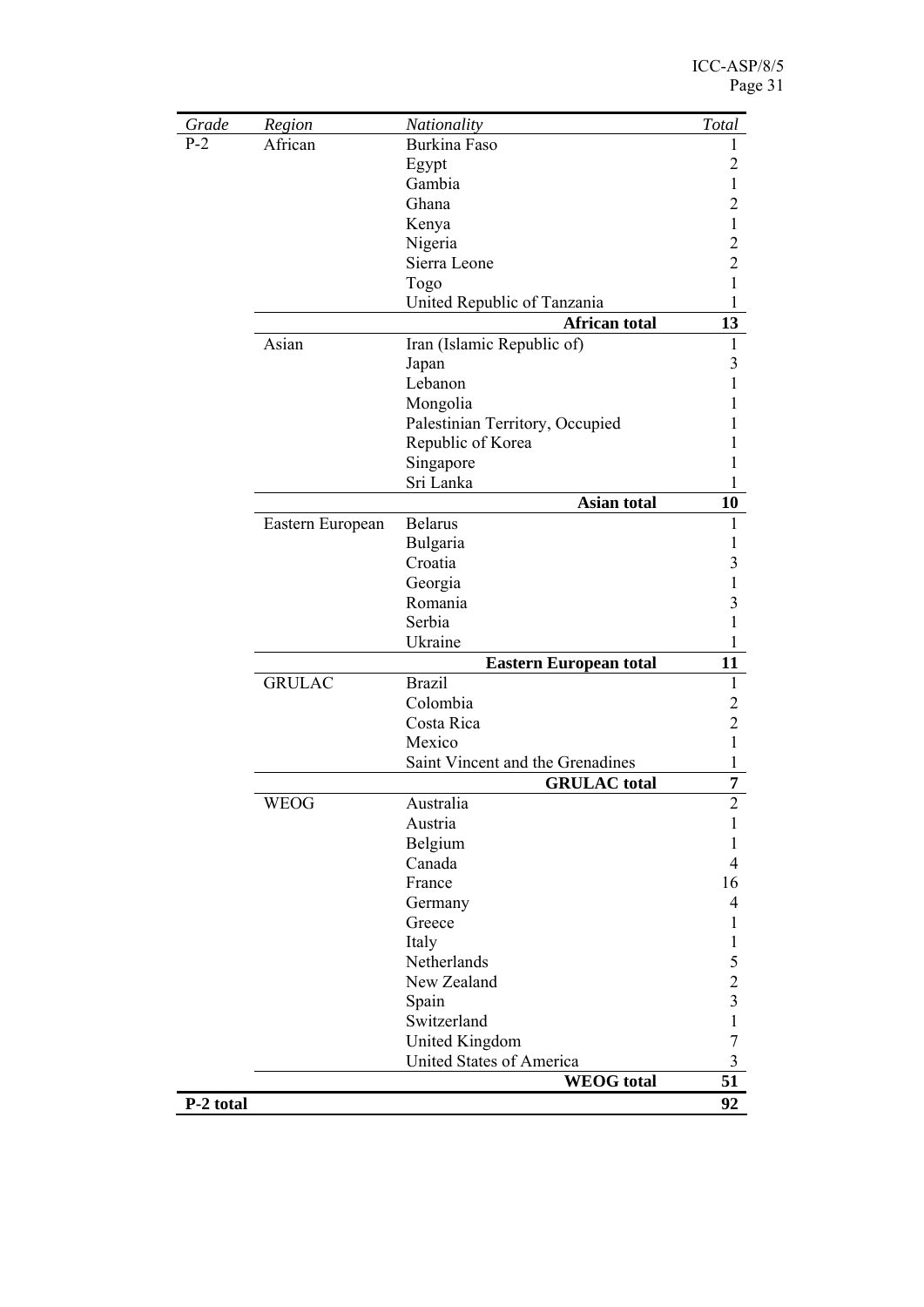| *Grade* | *Region* | *Nationality* | *Total* |
|---|---|---|---|
| P-2 | African | Burkina Faso | 1 |
| | | Egypt | 2 |
| | | Gambia | 1 |
| | | Ghana | 2 |
| | | Kenya | 1 |
| | | Nigeria | 2 |
| | | Sierra Leone | 2 |
| | | Togo | 1 |
| | | United Republic of Tanzania | 1 |
| | | **African total** | **13** |
| | Asian | Iran (Islamic Republic of) | 1 |
| | | Japan | 3 |
| | | Lebanon | 1 |
| | | Mongolia | 1 |
| | | Palestinian Territory, Occupied | 1 |
| | | Republic of Korea | 1 |
| | | Singapore | 1 |
| | | Sri Lanka | 1 |
| | | **Asian total** | **10** |
| | Eastern European | Belarus | 1 |
| | | Bulgaria | 1 |
| | | Croatia | 3 |
| | | Georgia | 1 |
| | | Romania | 3 |
| | | Serbia | 1 |
| | | Ukraine | 1 |
| | | **Eastern European total** | **11** |
| | GRULAC | Brazil | 1 |
| | | Colombia | 2 |
| | | Costa Rica | 2 |
| | | Mexico | 1 |
| | | Saint Vincent and the Grenadines | 1 |
| | | **GRULAC total** | **7** |
| | WEOG | Australia | 2 |
| | | Austria | 1 |
| | | Belgium | 1 |
| | | Canada | 4 |
| | | France | 16 |
| | | Germany | 4 |
| | | Greece | 1 |
| | | Italy | 1 |
| | | Netherlands | 5 |
| | | New Zealand | 2 |
| | | Spain | 3 |
| | | Switzerland | 1 |
| | | United Kingdom | 7 |
| | | United States of America | 3 |
| | | **WEOG total** | **51** |
| **P-2 total** | | | **92** |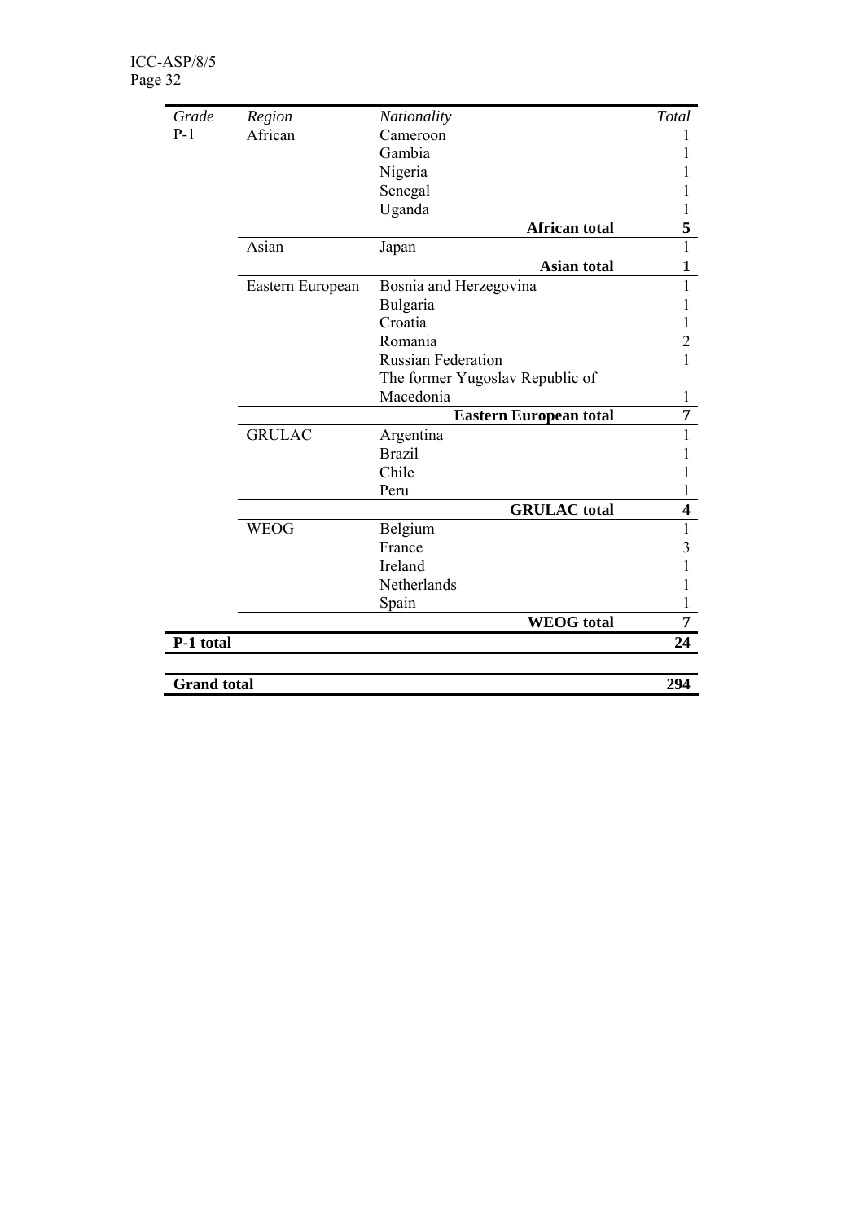| *Grade* | *Region* | *Nationality* | *Total* |
|---|---|---|---|
| P-1 | African | Cameroon | 1 |
| | | Gambia | 1 |
| | | Nigeria | 1 |
| | | Senegal | 1 |
| | | Uganda | 1 |
| | | **African total** | **5** |
| | Asian | Japan | 1 |
| | | **Asian total** | **1** |
| | Eastern European | Bosnia and Herzegovina | 1 |
| | | Bulgaria | 1 |
| | | Croatia | 1 |
| | | Romania | 2 |
| | | Russian Federation | 1 |
| | | The former Yugoslav Republic of Macedonia | 1 |
| | | **Eastern European total** | **7** |
| | GRULAC | Argentina | 1 |
| | | Brazil | 1 |
| | | Chile | 1 |
| | | Peru | 1 |
| | | **GRULAC total** | **4** |
| | WEOG | Belgium | 1 |
| | | France | 3 |
| | | Ireland | 1 |
| | | Netherlands | 1 |
| | | Spain | 1 |
| | | **WEOG total** | **7** |
| **P-1 total** | | | **24** |
| | | | |
| **Grand total** | | | **294** |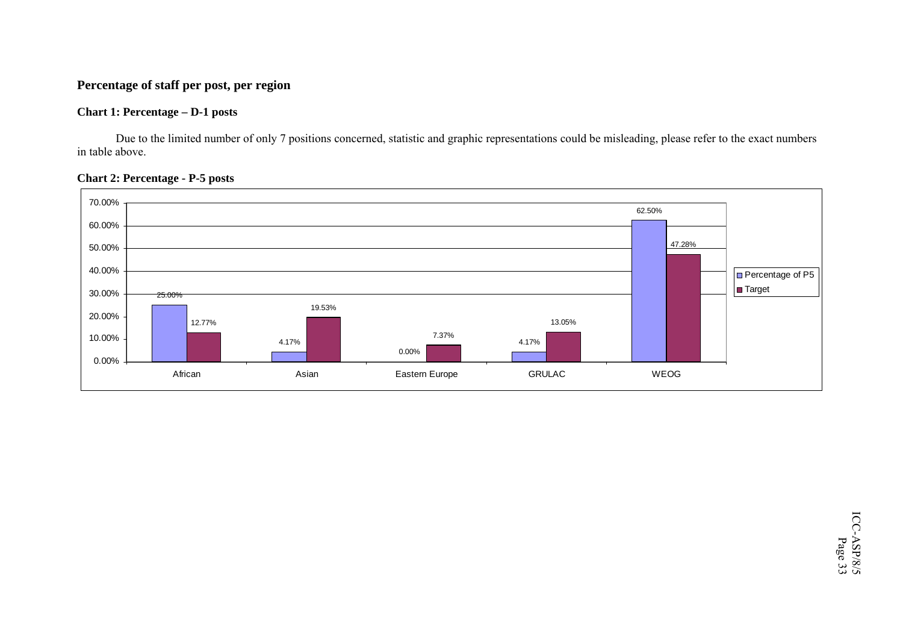## Percentage of staff per post, per region

### Chart 1: Percentage – D-1 posts

Due to the limited number of only 7 positions concerned, statistic and graphic representations could be misleading, please refer to the exact numbers in table above.

### Chart 2: Percentage - P-5 posts

| Region | Percentage of P5 | Target |
|---|---|---|
| African | 25.00% | 12.77% |
| Asian | 4.17% | 19.53% |
| Eastern Europe | 0.00% | 7.37% |
| GRULAC | 4.17% | 13.05% |
| WEOG | 62.50% | 47.28% |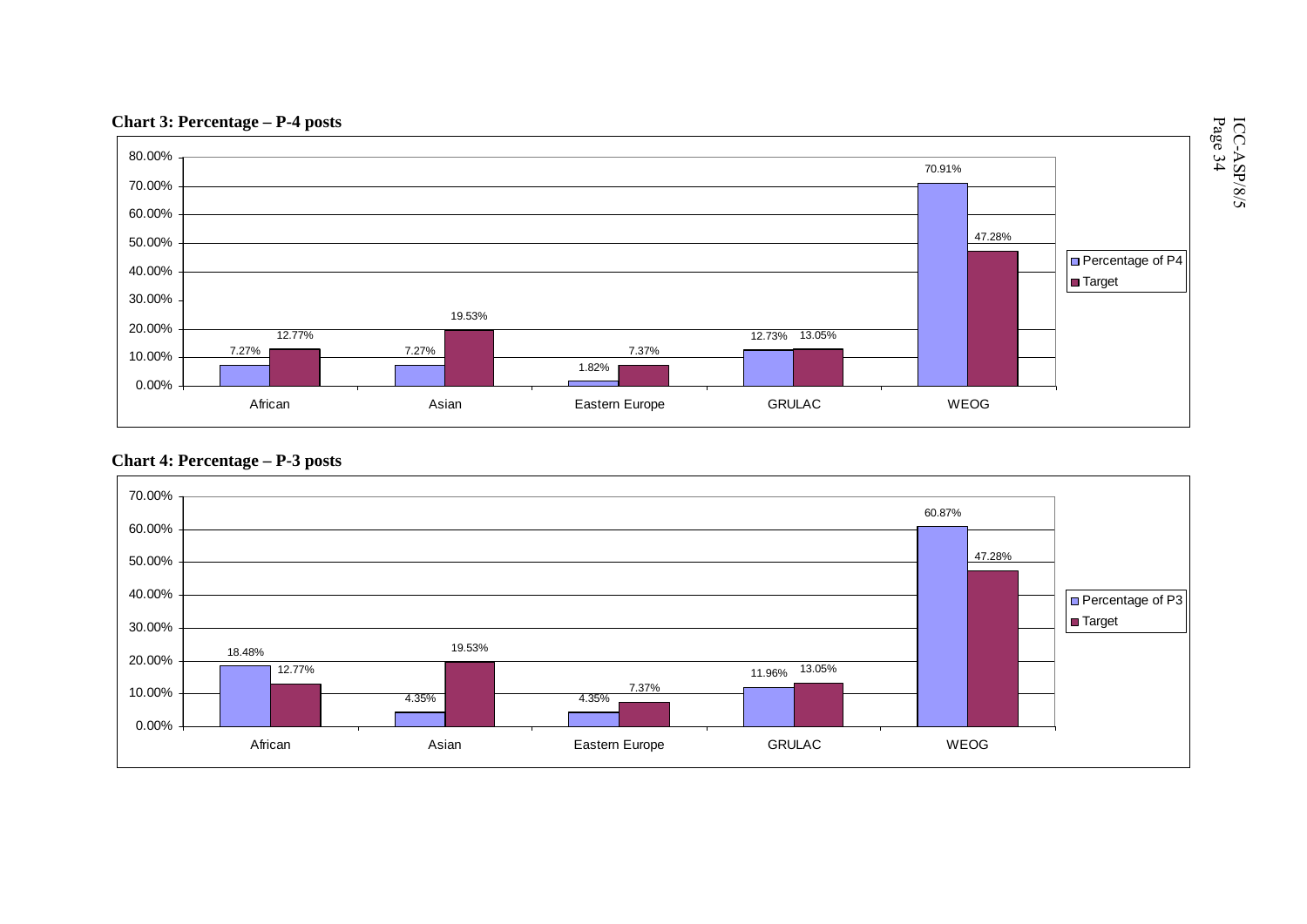**Chart 3: Percentage – P-4 posts**

| | Percentage of P4 | Target |
|---|---|---|
| African | 7.27% | 12.77% |
| Asian | 7.27% | 19.53% |
| Eastern Europe | 1.82% | 7.37% |
| GRULAC | 12.73% | 13.05% |
| WEOG | 70.91% | 47.28% |

**Chart 4: Percentage – P-3 posts**

| | Percentage of P3 | Target |
|---|---|---|
| African | 18.48% | 12.77% |
| Asian | 4.35% | 19.53% |
| Eastern Europe | 4.35% | 7.37% |
| GRULAC | 11.96% | 13.05% |
| WEOG | 60.87% | 47.28% |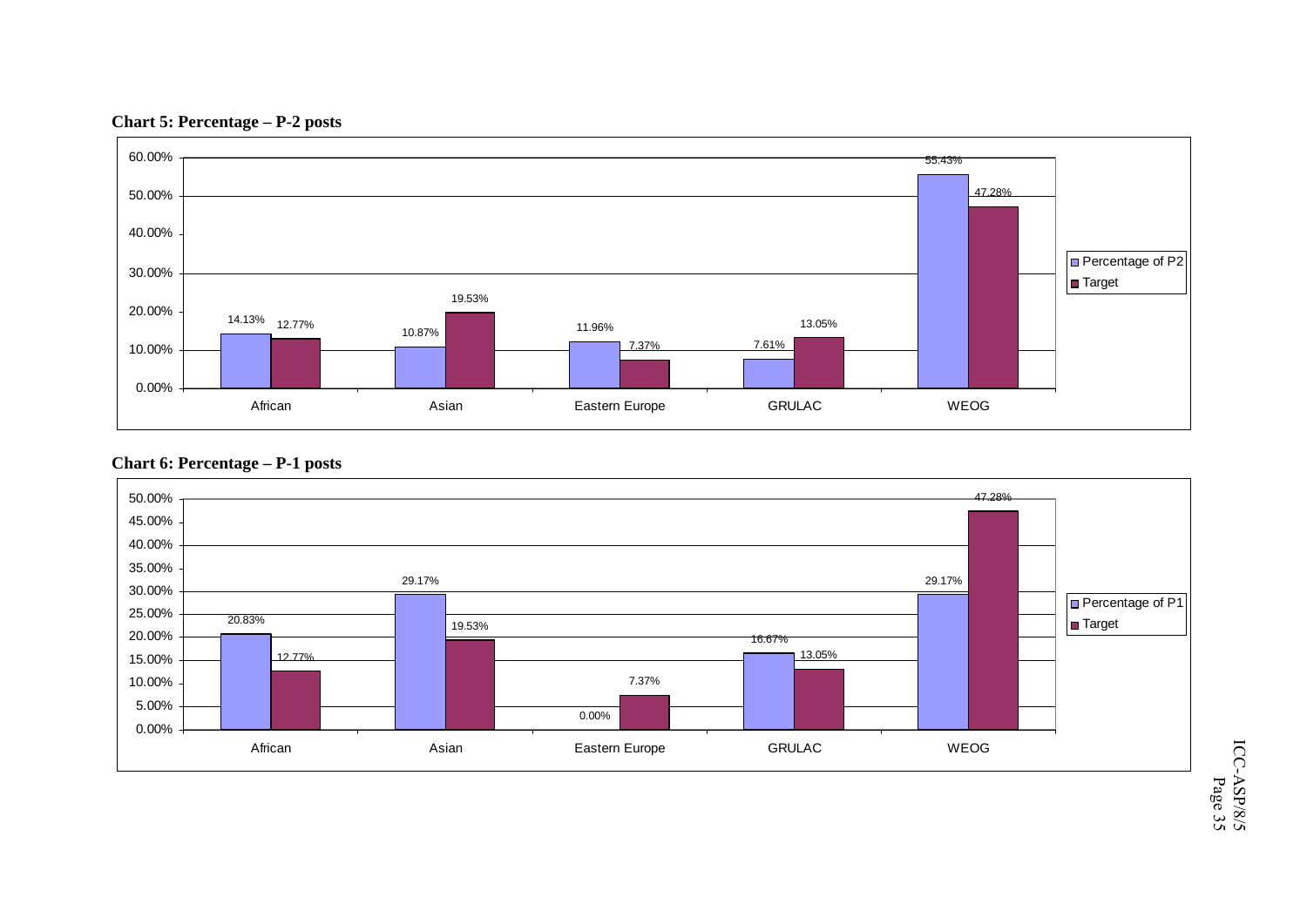**Chart 5: Percentage – P-2 posts**

| | Percentage of P2 | Target |
|---|---|---|
| African | 14.13% | 12.77% |
| Asian | 10.87% | 19.53% |
| Eastern Europe | 11.96% | 7.37% |
| GRULAC | 7.61% | 13.05% |
| WEOG | 55.43% | 47.28% |

**Chart 6: Percentage – P-1 posts**

| | Percentage of P1 | Target |
|---|---|---|
| African | 20.83% | 12.77% |
| Asian | 29.17% | 19.53% |
| Eastern Europe | 0.00% | 7.37% |
| GRULAC | 16.67% | 13.05% |
| WEOG | 29.17% | 47.28% |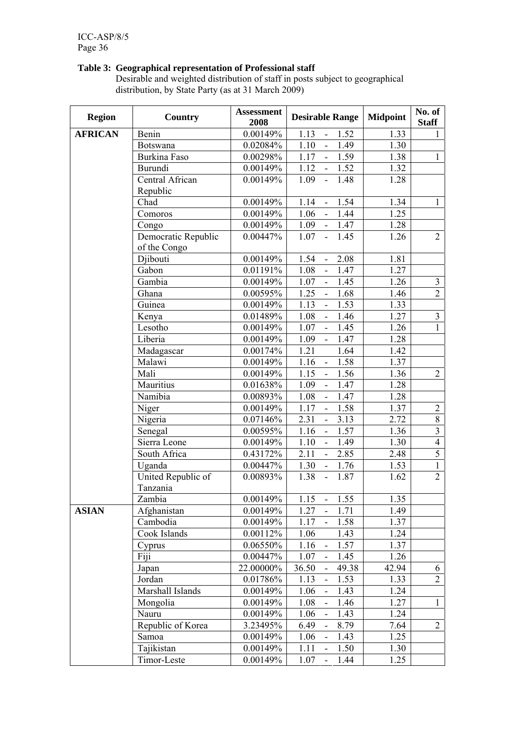**Table 3: Geographical representation of Professional staff**

Desirable and weighted distribution of staff in posts subject to geographical distribution, by State Party (as at 31 March 2009)

| Region | Country | Assessment 2008 | Desirable Range | Midpoint | No. of Staff |
|---|---|---|---|---|---|
| **AFRICAN** | Benin | 0.00149% | 1.13 - 1.52 | 1.33 | 1 |
| | Botswana | 0.02084% | 1.10 - 1.49 | 1.30 | |
| | Burkina Faso | 0.00298% | 1.17 - 1.59 | 1.38 | 1 |
| | Burundi | 0.00149% | 1.12 - 1.52 | 1.32 | |
| | Central African Republic | 0.00149% | 1.09 - 1.48 | 1.28 | |
| | Chad | 0.00149% | 1.14 - 1.54 | 1.34 | 1 |
| | Comoros | 0.00149% | 1.06 - 1.44 | 1.25 | |
| | Congo | 0.00149% | 1.09 - 1.47 | 1.28 | |
| | Democratic Republic of the Congo | 0.00447% | 1.07 - 1.45 | 1.26 | 2 |
| | Djibouti | 0.00149% | 1.54 - 2.08 | 1.81 | |
| | Gabon | 0.01191% | 1.08 - 1.47 | 1.27 | |
| | Gambia | 0.00149% | 1.07 - 1.45 | 1.26 | 3 |
| | Ghana | 0.00595% | 1.25 - 1.68 | 1.46 | 2 |
| | Guinea | 0.00149% | 1.13 - 1.53 | 1.33 | |
| | Kenya | 0.01489% | 1.08 - 1.46 | 1.27 | 3 |
| | Lesotho | 0.00149% | 1.07 - 1.45 | 1.26 | 1 |
| | Liberia | 0.00149% | 1.09 - 1.47 | 1.28 | |
| | Madagascar | 0.00174% | 1.21 1.64 | 1.42 | |
| | Malawi | 0.00149% | 1.16 - 1.58 | 1.37 | |
| | Mali | 0.00149% | 1.15 - 1.56 | 1.36 | 2 |
| | Mauritius | 0.01638% | 1.09 - 1.47 | 1.28 | |
| | Namibia | 0.00893% | 1.08 - 1.47 | 1.28 | |
| | Niger | 0.00149% | 1.17 - 1.58 | 1.37 | 2 |
| | Nigeria | 0.07146% | 2.31 - 3.13 | 2.72 | 8 |
| | Senegal | 0.00595% | 1.16 - 1.57 | 1.36 | 3 |
| | Sierra Leone | 0.00149% | 1.10 - 1.49 | 1.30 | 4 |
| | South Africa | 0.43172% | 2.11 - 2.85 | 2.48 | 5 |
| | Uganda | 0.00447% | 1.30 - 1.76 | 1.53 | 1 |
| | United Republic of Tanzania | 0.00893% | 1.38 - 1.87 | 1.62 | 2 |
| | Zambia | 0.00149% | 1.15 - 1.55 | 1.35 | |
| **ASIAN** | Afghanistan | 0.00149% | 1.27 - 1.71 | 1.49 | |
| | Cambodia | 0.00149% | 1.17 - 1.58 | 1.37 | |
| | Cook Islands | 0.00112% | 1.06 1.43 | 1.24 | |
| | Cyprus | 0.06550% | 1.16 - 1.57 | 1.37 | |
| | Fiji | 0.00447% | 1.07 - 1.45 | 1.26 | |
| | Japan | 22.00000% | 36.50 - 49.38 | 42.94 | 6 |
| | Jordan | 0.01786% | 1.13 - 1.53 | 1.33 | 2 |
| | Marshall Islands | 0.00149% | 1.06 - 1.43 | 1.24 | |
| | Mongolia | 0.00149% | 1.08 - 1.46 | 1.27 | 1 |
| | Nauru | 0.00149% | 1.06 - 1.43 | 1.24 | |
| | Republic of Korea | 3.23495% | 6.49 - 8.79 | 7.64 | 2 |
| | Samoa | 0.00149% | 1.06 - 1.43 | 1.25 | |
| | Tajikistan | 0.00149% | 1.11 - 1.50 | 1.30 | |
| | Timor-Leste | 0.00149% | 1.07 - 1.44 | 1.25 | |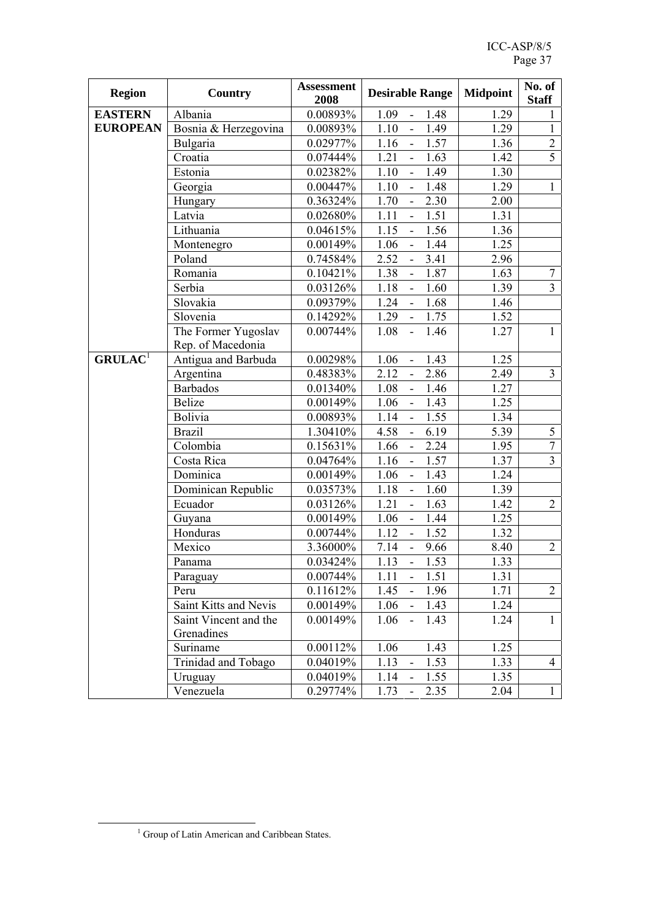| Region | Country | Assessment 2008 | Desirable Range | Midpoint | No. of Staff |
|---|---|---|---|---|---|
| **EASTERN EUROPEAN** | Albania | 0.00893% | 1.09 - 1.48 | 1.29 | 1 |
| | Bosnia & Herzegovina | 0.00893% | 1.10 - 1.49 | 1.29 | 1 |
| | Bulgaria | 0.02977% | 1.16 - 1.57 | 1.36 | 2 |
| | Croatia | 0.07444% | 1.21 - 1.63 | 1.42 | 5 |
| | Estonia | 0.02382% | 1.10 - 1.49 | 1.30 | |
| | Georgia | 0.00447% | 1.10 - 1.48 | 1.29 | 1 |
| | Hungary | 0.36324% | 1.70 - 2.30 | 2.00 | |
| | Latvia | 0.02680% | 1.11 - 1.51 | 1.31 | |
| | Lithuania | 0.04615% | 1.15 - 1.56 | 1.36 | |
| | Montenegro | 0.00149% | 1.06 - 1.44 | 1.25 | |
| | Poland | 0.74584% | 2.52 - 3.41 | 2.96 | |
| | Romania | 0.10421% | 1.38 - 1.87 | 1.63 | 7 |
| | Serbia | 0.03126% | 1.18 - 1.60 | 1.39 | 3 |
| | Slovakia | 0.09379% | 1.24 - 1.68 | 1.46 | |
| | Slovenia | 0.14292% | 1.29 - 1.75 | 1.52 | |
| | The Former Yugoslav Rep. of Macedonia | 0.00744% | 1.08 - 1.46 | 1.27 | 1 |
| **GRULAC**[1] | Antigua and Barbuda | 0.00298% | 1.06 - 1.43 | 1.25 | |
| | Argentina | 0.48383% | 2.12 - 2.86 | 2.49 | 3 |
| | Barbados | 0.01340% | 1.08 - 1.46 | 1.27 | |
| | Belize | 0.00149% | 1.06 - 1.43 | 1.25 | |
| | Bolivia | 0.00893% | 1.14 - 1.55 | 1.34 | |
| | Brazil | 1.30410% | 4.58 - 6.19 | 5.39 | 5 |
| | Colombia | 0.15631% | 1.66 - 2.24 | 1.95 | 7 |
| | Costa Rica | 0.04764% | 1.16 - 1.57 | 1.37 | 3 |
| | Dominica | 0.00149% | 1.06 - 1.43 | 1.24 | |
| | Dominican Republic | 0.03573% | 1.18 - 1.60 | 1.39 | |
| | Ecuador | 0.03126% | 1.21 - 1.63 | 1.42 | 2 |
| | Guyana | 0.00149% | 1.06 - 1.44 | 1.25 | |
| | Honduras | 0.00744% | 1.12 - 1.52 | 1.32 | |
| | Mexico | 3.36000% | 7.14 - 9.66 | 8.40 | 2 |
| | Panama | 0.03424% | 1.13 - 1.53 | 1.33 | |
| | Paraguay | 0.00744% | 1.11 - 1.51 | 1.31 | |
| | Peru | 0.11612% | 1.45 - 1.96 | 1.71 | 2 |
| | Saint Kitts and Nevis | 0.00149% | 1.06 - 1.43 | 1.24 | |
| | Saint Vincent and the Grenadines | 0.00149% | 1.06 - 1.43 | 1.24 | 1 |
| | Suriname | 0.00112% | 1.06 1.43 | 1.25 | |
| | Trinidad and Tobago | 0.04019% | 1.13 - 1.53 | 1.33 | 4 |
| | Uruguay | 0.04019% | 1.14 - 1.55 | 1.35 | |
| | Venezuela | 0.29774% | 1.73 - 2.35 | 2.04 | 1 |

[1] Group of Latin American and Caribbean States.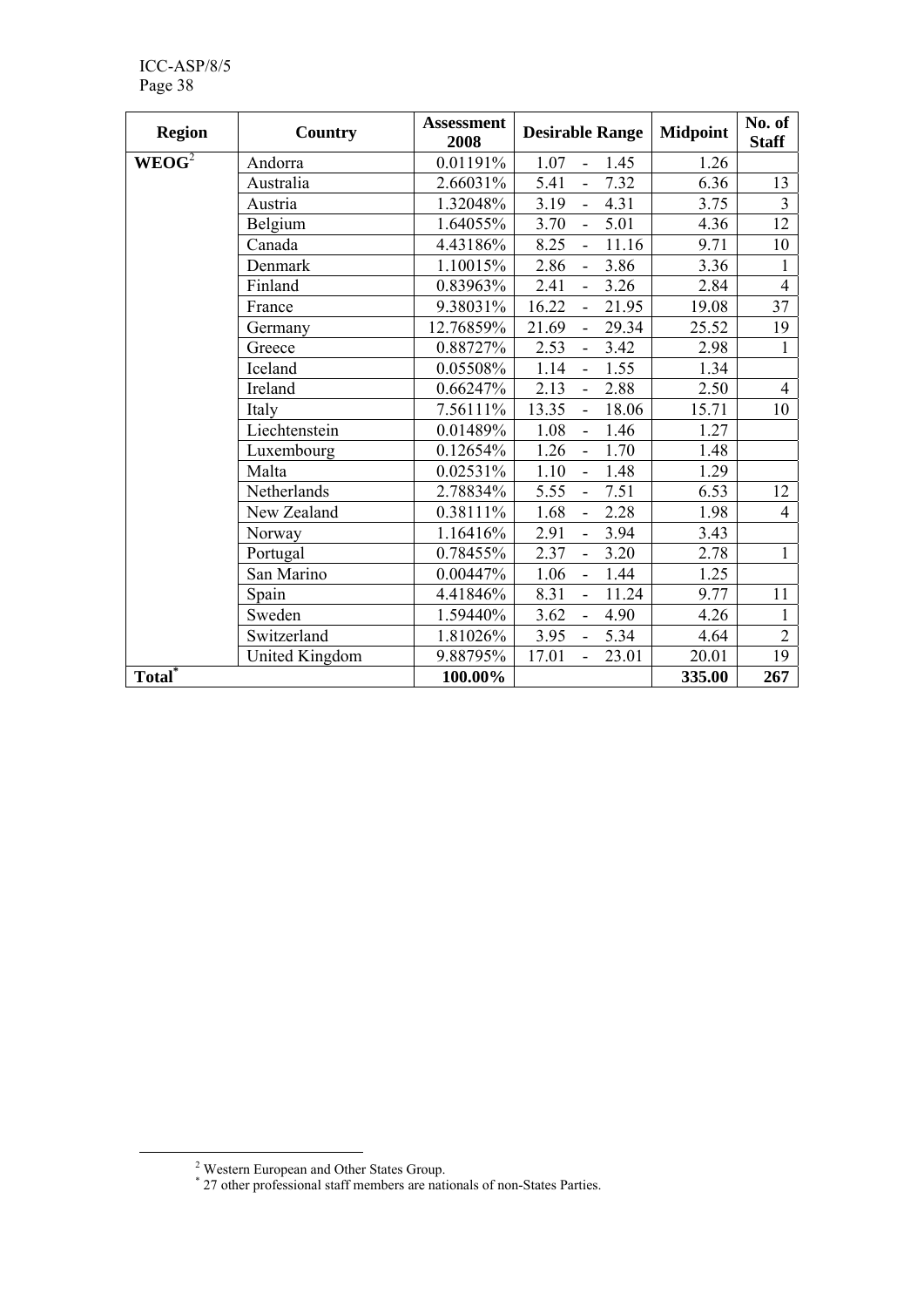| Region | Country | Assessment 2008 | Desirable Range | Midpoint | No. of Staff |
|---|---|---|---|---|---|
| WEOG[2] | Andorra | 0.01191% | 1.07 - 1.45 | 1.26 | |
| | Australia | 2.66031% | 5.41 - 7.32 | 6.36 | 13 |
| | Austria | 1.32048% | 3.19 - 4.31 | 3.75 | 3 |
| | Belgium | 1.64055% | 3.70 - 5.01 | 4.36 | 12 |
| | Canada | 4.43186% | 8.25 - 11.16 | 9.71 | 10 |
| | Denmark | 1.10015% | 2.86 - 3.86 | 3.36 | 1 |
| | Finland | 0.83963% | 2.41 - 3.26 | 2.84 | 4 |
| | France | 9.38031% | 16.22 - 21.95 | 19.08 | 37 |
| | Germany | 12.76859% | 21.69 - 29.34 | 25.52 | 19 |
| | Greece | 0.88727% | 2.53 - 3.42 | 2.98 | 1 |
| | Iceland | 0.05508% | 1.14 - 1.55 | 1.34 | |
| | Ireland | 0.66247% | 2.13 - 2.88 | 2.50 | 4 |
| | Italy | 7.56111% | 13.35 - 18.06 | 15.71 | 10 |
| | Liechtenstein | 0.01489% | 1.08 - 1.46 | 1.27 | |
| | Luxembourg | 0.12654% | 1.26 - 1.70 | 1.48 | |
| | Malta | 0.02531% | 1.10 - 1.48 | 1.29 | |
| | Netherlands | 2.78834% | 5.55 - 7.51 | 6.53 | 12 |
| | New Zealand | 0.38111% | 1.68 - 2.28 | 1.98 | 4 |
| | Norway | 1.16416% | 2.91 - 3.94 | 3.43 | |
| | Portugal | 0.78455% | 2.37 - 3.20 | 2.78 | 1 |
| | San Marino | 0.00447% | 1.06 - 1.44 | 1.25 | |
| | Spain | 4.41846% | 8.31 - 11.24 | 9.77 | 11 |
| | Sweden | 1.59440% | 3.62 - 4.90 | 4.26 | 1 |
| | Switzerland | 1.81026% | 3.95 - 5.34 | 4.64 | 2 |
| | United Kingdom | 9.88795% | 17.01 - 23.01 | 20.01 | 19 |
| **Total*** | | **100.00%** | | **335.00** | **267** |

[2] Western European and Other States Group.

* 27 other professional staff members are nationals of non-States Parties.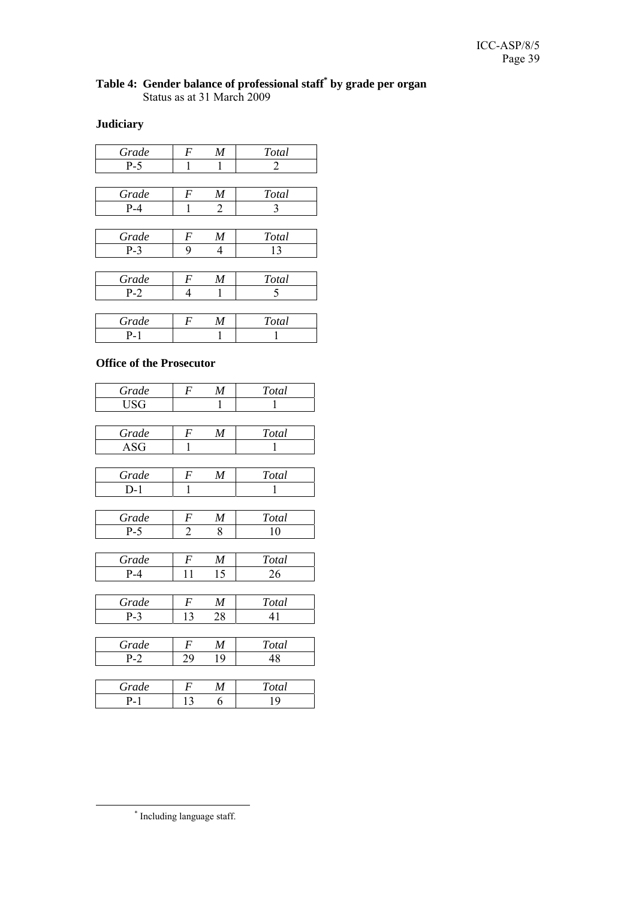**Table 4: Gender balance of professional staff[*] by grade per organ**
Status as at 31 March 2009

**Judiciary**

| *Grade* | *F* | *M* | *Total* |
|---|---|---|---|
| P-5 | 1 | 1 | 2 |

| *Grade* | *F* | *M* | *Total* |
|---|---|---|---|
| P-4 | 1 | 2 | 3 |

| *Grade* | *F* | *M* | *Total* |
|---|---|---|---|
| P-3 | 9 | 4 | 13 |

| *Grade* | *F* | *M* | *Total* |
|---|---|---|---|
| P-2 | 4 | 1 | 5 |

| *Grade* | *F* | *M* | *Total* |
|---|---|---|---|
| P-1 | | 1 | 1 |

**Office of the Prosecutor**

| *Grade* | *F* | *M* | *Total* |
|---|---|---|---|
| USG | | 1 | 1 |

| *Grade* | *F* | *M* | *Total* |
|---|---|---|---|
| ASG | 1 | | 1 |

| *Grade* | *F* | *M* | *Total* |
|---|---|---|---|
| D-1 | 1 | | 1 |

| *Grade* | *F* | *M* | *Total* |
|---|---|---|---|
| P-5 | 2 | 8 | 10 |

| *Grade* | *F* | *M* | *Total* |
|---|---|---|---|
| P-4 | 11 | 15 | 26 |

| *Grade* | *F* | *M* | *Total* |
|---|---|---|---|
| P-3 | 13 | 28 | 41 |

| *Grade* | *F* | *M* | *Total* |
|---|---|---|---|
| P-2 | 29 | 19 | 48 |

| *Grade* | *F* | *M* | *Total* |
|---|---|---|---|
| P-1 | 13 | 6 | 19 |

[*] Including language staff.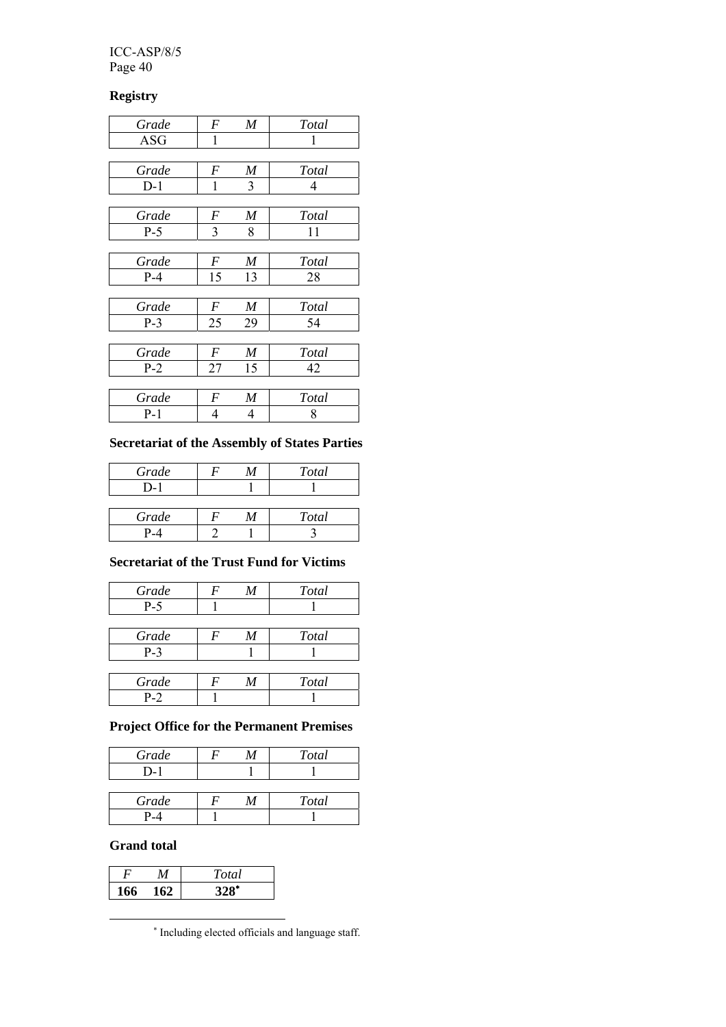**Registry**

| *Grade* | *F* | *M* | *Total* |
|---|---|---|---|
| ASG | 1 | | 1 |

| *Grade* | *F* | *M* | *Total* |
|---|---|---|---|
| D-1 | 1 | 3 | 4 |

| *Grade* | *F* | *M* | *Total* |
|---|---|---|---|
| P-5 | 3 | 8 | 11 |

| *Grade* | *F* | *M* | *Total* |
|---|---|---|---|
| P-4 | 15 | 13 | 28 |

| *Grade* | *F* | *M* | *Total* |
|---|---|---|---|
| P-3 | 25 | 29 | 54 |

| *Grade* | *F* | *M* | *Total* |
|---|---|---|---|
| P-2 | 27 | 15 | 42 |

| *Grade* | *F* | *M* | *Total* |
|---|---|---|---|
| P-1 | 4 | 4 | 8 |

**Secretariat of the Assembly of States Parties**

| *Grade* | *F* | *M* | *Total* |
|---|---|---|---|
| D-1 | | 1 | 1 |

| *Grade* | *F* | *M* | *Total* |
|---|---|---|---|
| P-4 | 2 | 1 | 3 |

**Secretariat of the Trust Fund for Victims**

| *Grade* | *F* | *M* | *Total* |
|---|---|---|---|
| P-5 | 1 | | 1 |

| *Grade* | *F* | *M* | *Total* |
|---|---|---|---|
| P-3 | | 1 | 1 |

| *Grade* | *F* | *M* | *Total* |
|---|---|---|---|
| P-2 | 1 | | 1 |

**Project Office for the Permanent Premises**

| *Grade* | *F* | *M* | *Total* |
|---|---|---|---|
| D-1 | | 1 | 1 |

| *Grade* | *F* | *M* | *Total* |
|---|---|---|---|
| P-4 | 1 | | 1 |

**Grand total**

| *F* | *M* | *Total* |
|---|---|---|
| **166** | **162** | **328*** |

* Including elected officials and language staff.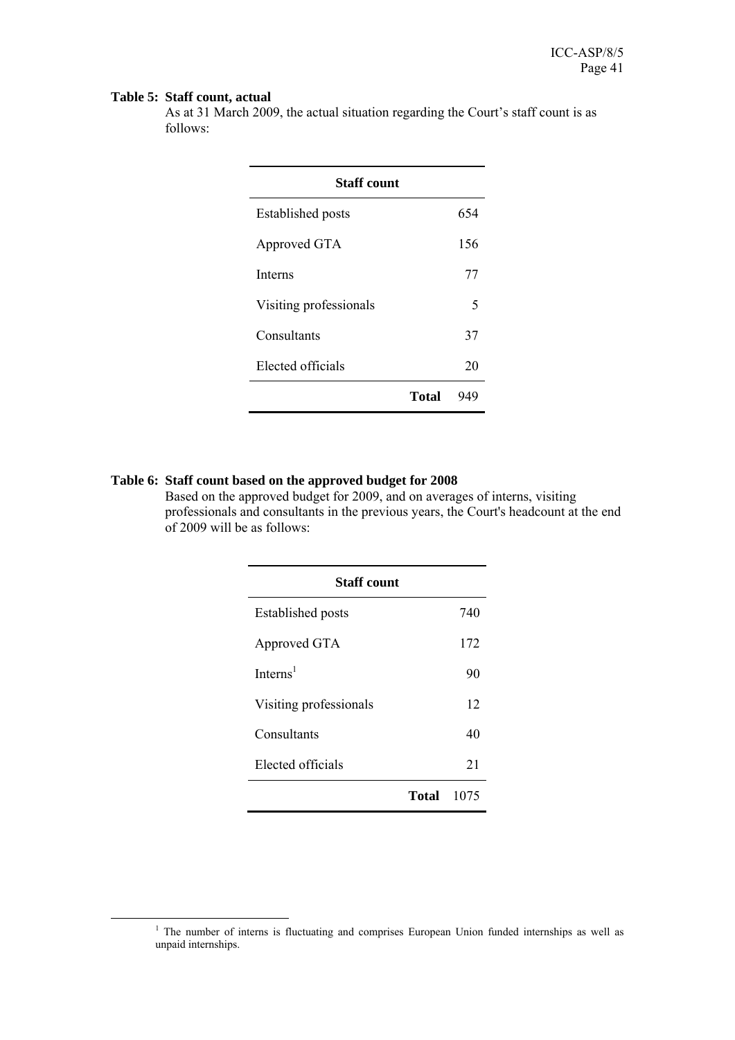**Table 5: Staff count, actual**

As at 31 March 2009, the actual situation regarding the Court's staff count is as follows:

| Staff count | |
|---|---|
| Established posts | 654 |
| Approved GTA | 156 |
| Interns | 77 |
| Visiting professionals | 5 |
| Consultants | 37 |
| Elected officials | 20 |
| **Total** | 949 |

**Table 6: Staff count based on the approved budget for 2008**

Based on the approved budget for 2009, and on averages of interns, visiting professionals and consultants in the previous years, the Court's headcount at the end of 2009 will be as follows:

| Staff count | |
|---|---|
| Established posts | 740 |
| Approved GTA | 172 |
| Interns[1] | 90 |
| Visiting professionals | 12 |
| Consultants | 40 |
| Elected officials | 21 |
| **Total** | 1075 |

[1] The number of interns is fluctuating and comprises European Union funded internships as well as unpaid internships.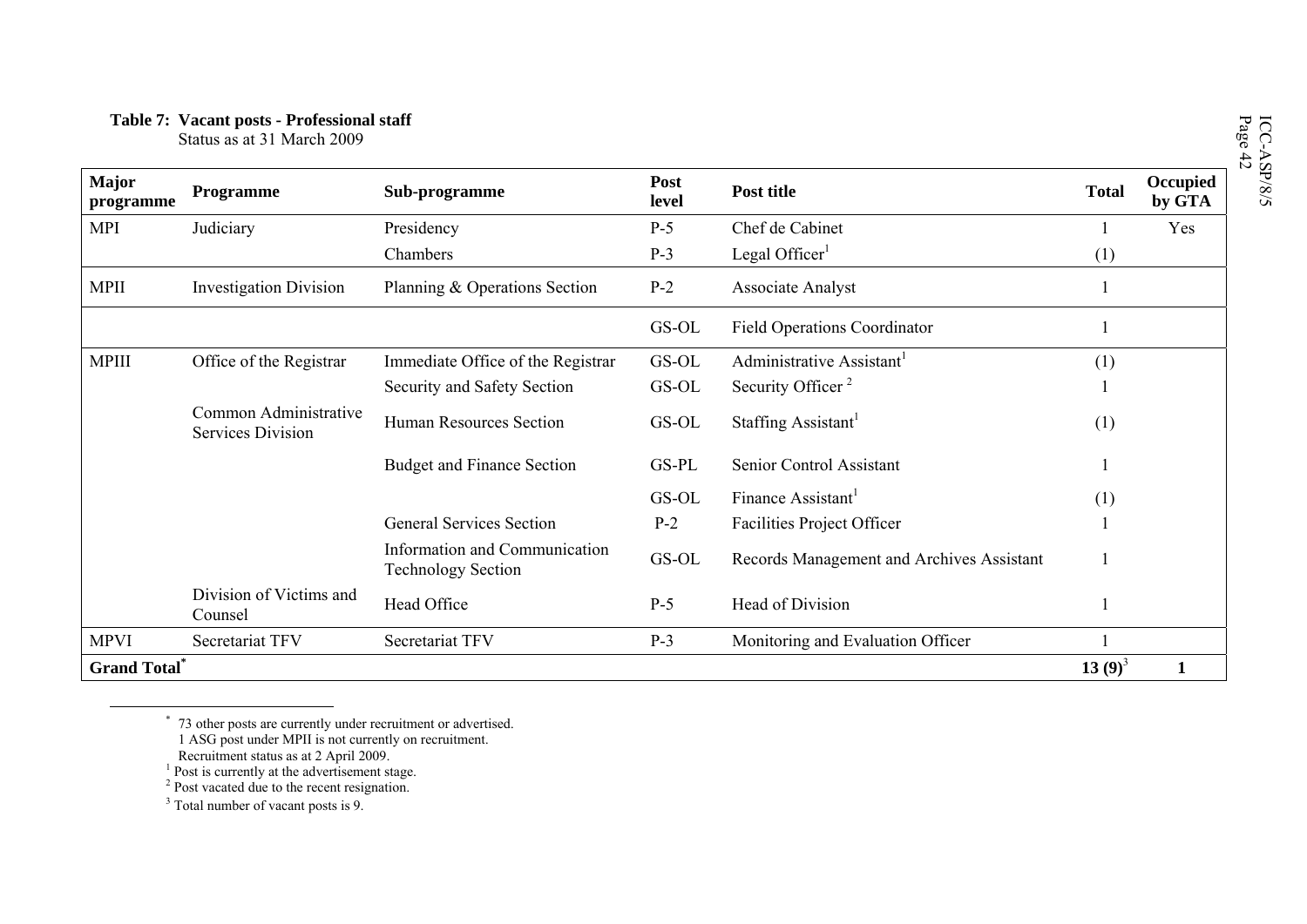**Table 7: Vacant posts - Professional staff**
Status as at 31 March 2009

| Major programme | Programme | Sub-programme | Post level | Post title | Total | Occupied by GTA |
|---|---|---|---|---|---|---|
| MPI | Judiciary | Presidency | P-5 | Chef de Cabinet | 1 | Yes |
| | | Chambers | P-3 | Legal Officer[1] | (1) | |
| MPII | Investigation Division | Planning & Operations Section | P-2 | Associate Analyst | 1 | |
| | | | GS-OL | Field Operations Coordinator | 1 | |
| MPIII | Office of the Registrar | Immediate Office of the Registrar | GS-OL | Administrative Assistant[1] | (1) | |
| | | Security and Safety Section | GS-OL | Security Officer [2] | 1 | |
| | Common Administrative Services Division | Human Resources Section | GS-OL | Staffing Assistant[1] | (1) | |
| | | Budget and Finance Section | GS-PL | Senior Control Assistant | 1 | |
| | | | GS-OL | Finance Assistant[1] | (1) | |
| | | General Services Section | P-2 | Facilities Project Officer | 1 | |
| | | Information and Communication Technology Section | GS-OL | Records Management and Archives Assistant | 1 | |
| | Division of Victims and Counsel | Head Office | P-5 | Head of Division | 1 | |
| MPVI | Secretariat TFV | Secretariat TFV | P-3 | Monitoring and Evaluation Officer | 1 | |
| **Grand Total*** | | | | | **13 (9)**[3] | **1** |

\* 73 other posts are currently under recruitment or advertised.
1 ASG post under MPII is not currently on recruitment.
Recruitment status as at 2 April 2009.

[1] Post is currently at the advertisement stage.

[2] Post vacated due to the recent resignation.

[3] Total number of vacant posts is 9.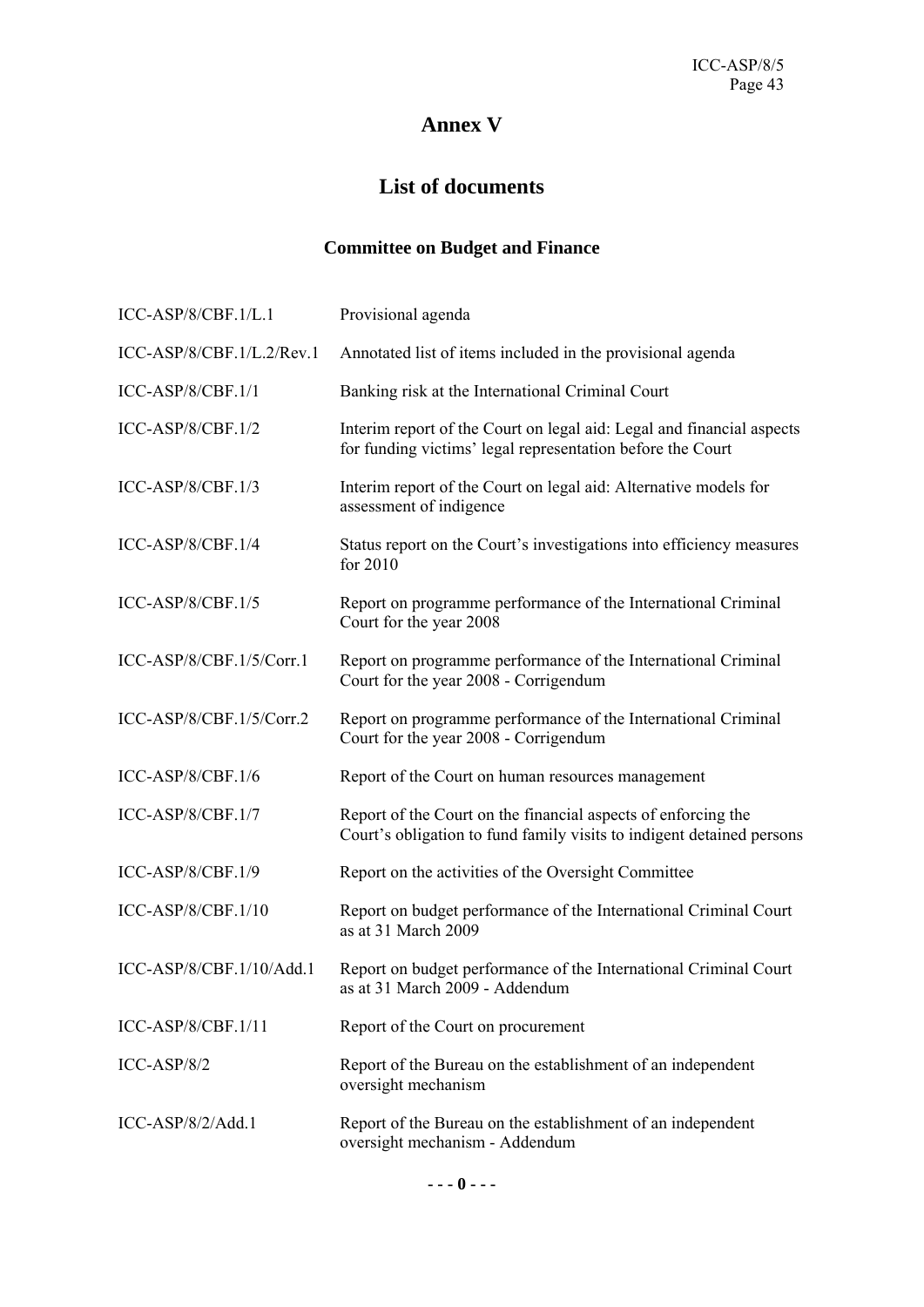# Annex V

## List of documents

### Committee on Budget and Finance

| | |
|---|---|
| ICC-ASP/8/CBF.1/L.1 | Provisional agenda |
| ICC-ASP/8/CBF.1/L.2/Rev.1 | Annotated list of items included in the provisional agenda |
| ICC-ASP/8/CBF.1/1 | Banking risk at the International Criminal Court |
| ICC-ASP/8/CBF.1/2 | Interim report of the Court on legal aid: Legal and financial aspects for funding victims' legal representation before the Court |
| ICC-ASP/8/CBF.1/3 | Interim report of the Court on legal aid: Alternative models for assessment of indigence |
| ICC-ASP/8/CBF.1/4 | Status report on the Court's investigations into efficiency measures for 2010 |
| ICC-ASP/8/CBF.1/5 | Report on programme performance of the International Criminal Court for the year 2008 |
| ICC-ASP/8/CBF.1/5/Corr.1 | Report on programme performance of the International Criminal Court for the year 2008 - Corrigendum |
| ICC-ASP/8/CBF.1/5/Corr.2 | Report on programme performance of the International Criminal Court for the year 2008 - Corrigendum |
| ICC-ASP/8/CBF.1/6 | Report of the Court on human resources management |
| ICC-ASP/8/CBF.1/7 | Report of the Court on the financial aspects of enforcing the Court's obligation to fund family visits to indigent detained persons |
| ICC-ASP/8/CBF.1/9 | Report on the activities of the Oversight Committee |
| ICC-ASP/8/CBF.1/10 | Report on budget performance of the International Criminal Court as at 31 March 2009 |
| ICC-ASP/8/CBF.1/10/Add.1 | Report on budget performance of the International Criminal Court as at 31 March 2009 - Addendum |
| ICC-ASP/8/CBF.1/11 | Report of the Court on procurement |
| ICC-ASP/8/2 | Report of the Bureau on the establishment of an independent oversight mechanism |
| ICC-ASP/8/2/Add.1 | Report of the Bureau on the establishment of an independent oversight mechanism - Addendum |

**- - - 0 - - -**